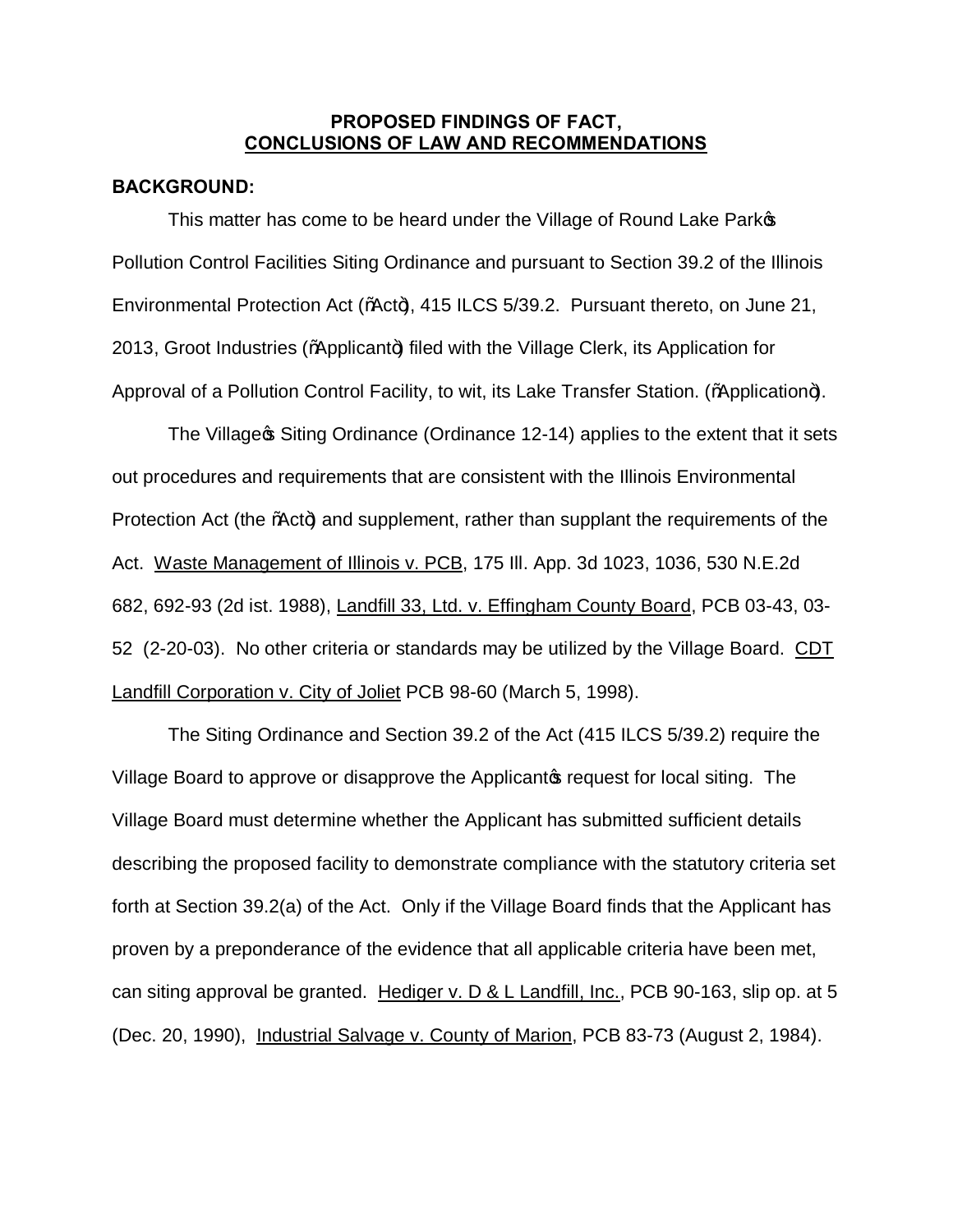**PROPOSED FINDINGS OF FACT,**
**CONCLUSIONS OF LAW AND RECOMMENDATIONS**

**BACKGROUND:**

This matter has come to be heard under the Village of Round Lake Park's Pollution Control Facilities Siting Ordinance and pursuant to Section 39.2 of the Illinois Environmental Protection Act ("Act"), 415 ILCS 5/39.2. Pursuant thereto, on June 21, 2013, Groot Industries ("Applicant") filed with the Village Clerk, its Application for Approval of a Pollution Control Facility, to wit, its Lake Transfer Station. ("Application").

The Village's Siting Ordinance (Ordinance 12-14) applies to the extent that it sets out procedures and requirements that are consistent with the Illinois Environmental Protection Act (the "Act") and supplement, rather than supplant the requirements of the Act. Waste Management of Illinois v. PCB, 175 Ill. App. 3d 1023, 1036, 530 N.E.2d 682, 692-93 (2d ist. 1988), Landfill 33, Ltd. v. Effingham County Board, PCB 03-43, 03-52 (2-20-03). No other criteria or standards may be utilized by the Village Board. CDT Landfill Corporation v. City of Joliet PCB 98-60 (March 5, 1998).

The Siting Ordinance and Section 39.2 of the Act (415 ILCS 5/39.2) require the Village Board to approve or disapprove the Applicant's request for local siting. The Village Board must determine whether the Applicant has submitted sufficient details describing the proposed facility to demonstrate compliance with the statutory criteria set forth at Section 39.2(a) of the Act. Only if the Village Board finds that the Applicant has proven by a preponderance of the evidence that all applicable criteria have been met, can siting approval be granted. Hediger v. D & L Landfill, Inc., PCB 90-163, slip op. at 5 (Dec. 20, 1990), Industrial Salvage v. County of Marion, PCB 83-73 (August 2, 1984).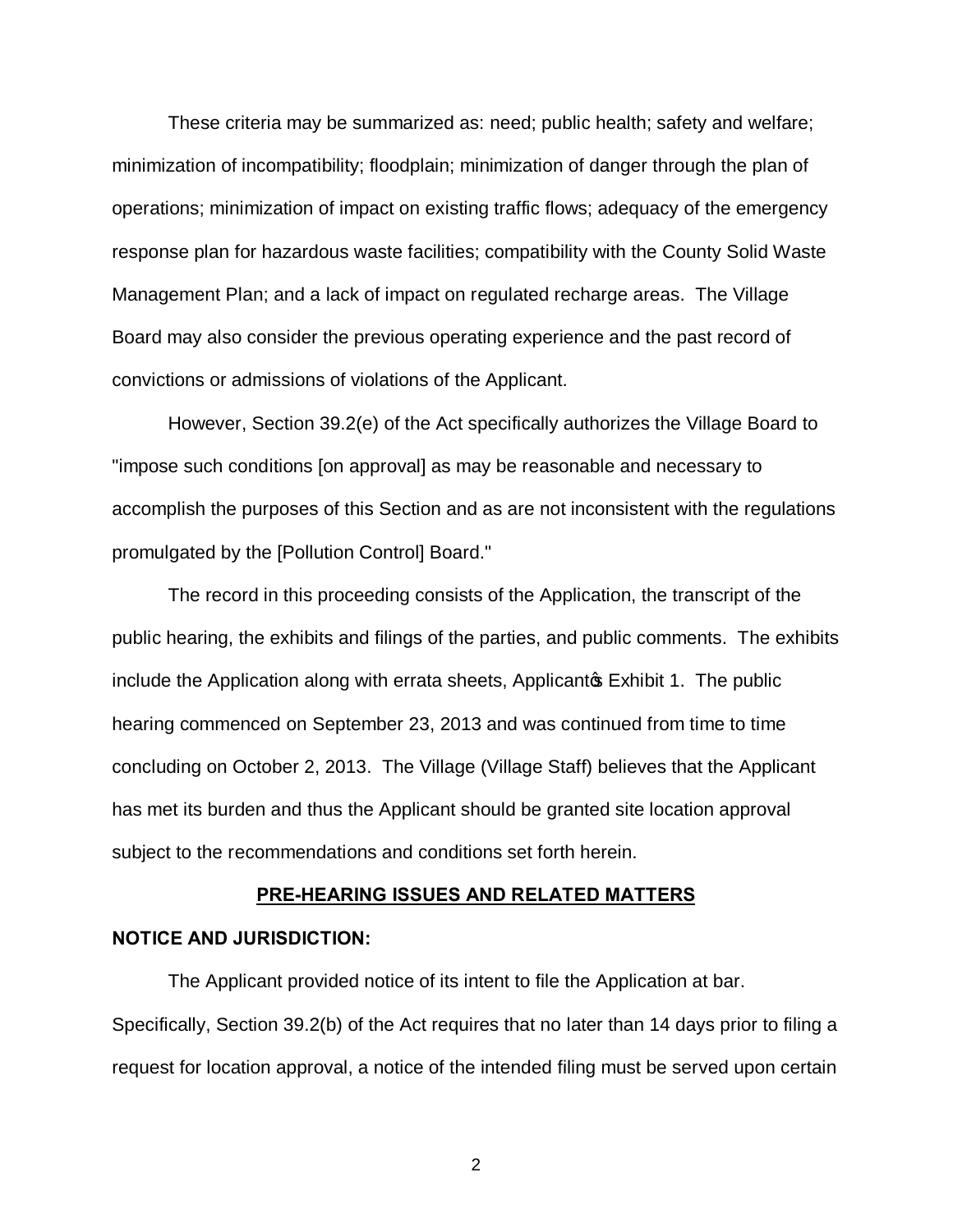These criteria may be summarized as: need; public health; safety and welfare; minimization of incompatibility; floodplain; minimization of danger through the plan of operations; minimization of impact on existing traffic flows; adequacy of the emergency response plan for hazardous waste facilities; compatibility with the County Solid Waste Management Plan; and a lack of impact on regulated recharge areas. The Village Board may also consider the previous operating experience and the past record of convictions or admissions of violations of the Applicant.

However, Section 39.2(e) of the Act specifically authorizes the Village Board to "impose such conditions [on approval] as may be reasonable and necessary to accomplish the purposes of this Section and as are not inconsistent with the regulations promulgated by the [Pollution Control] Board."

The record in this proceeding consists of the Application, the transcript of the public hearing, the exhibits and filings of the parties, and public comments. The exhibits include the Application along with errata sheets, Applicant's Exhibit 1. The public hearing commenced on September 23, 2013 and was continued from time to time concluding on October 2, 2013. The Village (Village Staff) believes that the Applicant has met its burden and thus the Applicant should be granted site location approval subject to the recommendations and conditions set forth herein.

## PRE-HEARING ISSUES AND RELATED MATTERS

### NOTICE AND JURISDICTION:

The Applicant provided notice of its intent to file the Application at bar. Specifically, Section 39.2(b) of the Act requires that no later than 14 days prior to filing a request for location approval, a notice of the intended filing must be served upon certain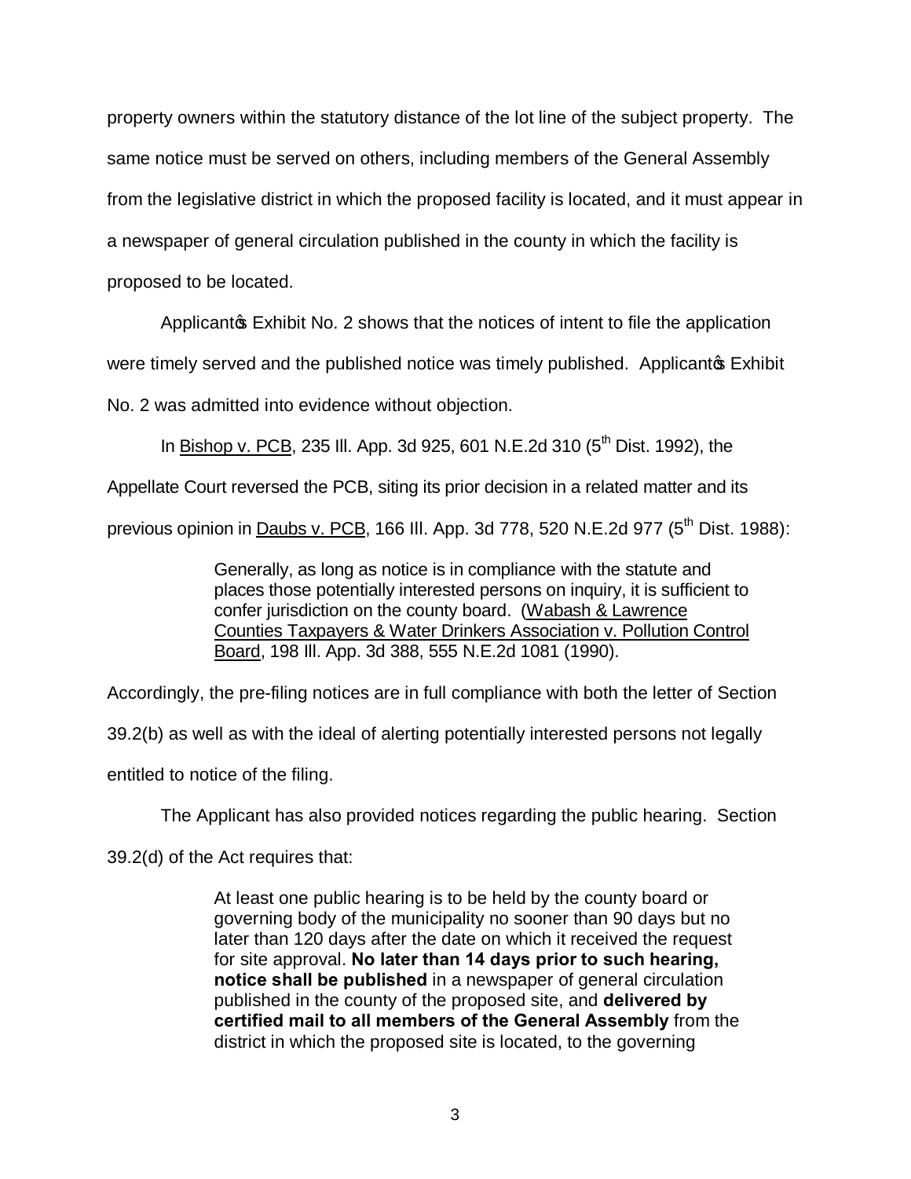property owners within the statutory distance of the lot line of the subject property. The same notice must be served on others, including members of the General Assembly from the legislative district in which the proposed facility is located, and it must appear in a newspaper of general circulation published in the county in which the facility is proposed to be located.

Applicant's Exhibit No. 2 shows that the notices of intent to file the application were timely served and the published notice was timely published. Applicant's Exhibit No. 2 was admitted into evidence without objection.

In Bishop v. PCB, 235 Ill. App. 3d 925, 601 N.E.2d 310 (5th Dist. 1992), the Appellate Court reversed the PCB, siting its prior decision in a related matter and its previous opinion in Daubs v. PCB, 166 Ill. App. 3d 778, 520 N.E.2d 977 (5th Dist. 1988):

> Generally, as long as notice is in compliance with the statute and places those potentially interested persons on inquiry, it is sufficient to confer jurisdiction on the county board. (Wabash & Lawrence Counties Taxpayers & Water Drinkers Association v. Pollution Control Board, 198 Ill. App. 3d 388, 555 N.E.2d 1081 (1990).

Accordingly, the pre-filing notices are in full compliance with both the letter of Section 39.2(b) as well as with the ideal of alerting potentially interested persons not legally entitled to notice of the filing.

The Applicant has also provided notices regarding the public hearing. Section 39.2(d) of the Act requires that:

> At least one public hearing is to be held by the county board or governing body of the municipality no sooner than 90 days but no later than 120 days after the date on which it received the request for site approval. **No later than 14 days prior to such hearing, notice shall be published** in a newspaper of general circulation published in the county of the proposed site, and **delivered by certified mail to all members of the General Assembly** from the district in which the proposed site is located, to the governing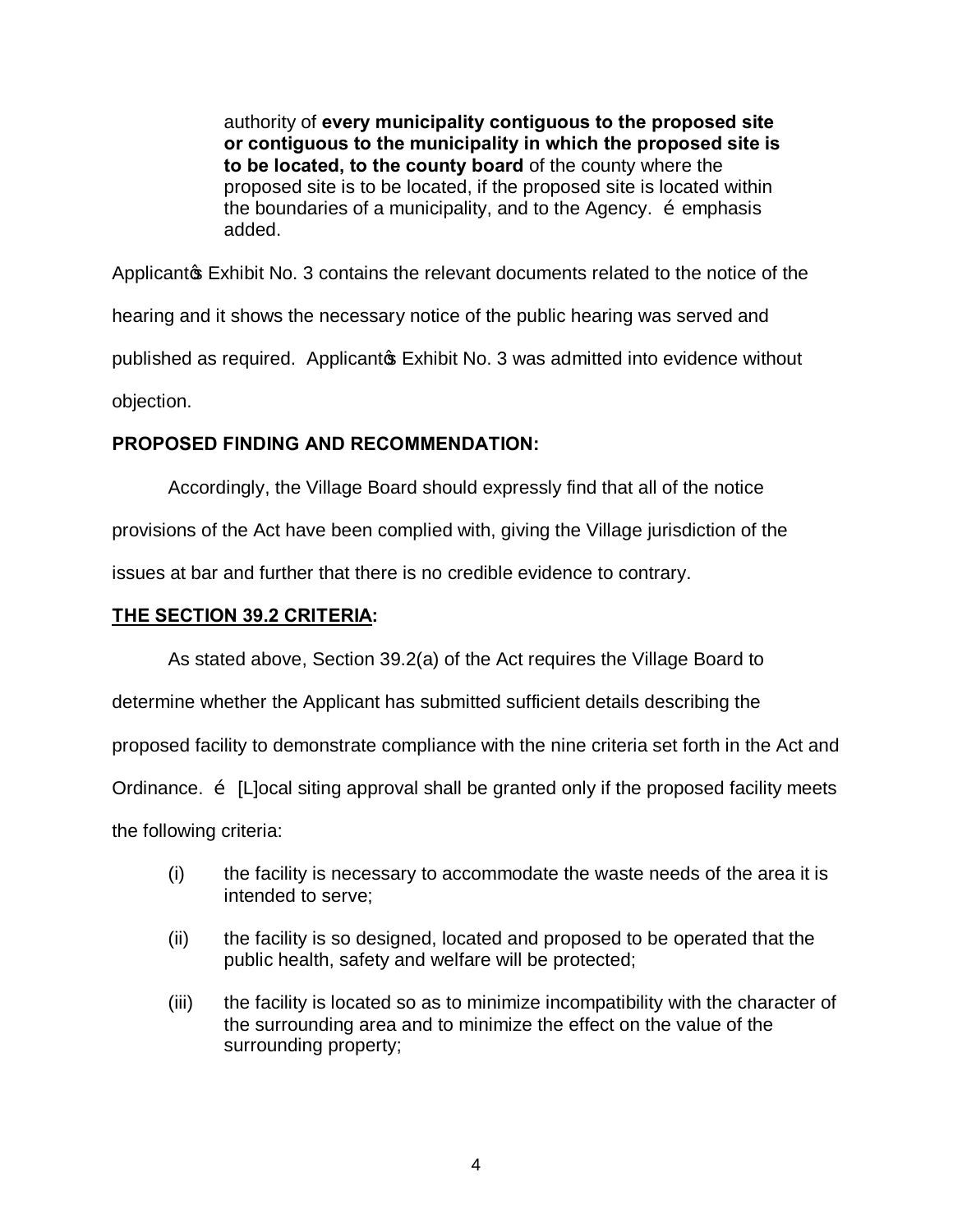authority of **every municipality contiguous to the proposed site or contiguous to the municipality in which the proposed site is to be located, to the county board** of the county where the proposed site is to be located, if the proposed site is located within the boundaries of a municipality, and to the Agency. é emphasis added.

Applicantâ Exhibit No. 3 contains the relevant documents related to the notice of the hearing and it shows the necessary notice of the public hearing was served and published as required. Applicantâ Exhibit No. 3 was admitted into evidence without objection.

**PROPOSED FINDING AND RECOMMENDATION:**

Accordingly, the Village Board should expressly find that all of the notice provisions of the Act have been complied with, giving the Village jurisdiction of the issues at bar and further that there is no credible evidence to contrary.

**<u>THE SECTION 39.2 CRITERIA</u>:**

As stated above, Section 39.2(a) of the Act requires the Village Board to determine whether the Applicant has submitted sufficient details describing the proposed facility to demonstrate compliance with the nine criteria set forth in the Act and Ordinance. é [L]ocal siting approval shall be granted only if the proposed facility meets the following criteria:

(i) the facility is necessary to accommodate the waste needs of the area it is intended to serve;

(ii) the facility is so designed, located and proposed to be operated that the public health, safety and welfare will be protected;

(iii) the facility is located so as to minimize incompatibility with the character of the surrounding area and to minimize the effect on the value of the surrounding property;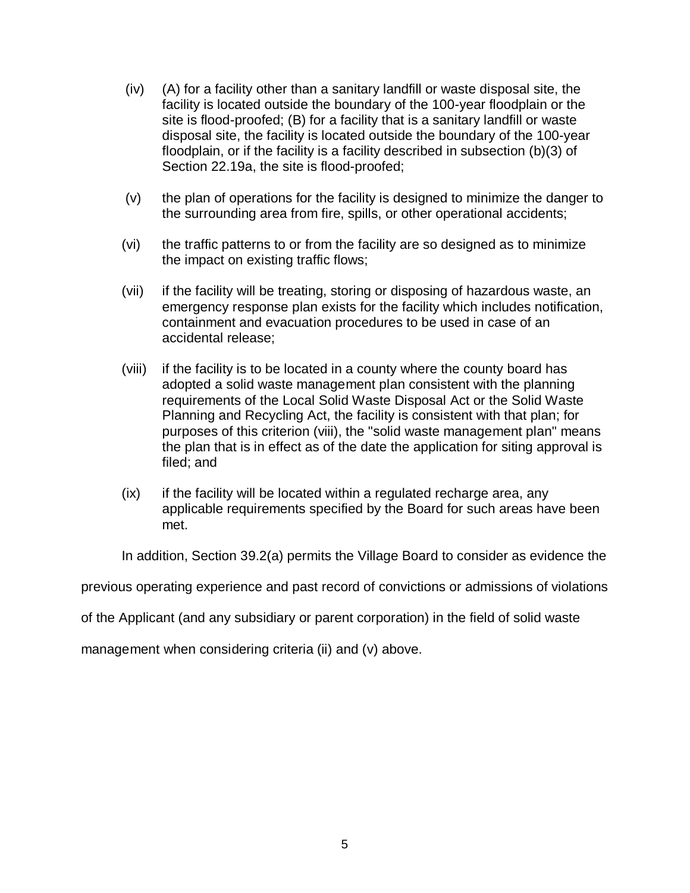(iv) (A) for a facility other than a sanitary landfill or waste disposal site, the facility is located outside the boundary of the 100-year floodplain or the site is flood-proofed; (B) for a facility that is a sanitary landfill or waste disposal site, the facility is located outside the boundary of the 100-year floodplain, or if the facility is a facility described in subsection (b)(3) of Section 22.19a, the site is flood-proofed;

(v) the plan of operations for the facility is designed to minimize the danger to the surrounding area from fire, spills, or other operational accidents;

(vi) the traffic patterns to or from the facility are so designed as to minimize the impact on existing traffic flows;

(vii) if the facility will be treating, storing or disposing of hazardous waste, an emergency response plan exists for the facility which includes notification, containment and evacuation procedures to be used in case of an accidental release;

(viii) if the facility is to be located in a county where the county board has adopted a solid waste management plan consistent with the planning requirements of the Local Solid Waste Disposal Act or the Solid Waste Planning and Recycling Act, the facility is consistent with that plan; for purposes of this criterion (viii), the "solid waste management plan" means the plan that is in effect as of the date the application for siting approval is filed; and

(ix) if the facility will be located within a regulated recharge area, any applicable requirements specified by the Board for such areas have been met.

In addition, Section 39.2(a) permits the Village Board to consider as evidence the previous operating experience and past record of convictions or admissions of violations of the Applicant (and any subsidiary or parent corporation) in the field of solid waste management when considering criteria (ii) and (v) above.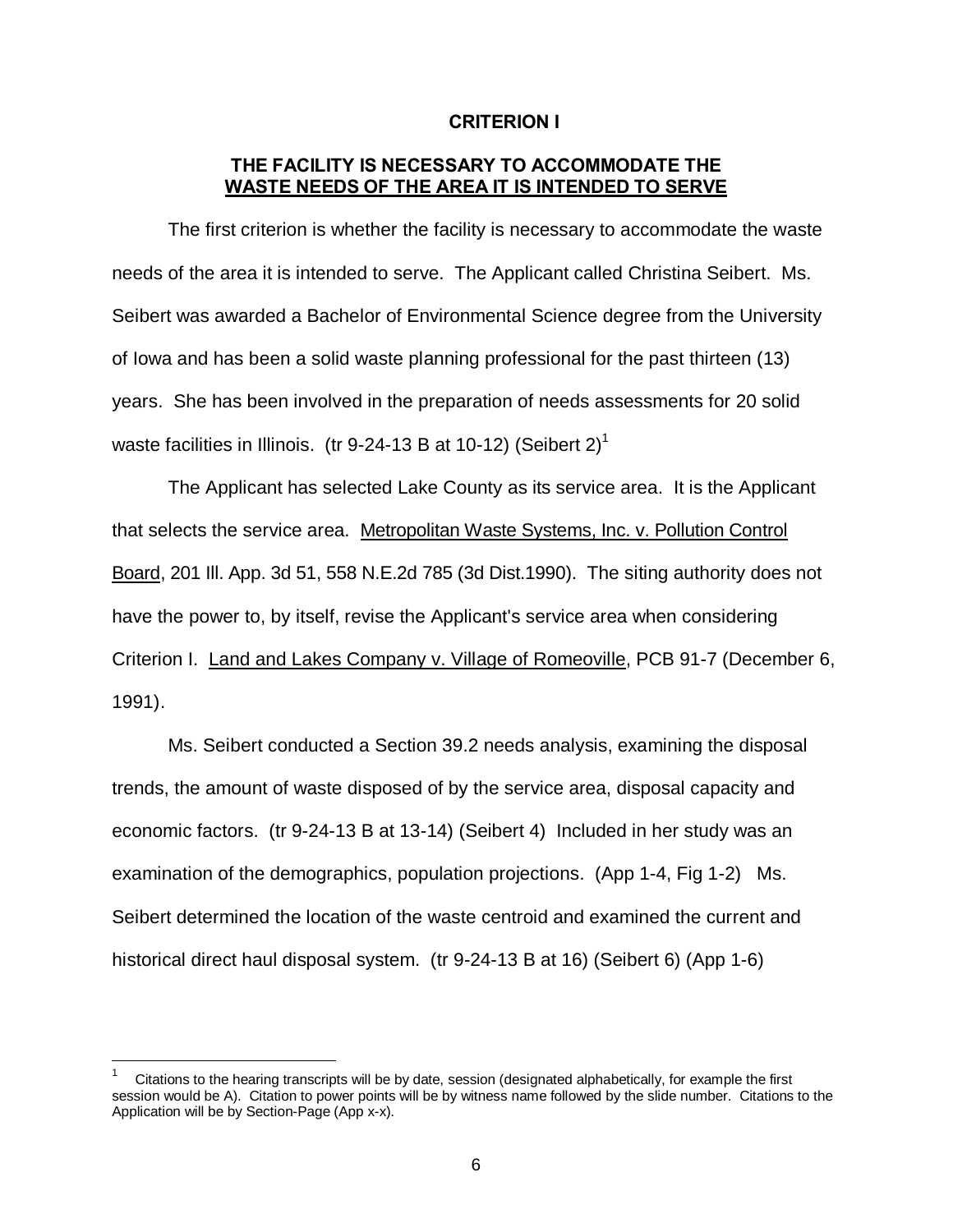## CRITERION I

## THE FACILITY IS NECESSARY TO ACCOMMODATE THE WASTE NEEDS OF THE AREA IT IS INTENDED TO SERVE

The first criterion is whether the facility is necessary to accommodate the waste needs of the area it is intended to serve. The Applicant called Christina Seibert. Ms. Seibert was awarded a Bachelor of Environmental Science degree from the University of Iowa and has been a solid waste planning professional for the past thirteen (13) years. She has been involved in the preparation of needs assessments for 20 solid waste facilities in Illinois. (tr 9-24-13 B at 10-12) (Seibert 2)[1]

The Applicant has selected Lake County as its service area. It is the Applicant that selects the service area. Metropolitan Waste Systems, Inc. v. Pollution Control Board, 201 Ill. App. 3d 51, 558 N.E.2d 785 (3d Dist.1990). The siting authority does not have the power to, by itself, revise the Applicant's service area when considering Criterion I. Land and Lakes Company v. Village of Romeoville, PCB 91-7 (December 6, 1991).

Ms. Seibert conducted a Section 39.2 needs analysis, examining the disposal trends, the amount of waste disposed of by the service area, disposal capacity and economic factors. (tr 9-24-13 B at 13-14) (Seibert 4) Included in her study was an examination of the demographics, population projections. (App 1-4, Fig 1-2) Ms. Seibert determined the location of the waste centroid and examined the current and historical direct haul disposal system. (tr 9-24-13 B at 16) (Seibert 6) (App 1-6)

[1] Citations to the hearing transcripts will be by date, session (designated alphabetically, for example the first session would be A). Citation to power points will be by witness name followed by the slide number. Citations to the Application will be by Section-Page (App x-x).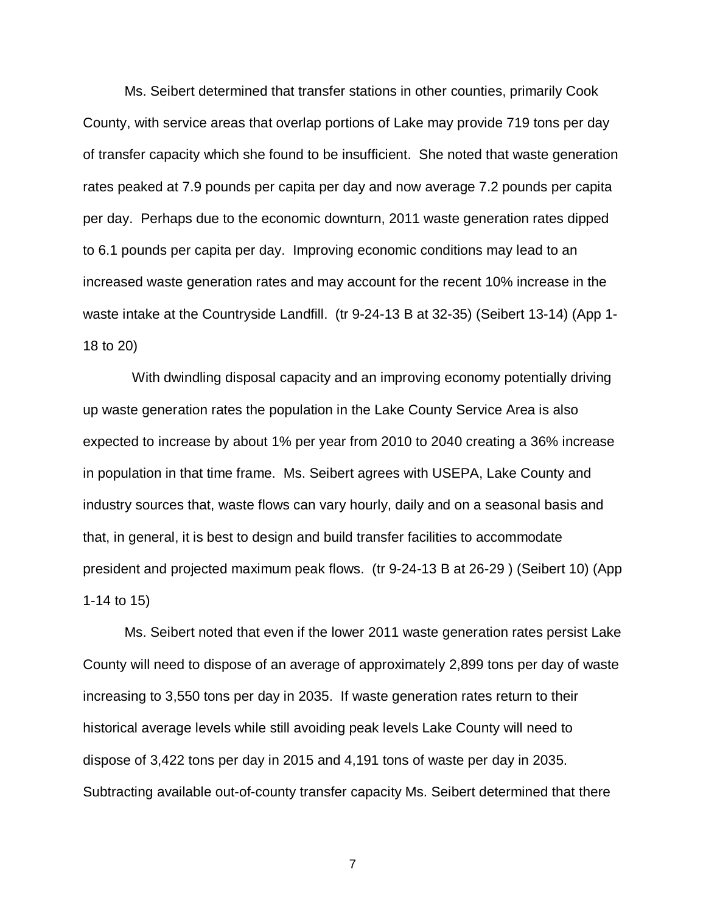Ms. Seibert determined that transfer stations in other counties, primarily Cook County, with service areas that overlap portions of Lake may provide 719 tons per day of transfer capacity which she found to be insufficient. She noted that waste generation rates peaked at 7.9 pounds per capita per day and now average 7.2 pounds per capita per day. Perhaps due to the economic downturn, 2011 waste generation rates dipped to 6.1 pounds per capita per day. Improving economic conditions may lead to an increased waste generation rates and may account for the recent 10% increase in the waste intake at the Countryside Landfill. (tr 9-24-13 B at 32-35) (Seibert 13-14) (App 1-18 to 20)

With dwindling disposal capacity and an improving economy potentially driving up waste generation rates the population in the Lake County Service Area is also expected to increase by about 1% per year from 2010 to 2040 creating a 36% increase in population in that time frame. Ms. Seibert agrees with USEPA, Lake County and industry sources that, waste flows can vary hourly, daily and on a seasonal basis and that, in general, it is best to design and build transfer facilities to accommodate president and projected maximum peak flows. (tr 9-24-13 B at 26-29 ) (Seibert 10) (App 1-14 to 15)

Ms. Seibert noted that even if the lower 2011 waste generation rates persist Lake County will need to dispose of an average of approximately 2,899 tons per day of waste increasing to 3,550 tons per day in 2035. If waste generation rates return to their historical average levels while still avoiding peak levels Lake County will need to dispose of 3,422 tons per day in 2015 and 4,191 tons of waste per day in 2035. Subtracting available out-of-county transfer capacity Ms. Seibert determined that there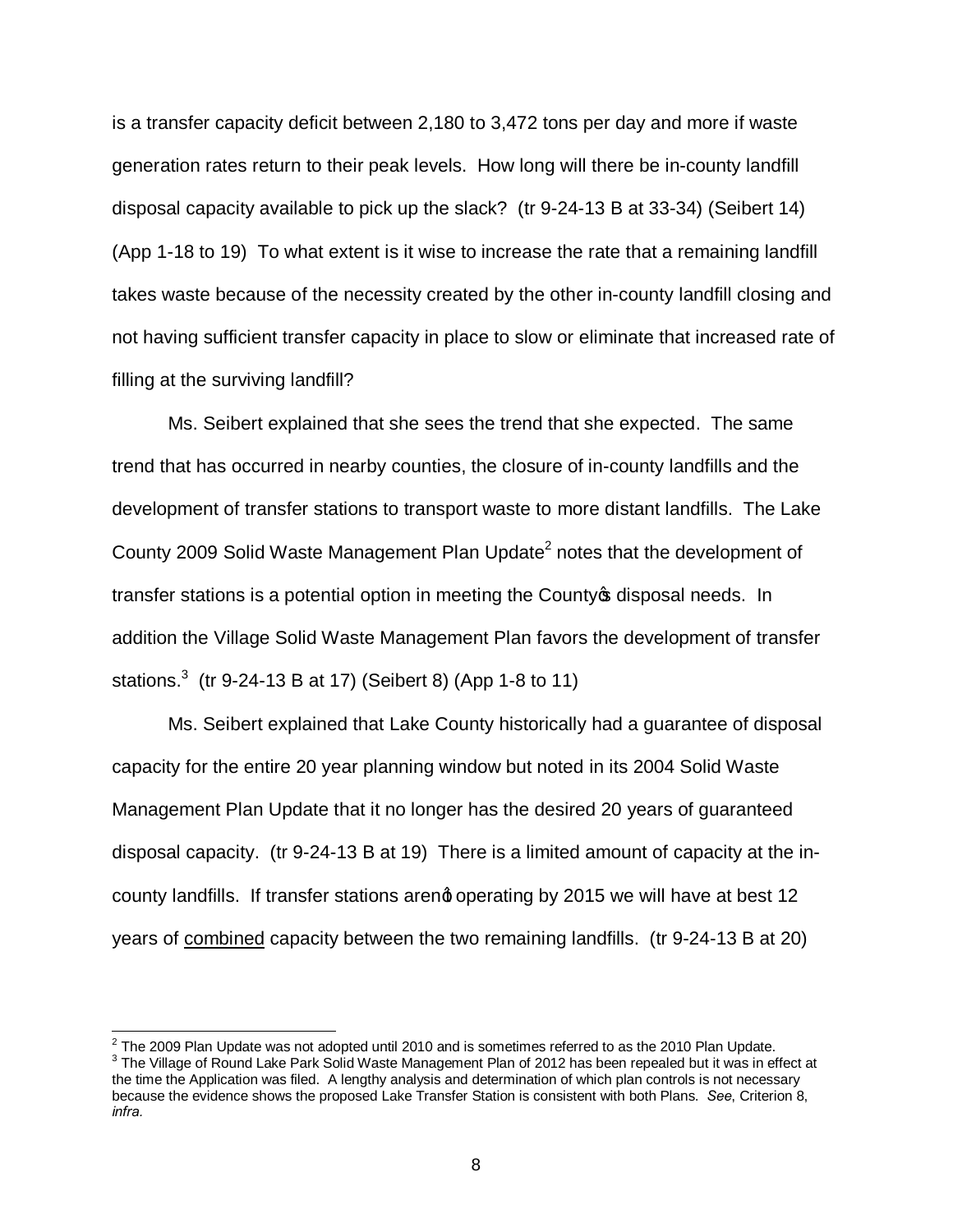is a transfer capacity deficit between 2,180 to 3,472 tons per day and more if waste generation rates return to their peak levels. How long will there be in-county landfill disposal capacity available to pick up the slack? (tr 9-24-13 B at 33-34) (Seibert 14) (App 1-18 to 19) To what extent is it wise to increase the rate that a remaining landfill takes waste because of the necessity created by the other in-county landfill closing and not having sufficient transfer capacity in place to slow or eliminate that increased rate of filling at the surviving landfill?

Ms. Seibert explained that she sees the trend that she expected. The same trend that has occurred in nearby counties, the closure of in-county landfills and the development of transfer stations to transport waste to more distant landfills. The Lake County 2009 Solid Waste Management Plan Update[2] notes that the development of transfer stations is a potential option in meeting the County's disposal needs. In addition the Village Solid Waste Management Plan favors the development of transfer stations.[3] (tr 9-24-13 B at 17) (Seibert 8) (App 1-8 to 11)

Ms. Seibert explained that Lake County historically had a guarantee of disposal capacity for the entire 20 year planning window but noted in its 2004 Solid Waste Management Plan Update that it no longer has the desired 20 years of guaranteed disposal capacity. (tr 9-24-13 B at 19) There is a limited amount of capacity at the in-county landfills. If transfer stations aren't operating by 2015 we will have at best 12 years of <u>combined</u> capacity between the two remaining landfills. (tr 9-24-13 B at 20)

---

[2] The 2009 Plan Update was not adopted until 2010 and is sometimes referred to as the 2010 Plan Update.

[3] The Village of Round Lake Park Solid Waste Management Plan of 2012 has been repealed but it was in effect at the time the Application was filed. A lengthy analysis and determination of which plan controls is not necessary because the evidence shows the proposed Lake Transfer Station is consistent with both Plans. *See*, Criterion 8, *infra*.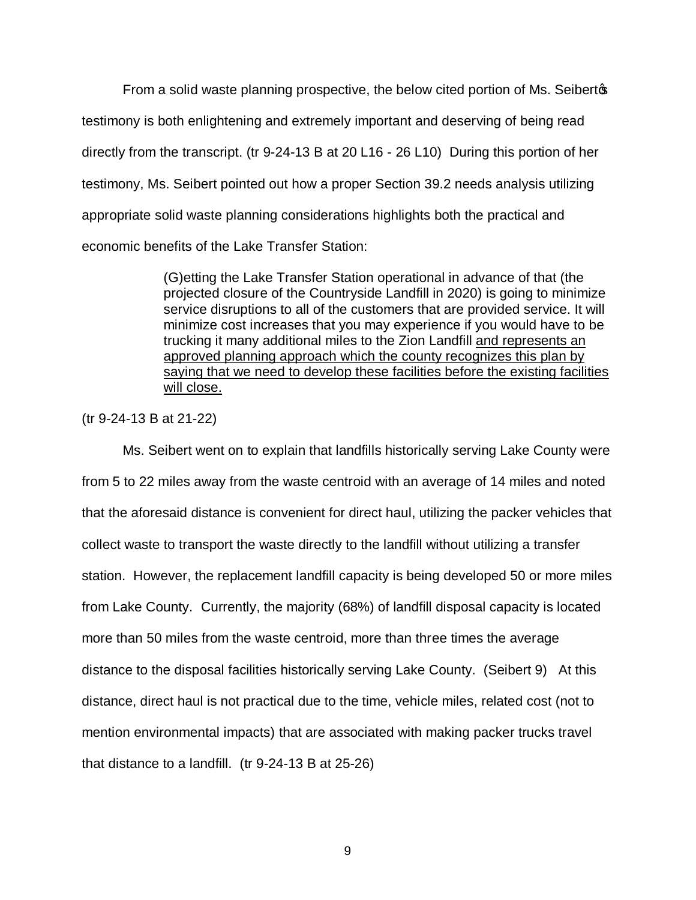From a solid waste planning prospective, the below cited portion of Ms. Seibert's testimony is both enlightening and extremely important and deserving of being read directly from the transcript. (tr 9-24-13 B at 20 L16 - 26 L10) During this portion of her testimony, Ms. Seibert pointed out how a proper Section 39.2 needs analysis utilizing appropriate solid waste planning considerations highlights both the practical and economic benefits of the Lake Transfer Station:

> (G)etting the Lake Transfer Station operational in advance of that (the projected closure of the Countryside Landfill in 2020) is going to minimize service disruptions to all of the customers that are provided service. It will minimize cost increases that you may experience if you would have to be trucking it many additional miles to the Zion Landfill <u>and represents an approved planning approach which the county recognizes this plan by saying that we need to develop these facilities before the existing facilities will close.</u>

(tr 9-24-13 B at 21-22)

Ms. Seibert went on to explain that landfills historically serving Lake County were from 5 to 22 miles away from the waste centroid with an average of 14 miles and noted that the aforesaid distance is convenient for direct haul, utilizing the packer vehicles that collect waste to transport the waste directly to the landfill without utilizing a transfer station. However, the replacement landfill capacity is being developed 50 or more miles from Lake County. Currently, the majority (68%) of landfill disposal capacity is located more than 50 miles from the waste centroid, more than three times the average distance to the disposal facilities historically serving Lake County. (Seibert 9) At this distance, direct haul is not practical due to the time, vehicle miles, related cost (not to mention environmental impacts) that are associated with making packer trucks travel that distance to a landfill. (tr 9-24-13 B at 25-26)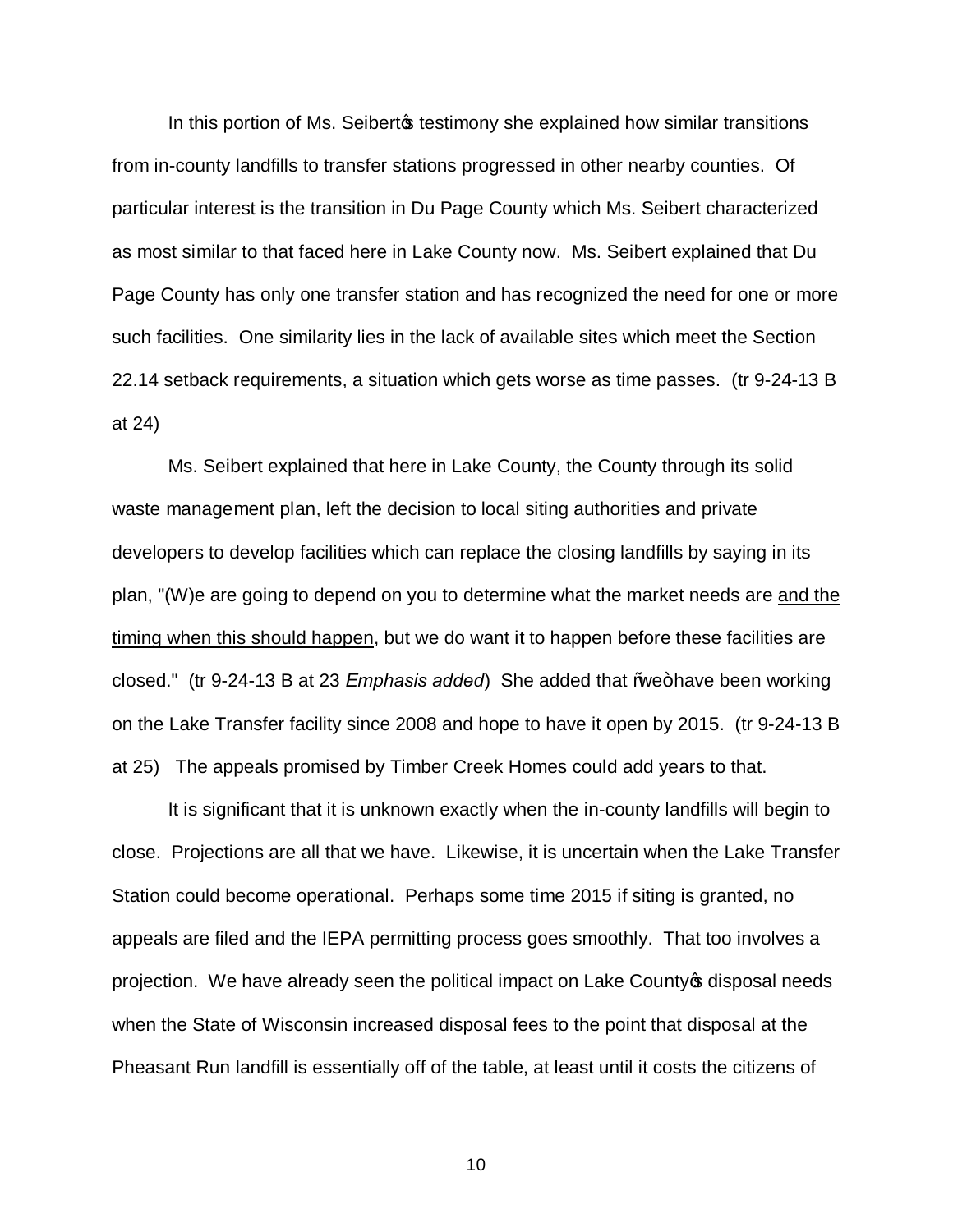In this portion of Ms. Seibert's testimony she explained how similar transitions from in-county landfills to transfer stations progressed in other nearby counties. Of particular interest is the transition in Du Page County which Ms. Seibert characterized as most similar to that faced here in Lake County now. Ms. Seibert explained that Du Page County has only one transfer station and has recognized the need for one or more such facilities. One similarity lies in the lack of available sites which meet the Section 22.14 setback requirements, a situation which gets worse as time passes. (tr 9-24-13 B at 24)

Ms. Seibert explained that here in Lake County, the County through its solid waste management plan, left the decision to local siting authorities and private developers to develop facilities which can replace the closing landfills by saying in its plan, "(W)e are going to depend on you to determine what the market needs are <u>and the timing when this should happen</u>, but we do want it to happen before these facilities are closed." (tr 9-24-13 B at 23 *Emphasis added*) She added that "we" have been working on the Lake Transfer facility since 2008 and hope to have it open by 2015. (tr 9-24-13 B at 25) The appeals promised by Timber Creek Homes could add years to that.

It is significant that it is unknown exactly when the in-county landfills will begin to close. Projections are all that we have. Likewise, it is uncertain when the Lake Transfer Station could become operational. Perhaps some time 2015 if siting is granted, no appeals are filed and the IEPA permitting process goes smoothly. That too involves a projection. We have already seen the political impact on Lake County's disposal needs when the State of Wisconsin increased disposal fees to the point that disposal at the Pheasant Run landfill is essentially off of the table, at least until it costs the citizens of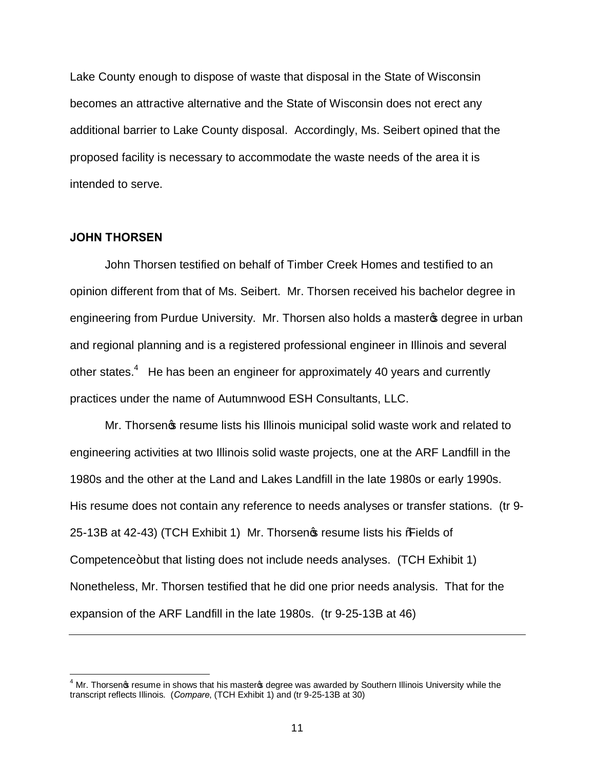Lake County enough to dispose of waste that disposal in the State of Wisconsin becomes an attractive alternative and the State of Wisconsin does not erect any additional barrier to Lake County disposal. Accordingly, Ms. Seibert opined that the proposed facility is necessary to accommodate the waste needs of the area it is intended to serve.

**JOHN THORSEN**

John Thorsen testified on behalf of Timber Creek Homes and testified to an opinion different from that of Ms. Seibert. Mr. Thorsen received his bachelor degree in engineering from Purdue University. Mr. Thorsen also holds a master's degree in urban and regional planning and is a registered professional engineer in Illinois and several other states.[4] He has been an engineer for approximately 40 years and currently practices under the name of Autumnwood ESH Consultants, LLC.

Mr. Thorsen's resume lists his Illinois municipal solid waste work and related to engineering activities at two Illinois solid waste projects, one at the ARF Landfill in the 1980s and the other at the Land and Lakes Landfill in the late 1980s or early 1990s. His resume does not contain any reference to needs analyses or transfer stations. (tr 9-25-13B at 42-43) (TCH Exhibit 1) Mr. Thorsen's resume lists his "Fields of Competence" but that listing does not include needs analyses. (TCH Exhibit 1) Nonetheless, Mr. Thorsen testified that he did one prior needs analysis. That for the expansion of the ARF Landfill in the late 1980s. (tr 9-25-13B at 46)

---

[4] Mr. Thorsen's resume in shows that his master's degree was awarded by Southern Illinois University while the transcript reflects Illinois. (*Compare*, (TCH Exhibit 1) and (tr 9-25-13B at 30)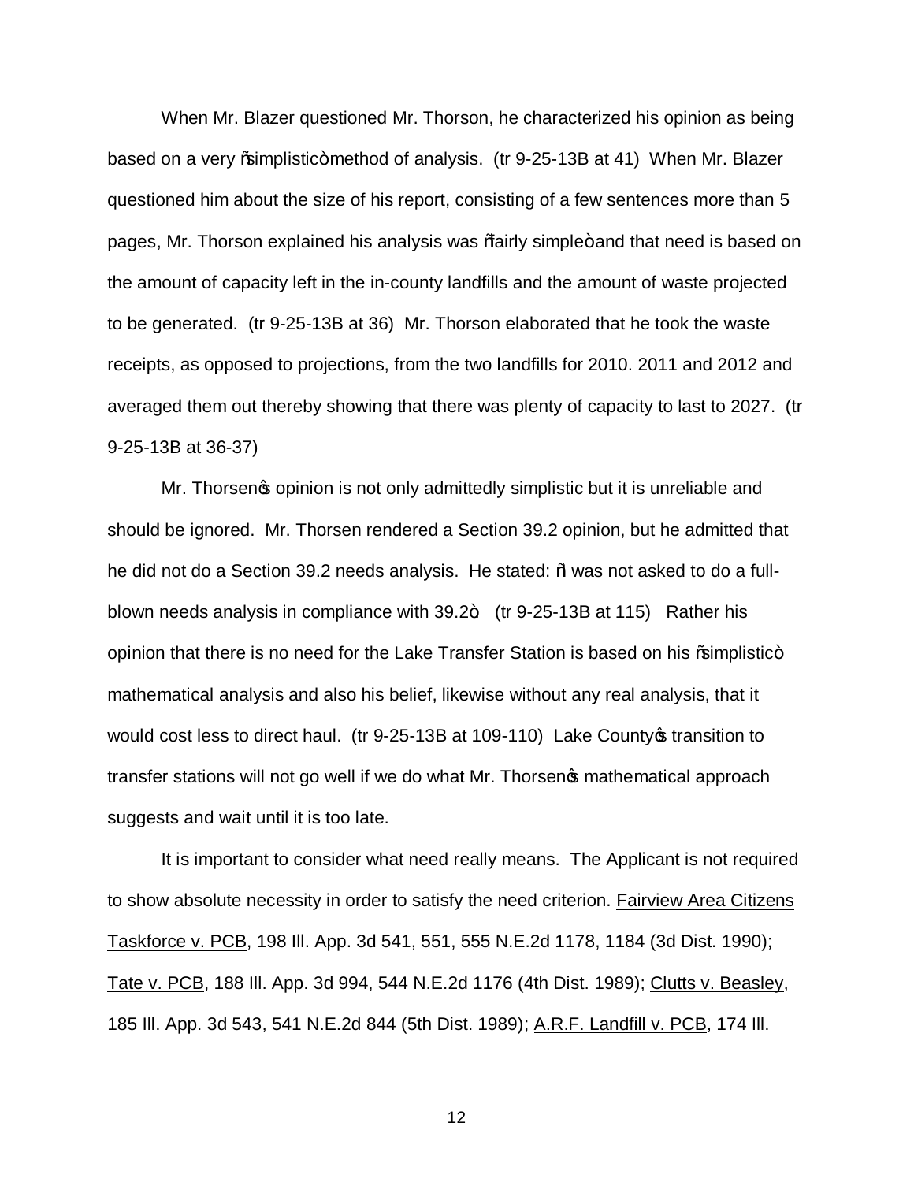When Mr. Blazer questioned Mr. Thorson, he characterized his opinion as being based on a very "simplistic" method of analysis. (tr 9-25-13B at 41) When Mr. Blazer questioned him about the size of his report, consisting of a few sentences more than 5 pages, Mr. Thorson explained his analysis was "fairly simple" and that need is based on the amount of capacity left in the in-county landfills and the amount of waste projected to be generated. (tr 9-25-13B at 36) Mr. Thorson elaborated that he took the waste receipts, as opposed to projections, from the two landfills for 2010. 2011 and 2012 and averaged them out thereby showing that there was plenty of capacity to last to 2027. (tr 9-25-13B at 36-37)

Mr. Thorsen's opinion is not only admittedly simplistic but it is unreliable and should be ignored. Mr. Thorsen rendered a Section 39.2 opinion, but he admitted that he did not do a Section 39.2 needs analysis. He stated: "I was not asked to do a full-blown needs analysis in compliance with 39.2". (tr 9-25-13B at 115) Rather his opinion that there is no need for the Lake Transfer Station is based on his "simplistic" mathematical analysis and also his belief, likewise without any real analysis, that it would cost less to direct haul. (tr 9-25-13B at 109-110) Lake County's transition to transfer stations will not go well if we do what Mr. Thorsen's mathematical approach suggests and wait until it is too late.

It is important to consider what need really means. The Applicant is not required to show absolute necessity in order to satisfy the need criterion. Fairview Area Citizens Taskforce v. PCB, 198 Ill. App. 3d 541, 551, 555 N.E.2d 1178, 1184 (3d Dist. 1990); Tate v. PCB, 188 Ill. App. 3d 994, 544 N.E.2d 1176 (4th Dist. 1989); Clutts v. Beasley, 185 Ill. App. 3d 543, 541 N.E.2d 844 (5th Dist. 1989); A.R.F. Landfill v. PCB, 174 Ill.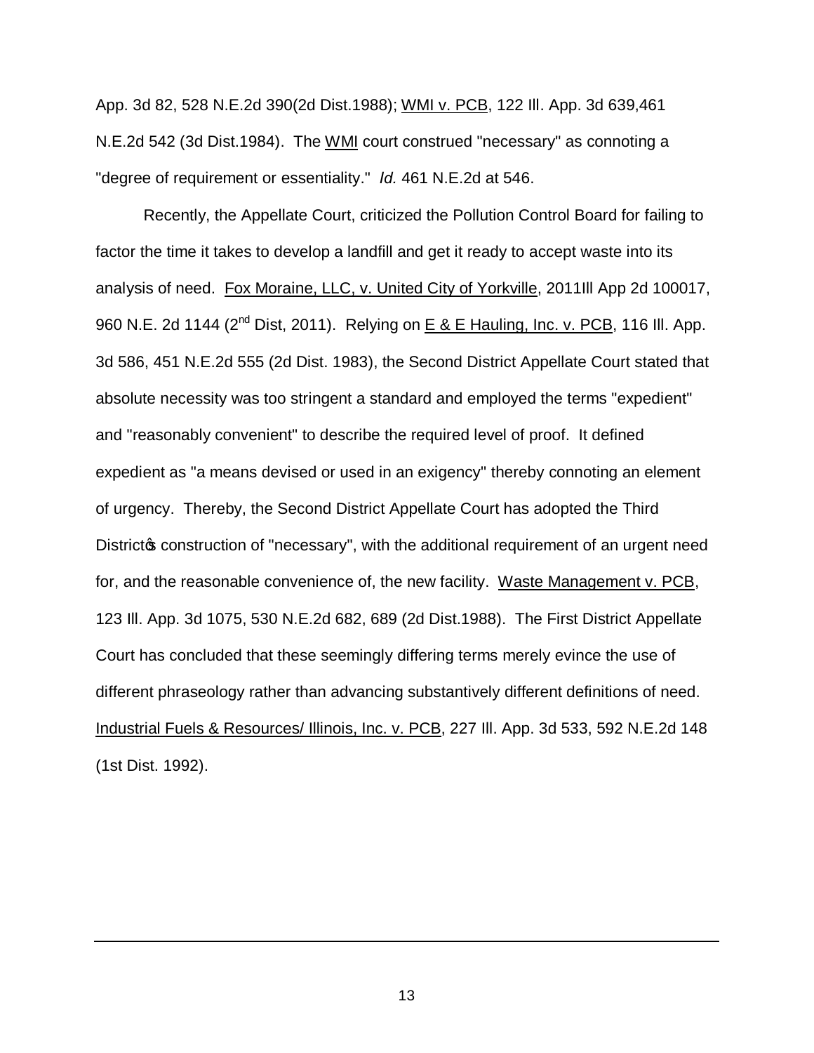App. 3d 82, 528 N.E.2d 390(2d Dist.1988); WMI v. PCB, 122 Ill. App. 3d 639,461 N.E.2d 542 (3d Dist.1984). The WMI court construed "necessary" as connoting a "degree of requirement or essentiality." *Id.* 461 N.E.2d at 546.

Recently, the Appellate Court, criticized the Pollution Control Board for failing to factor the time it takes to develop a landfill and get it ready to accept waste into its analysis of need. Fox Moraine, LLC, v. United City of Yorkville, 2011Ill App 2d 100017, 960 N.E. 2d 1144 (2nd Dist, 2011). Relying on E & E Hauling, Inc. v. PCB, 116 Ill. App. 3d 586, 451 N.E.2d 555 (2d Dist. 1983), the Second District Appellate Court stated that absolute necessity was too stringent a standard and employed the terms "expedient" and "reasonably convenient" to describe the required level of proof. It defined expedient as "a means devised or used in an exigency" thereby connoting an element of urgency. Thereby, the Second District Appellate Court has adopted the Third District's construction of "necessary", with the additional requirement of an urgent need for, and the reasonable convenience of, the new facility. Waste Management v. PCB, 123 Ill. App. 3d 1075, 530 N.E.2d 682, 689 (2d Dist.1988). The First District Appellate Court has concluded that these seemingly differing terms merely evince the use of different phraseology rather than advancing substantively different definitions of need. Industrial Fuels & Resources/ Illinois, Inc. v. PCB, 227 Ill. App. 3d 533, 592 N.E.2d 148 (1st Dist. 1992).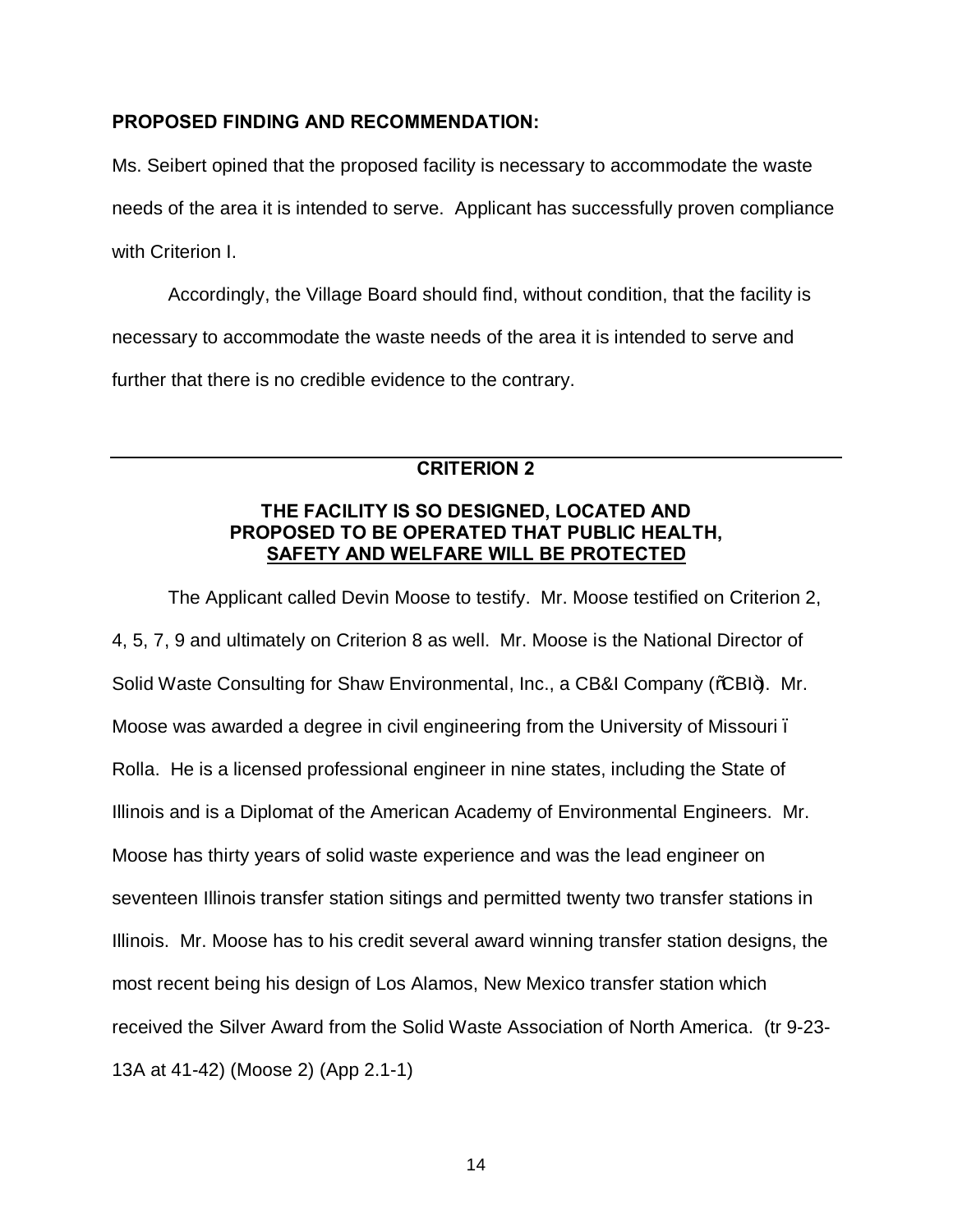**PROPOSED FINDING AND RECOMMENDATION:**

Ms. Seibert opined that the proposed facility is necessary to accommodate the waste needs of the area it is intended to serve. Applicant has successfully proven compliance with Criterion I.

Accordingly, the Village Board should find, without condition, that the facility is necessary to accommodate the waste needs of the area it is intended to serve and further that there is no credible evidence to the contrary.

---

## CRITERION 2

### THE FACILITY IS SO DESIGNED, LOCATED AND PROPOSED TO BE OPERATED THAT PUBLIC HEALTH, SAFETY AND WELFARE WILL BE PROTECTED

The Applicant called Devin Moose to testify. Mr. Moose testified on Criterion 2, 4, 5, 7, 9 and ultimately on Criterion 8 as well. Mr. Moose is the National Director of Solid Waste Consulting for Shaw Environmental, Inc., a CB&I Company ("CBI"). Mr. Moose was awarded a degree in civil engineering from the University of Missouri – Rolla. He is a licensed professional engineer in nine states, including the State of Illinois and is a Diplomat of the American Academy of Environmental Engineers. Mr. Moose has thirty years of solid waste experience and was the lead engineer on seventeen Illinois transfer station sitings and permitted twenty two transfer stations in Illinois. Mr. Moose has to his credit several award winning transfer station designs, the most recent being his design of Los Alamos, New Mexico transfer station which received the Silver Award from the Solid Waste Association of North America. (tr 9-23-13A at 41-42) (Moose 2) (App 2.1-1)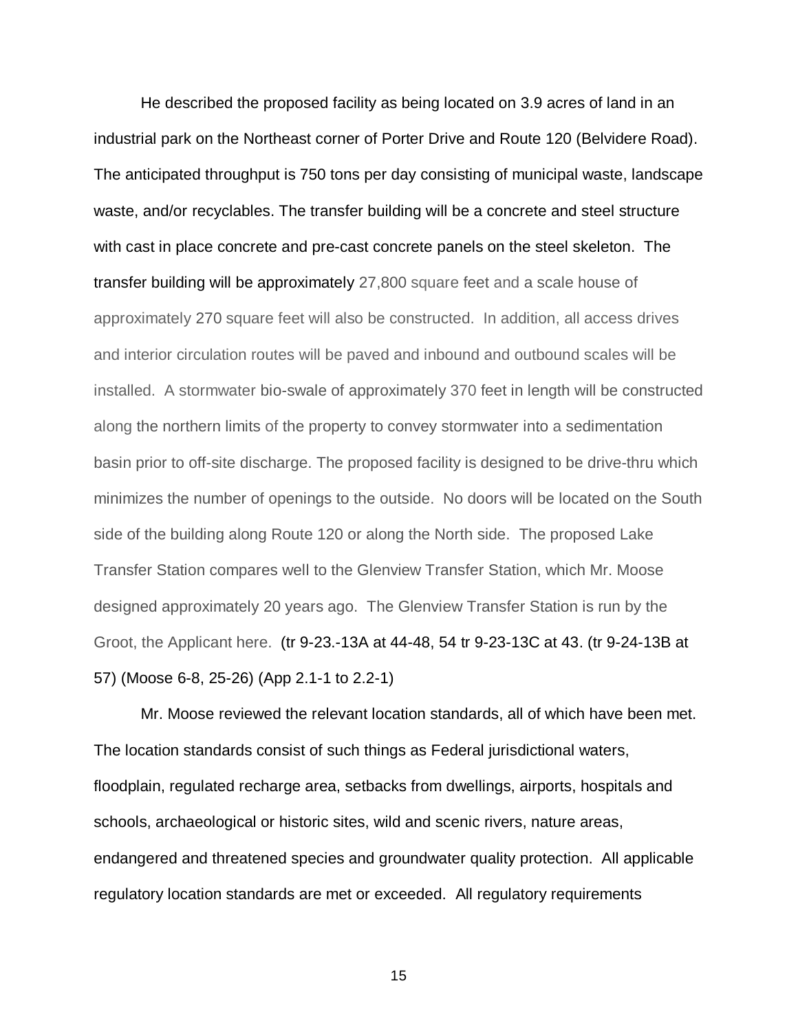He described the proposed facility as being located on 3.9 acres of land in an industrial park on the Northeast corner of Porter Drive and Route 120 (Belvidere Road). The anticipated throughput is 750 tons per day consisting of municipal waste, landscape waste, and/or recyclables. The transfer building will be a concrete and steel structure with cast in place concrete and pre-cast concrete panels on the steel skeleton. The transfer building will be approximately 27,800 square feet and a scale house of approximately 270 square feet will also be constructed. In addition, all access drives and interior circulation routes will be paved and inbound and outbound scales will be installed. A stormwater bio-swale of approximately 370 feet in length will be constructed along the northern limits of the property to convey stormwater into a sedimentation basin prior to off-site discharge. The proposed facility is designed to be drive-thru which minimizes the number of openings to the outside. No doors will be located on the South side of the building along Route 120 or along the North side. The proposed Lake Transfer Station compares well to the Glenview Transfer Station, which Mr. Moose designed approximately 20 years ago. The Glenview Transfer Station is run by the Groot, the Applicant here. (tr 9-23.-13A at 44-48, 54 tr 9-23-13C at 43. (tr 9-24-13B at 57) (Moose 6-8, 25-26) (App 2.1-1 to 2.2-1)

Mr. Moose reviewed the relevant location standards, all of which have been met. The location standards consist of such things as Federal jurisdictional waters, floodplain, regulated recharge area, setbacks from dwellings, airports, hospitals and schools, archaeological or historic sites, wild and scenic rivers, nature areas, endangered and threatened species and groundwater quality protection. All applicable regulatory location standards are met or exceeded. All regulatory requirements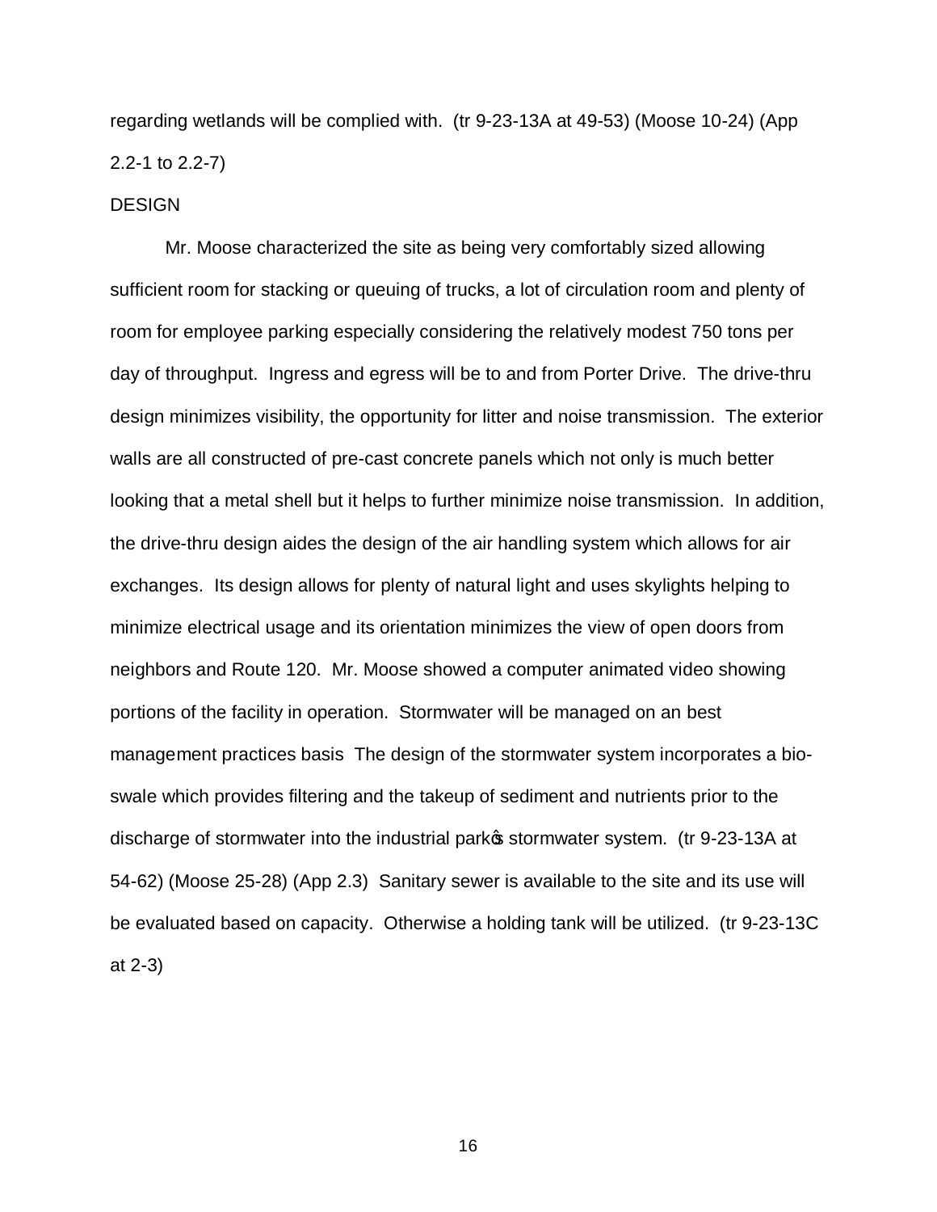regarding wetlands will be complied with. (tr 9-23-13A at 49-53) (Moose 10-24) (App 2.2-1 to 2.2-7)

DESIGN

Mr. Moose characterized the site as being very comfortably sized allowing sufficient room for stacking or queuing of trucks, a lot of circulation room and plenty of room for employee parking especially considering the relatively modest 750 tons per day of throughput. Ingress and egress will be to and from Porter Drive. The drive-thru design minimizes visibility, the opportunity for litter and noise transmission. The exterior walls are all constructed of pre-cast concrete panels which not only is much better looking that a metal shell but it helps to further minimize noise transmission. In addition, the drive-thru design aides the design of the air handling system which allows for air exchanges. Its design allows for plenty of natural light and uses skylights helping to minimize electrical usage and its orientation minimizes the view of open doors from neighbors and Route 120. Mr. Moose showed a computer animated video showing portions of the facility in operation. Stormwater will be managed on an best management practices basis The design of the stormwater system incorporates a bio-swale which provides filtering and the takeup of sediment and nutrients prior to the discharge of stormwater into the industrial park's stormwater system. (tr 9-23-13A at 54-62) (Moose 25-28) (App 2.3) Sanitary sewer is available to the site and its use will be evaluated based on capacity. Otherwise a holding tank will be utilized. (tr 9-23-13C at 2-3)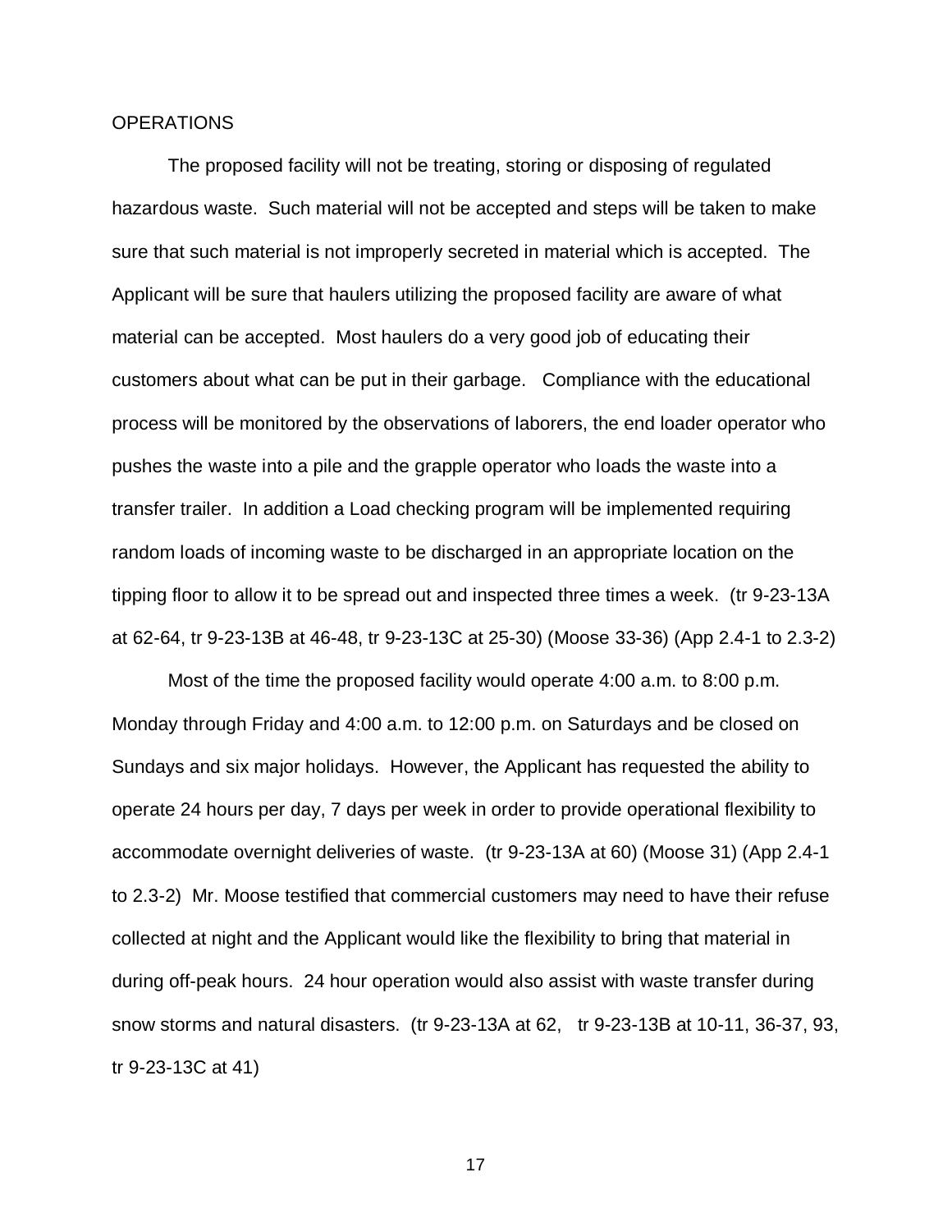OPERATIONS

The proposed facility will not be treating, storing or disposing of regulated hazardous waste. Such material will not be accepted and steps will be taken to make sure that such material is not improperly secreted in material which is accepted. The Applicant will be sure that haulers utilizing the proposed facility are aware of what material can be accepted. Most haulers do a very good job of educating their customers about what can be put in their garbage. Compliance with the educational process will be monitored by the observations of laborers, the end loader operator who pushes the waste into a pile and the grapple operator who loads the waste into a transfer trailer. In addition a Load checking program will be implemented requiring random loads of incoming waste to be discharged in an appropriate location on the tipping floor to allow it to be spread out and inspected three times a week. (tr 9-23-13A at 62-64, tr 9-23-13B at 46-48, tr 9-23-13C at 25-30) (Moose 33-36) (App 2.4-1 to 2.3-2)

Most of the time the proposed facility would operate 4:00 a.m. to 8:00 p.m. Monday through Friday and 4:00 a.m. to 12:00 p.m. on Saturdays and be closed on Sundays and six major holidays. However, the Applicant has requested the ability to operate 24 hours per day, 7 days per week in order to provide operational flexibility to accommodate overnight deliveries of waste. (tr 9-23-13A at 60) (Moose 31) (App 2.4-1 to 2.3-2) Mr. Moose testified that commercial customers may need to have their refuse collected at night and the Applicant would like the flexibility to bring that material in during off-peak hours. 24 hour operation would also assist with waste transfer during snow storms and natural disasters. (tr 9-23-13A at 62, tr 9-23-13B at 10-11, 36-37, 93, tr 9-23-13C at 41)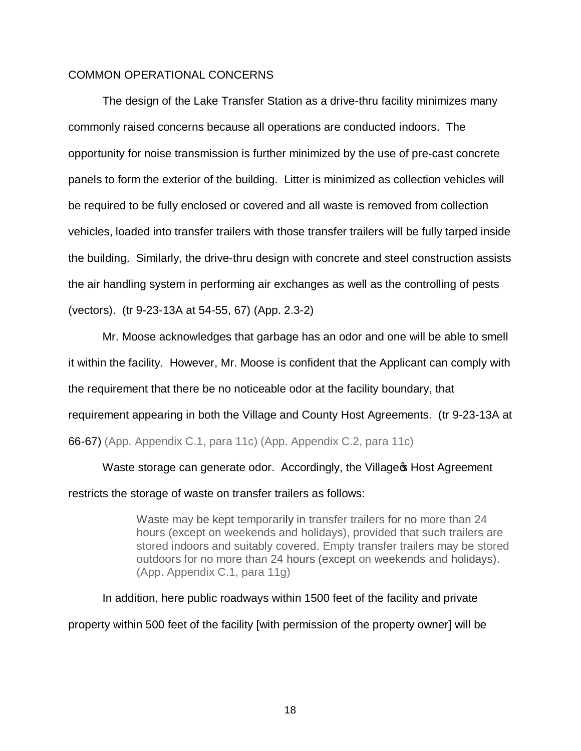COMMON OPERATIONAL CONCERNS

The design of the Lake Transfer Station as a drive-thru facility minimizes many commonly raised concerns because all operations are conducted indoors. The opportunity for noise transmission is further minimized by the use of pre-cast concrete panels to form the exterior of the building. Litter is minimized as collection vehicles will be required to be fully enclosed or covered and all waste is removed from collection vehicles, loaded into transfer trailers with those transfer trailers will be fully tarped inside the building. Similarly, the drive-thru design with concrete and steel construction assists the air handling system in performing air exchanges as well as the controlling of pests (vectors). (tr 9-23-13A at 54-55, 67) (App. 2.3-2)

Mr. Moose acknowledges that garbage has an odor and one will be able to smell it within the facility. However, Mr. Moose is confident that the Applicant can comply with the requirement that there be no noticeable odor at the facility boundary, that requirement appearing in both the Village and County Host Agreements. (tr 9-23-13A at 66-67) (App. Appendix C.1, para 11c) (App. Appendix C.2, para 11c)

Waste storage can generate odor. Accordingly, the Village's Host Agreement restricts the storage of waste on transfer trailers as follows:

> Waste may be kept temporarily in transfer trailers for no more than 24 hours (except on weekends and holidays), provided that such trailers are stored indoors and suitably covered. Empty transfer trailers may be stored outdoors for no more than 24 hours (except on weekends and holidays). (App. Appendix C.1, para 11g)

In addition, here public roadways within 1500 feet of the facility and private property within 500 feet of the facility [with permission of the property owner] will be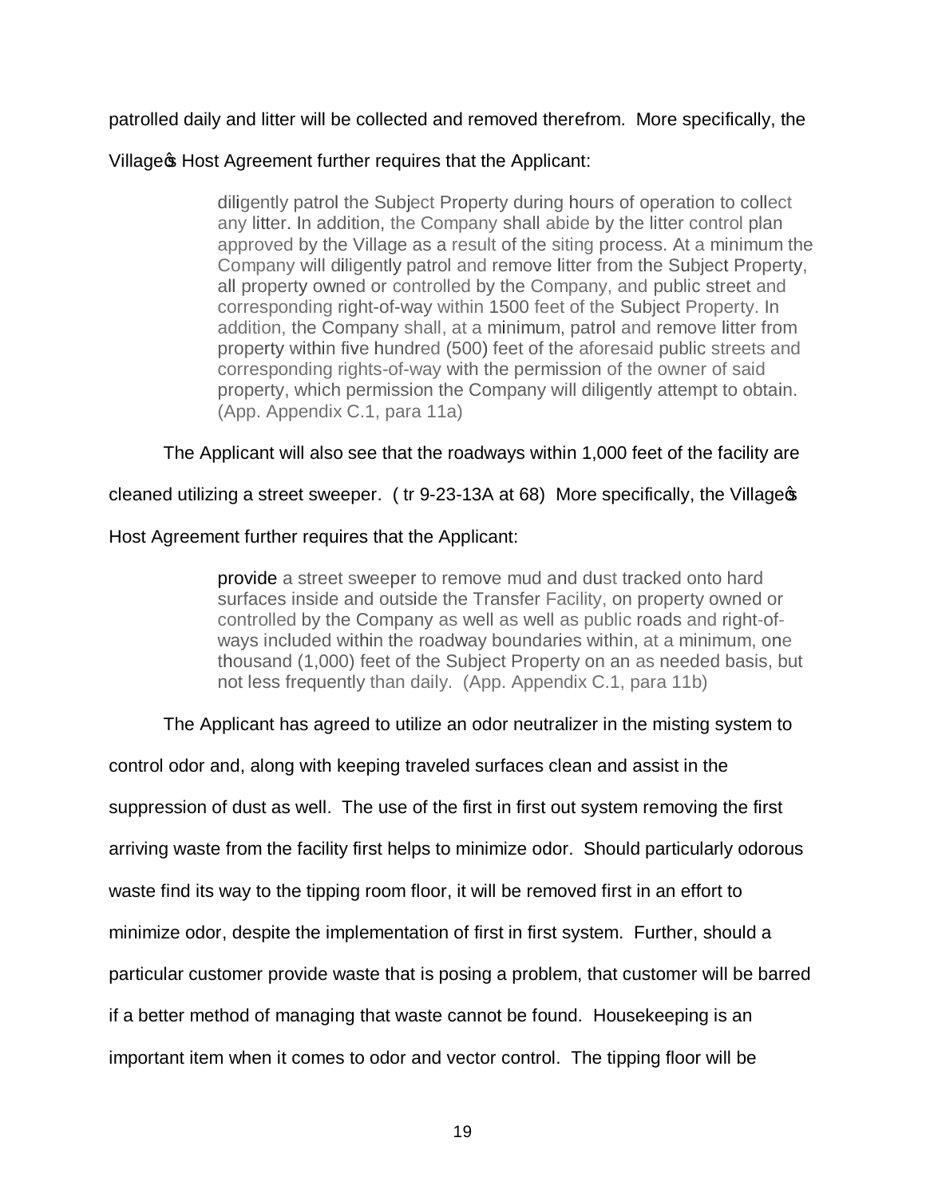patrolled daily and litter will be collected and removed therefrom. More specifically, the Village's Host Agreement further requires that the Applicant:

> diligently patrol the Subject Property during hours of operation to collect any litter. In addition, the Company shall abide by the litter control plan approved by the Village as a result of the siting process. At a minimum the Company will diligently patrol and remove litter from the Subject Property, all property owned or controlled by the Company, and public street and corresponding right-of-way within 1500 feet of the Subject Property. In addition, the Company shall, at a minimum, patrol and remove litter from property within five hundred (500) feet of the aforesaid public streets and corresponding rights-of-way with the permission of the owner of said property, which permission the Company will diligently attempt to obtain. (App. Appendix C.1, para 11a)

The Applicant will also see that the roadways within 1,000 feet of the facility are cleaned utilizing a street sweeper. ( tr 9-23-13A at 68) More specifically, the Village's Host Agreement further requires that the Applicant:

> provide a street sweeper to remove mud and dust tracked onto hard surfaces inside and outside the Transfer Facility, on property owned or controlled by the Company as well as well as public roads and right-of-ways included within the roadway boundaries within, at a minimum, one thousand (1,000) feet of the Subject Property on an as needed basis, but not less frequently than daily. (App. Appendix C.1, para 11b)

The Applicant has agreed to utilize an odor neutralizer in the misting system to control odor and, along with keeping traveled surfaces clean and assist in the suppression of dust as well. The use of the first in first out system removing the first arriving waste from the facility first helps to minimize odor. Should particularly odorous waste find its way to the tipping room floor, it will be removed first in an effort to minimize odor, despite the implementation of first in first system. Further, should a particular customer provide waste that is posing a problem, that customer will be barred if a better method of managing that waste cannot be found. Housekeeping is an important item when it comes to odor and vector control. The tipping floor will be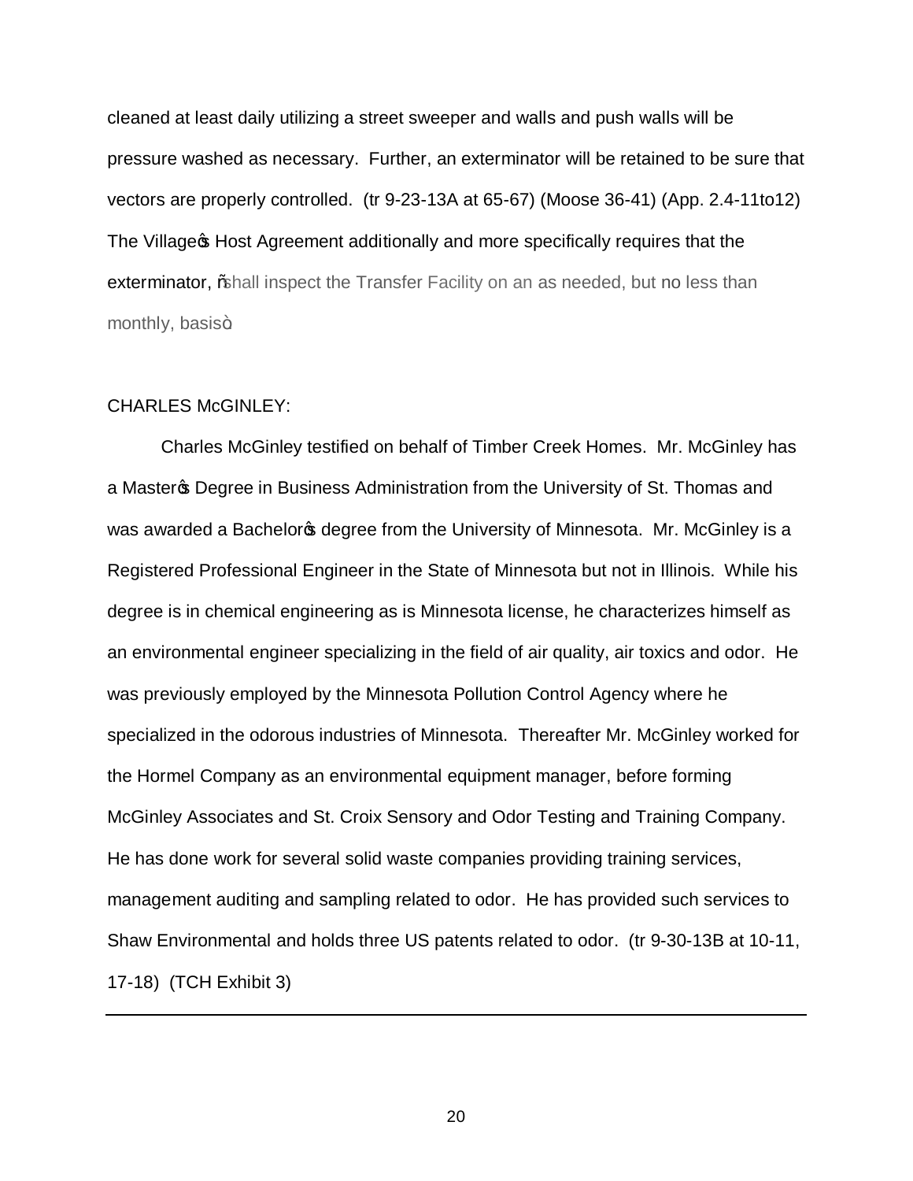cleaned at least daily utilizing a street sweeper and walls and push walls will be pressure washed as necessary. Further, an exterminator will be retained to be sure that vectors are properly controlled. (tr 9-23-13A at 65-67) (Moose 36-41) (App. 2.4-11to12) The Village's Host Agreement additionally and more specifically requires that the exterminator, "shall inspect the Transfer Facility on an as needed, but no less than monthly, basis".

CHARLES McGINLEY:

Charles McGinley testified on behalf of Timber Creek Homes. Mr. McGinley has a Master's Degree in Business Administration from the University of St. Thomas and was awarded a Bachelor's degree from the University of Minnesota. Mr. McGinley is a Registered Professional Engineer in the State of Minnesota but not in Illinois. While his degree is in chemical engineering as is Minnesota license, he characterizes himself as an environmental engineer specializing in the field of air quality, air toxics and odor. He was previously employed by the Minnesota Pollution Control Agency where he specialized in the odorous industries of Minnesota. Thereafter Mr. McGinley worked for the Hormel Company as an environmental equipment manager, before forming McGinley Associates and St. Croix Sensory and Odor Testing and Training Company. He has done work for several solid waste companies providing training services, management auditing and sampling related to odor. He has provided such services to Shaw Environmental and holds three US patents related to odor. (tr 9-30-13B at 10-11, 17-18) (TCH Exhibit 3)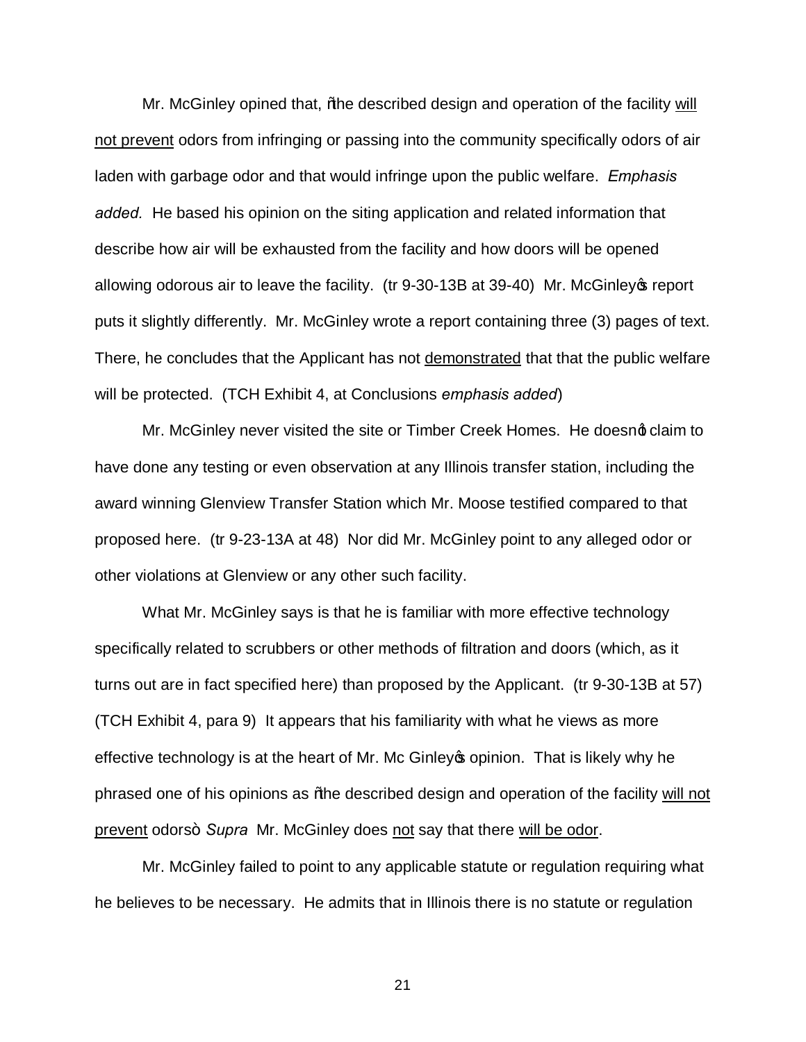Mr. McGinley opined that, "the described design and operation of the facility <u>will not prevent</u> odors from infringing or passing into the community specifically odors of air laden with garbage odor and that would infringe upon the public welfare. *Emphasis added.* He based his opinion on the siting application and related information that describe how air will be exhausted from the facility and how doors will be opened allowing odorous air to leave the facility. (tr 9-30-13B at 39-40) Mr. McGinley's report puts it slightly differently. Mr. McGinley wrote a report containing three (3) pages of text. There, he concludes that the Applicant has not <u>demonstrated</u> that that the public welfare will be protected. (TCH Exhibit 4, at Conclusions *emphasis added*)

Mr. McGinley never visited the site or Timber Creek Homes. He doesn't claim to have done any testing or even observation at any Illinois transfer station, including the award winning Glenview Transfer Station which Mr. Moose testified compared to that proposed here. (tr 9-23-13A at 48) Nor did Mr. McGinley point to any alleged odor or other violations at Glenview or any other such facility.

What Mr. McGinley says is that he is familiar with more effective technology specifically related to scrubbers or other methods of filtration and doors (which, as it turns out are in fact specified here) than proposed by the Applicant. (tr 9-30-13B at 57) (TCH Exhibit 4, para 9) It appears that his familiarity with what he views as more effective technology is at the heart of Mr. Mc Ginley's opinion. That is likely why he phrased one of his opinions as "the described design and operation of the facility <u>will not prevent</u> odors" *Supra* Mr. McGinley does <u>not</u> say that there <u>will be odor</u>.

Mr. McGinley failed to point to any applicable statute or regulation requiring what he believes to be necessary. He admits that in Illinois there is no statute or regulation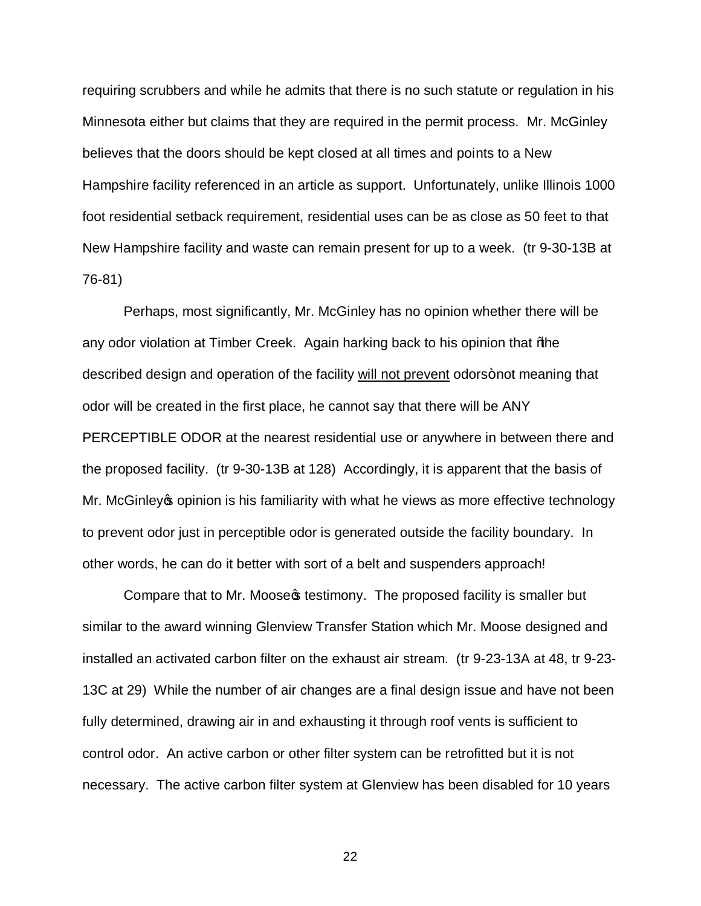requiring scrubbers and while he admits that there is no such statute or regulation in his Minnesota either but claims that they are required in the permit process. Mr. McGinley believes that the doors should be kept closed at all times and points to a New Hampshire facility referenced in an article as support. Unfortunately, unlike Illinois 1000 foot residential setback requirement, residential uses can be as close as 50 feet to that New Hampshire facility and waste can remain present for up to a week. (tr 9-30-13B at 76-81)

Perhaps, most significantly, Mr. McGinley has no opinion whether there will be any odor violation at Timber Creek. Again harking back to his opinion that "the described design and operation of the facility <u>will not prevent</u> odors" not meaning that odor will be created in the first place, he cannot say that there will be ANY PERCEPTIBLE ODOR at the nearest residential use or anywhere in between there and the proposed facility. (tr 9-30-13B at 128) Accordingly, it is apparent that the basis of Mr. McGinley's opinion is his familiarity with what he views as more effective technology to prevent odor just in perceptible odor is generated outside the facility boundary. In other words, he can do it better with sort of a belt and suspenders approach!

Compare that to Mr. Moose's testimony. The proposed facility is smaller but similar to the award winning Glenview Transfer Station which Mr. Moose designed and installed an activated carbon filter on the exhaust air stream. (tr 9-23-13A at 48, tr 9-23-13C at 29) While the number of air changes are a final design issue and have not been fully determined, drawing air in and exhausting it through roof vents is sufficient to control odor. An active carbon or other filter system can be retrofitted but it is not necessary. The active carbon filter system at Glenview has been disabled for 10 years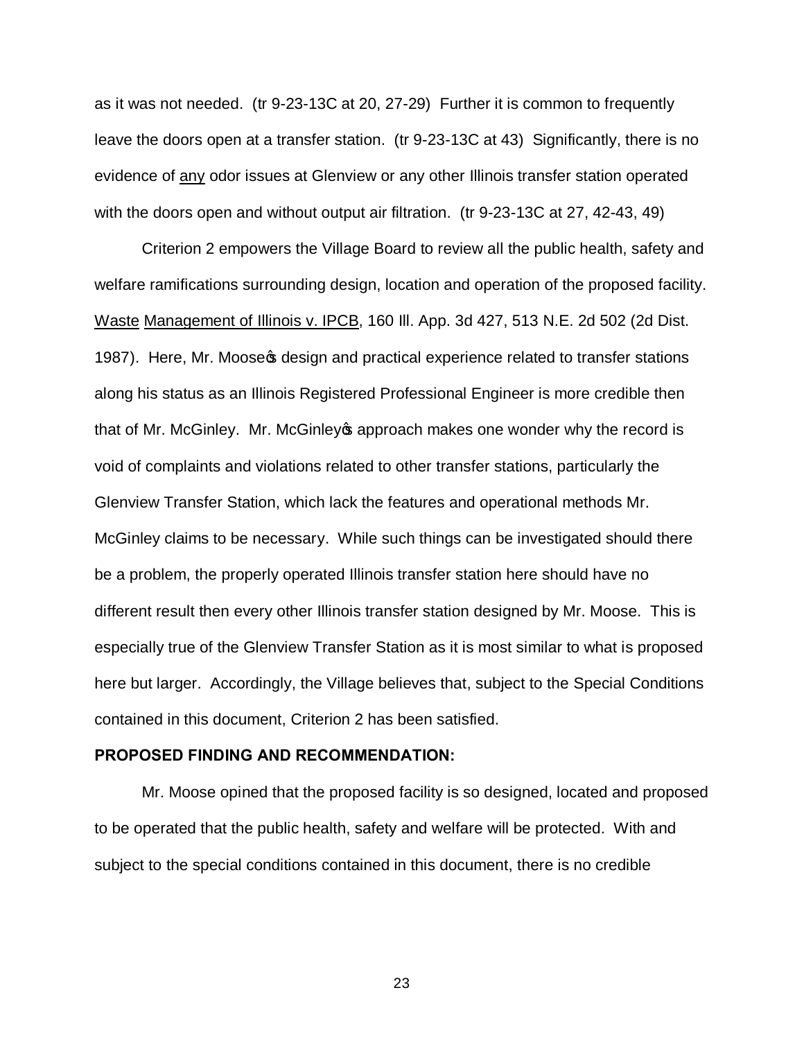as it was not needed. (tr 9-23-13C at 20, 27-29) Further it is common to frequently leave the doors open at a transfer station. (tr 9-23-13C at 43) Significantly, there is no evidence of any odor issues at Glenview or any other Illinois transfer station operated with the doors open and without output air filtration. (tr 9-23-13C at 27, 42-43, 49)

Criterion 2 empowers the Village Board to review all the public health, safety and welfare ramifications surrounding design, location and operation of the proposed facility. Waste Management of Illinois v. IPCB, 160 Ill. App. 3d 427, 513 N.E. 2d 502 (2d Dist. 1987). Here, Mr. Moose's design and practical experience related to transfer stations along his status as an Illinois Registered Professional Engineer is more credible then that of Mr. McGinley. Mr. McGinley's approach makes one wonder why the record is void of complaints and violations related to other transfer stations, particularly the Glenview Transfer Station, which lack the features and operational methods Mr. McGinley claims to be necessary. While such things can be investigated should there be a problem, the properly operated Illinois transfer station here should have no different result then every other Illinois transfer station designed by Mr. Moose. This is especially true of the Glenview Transfer Station as it is most similar to what is proposed here but larger. Accordingly, the Village believes that, subject to the Special Conditions contained in this document, Criterion 2 has been satisfied.

**PROPOSED FINDING AND RECOMMENDATION:**

Mr. Moose opined that the proposed facility is so designed, located and proposed to be operated that the public health, safety and welfare will be protected. With and subject to the special conditions contained in this document, there is no credible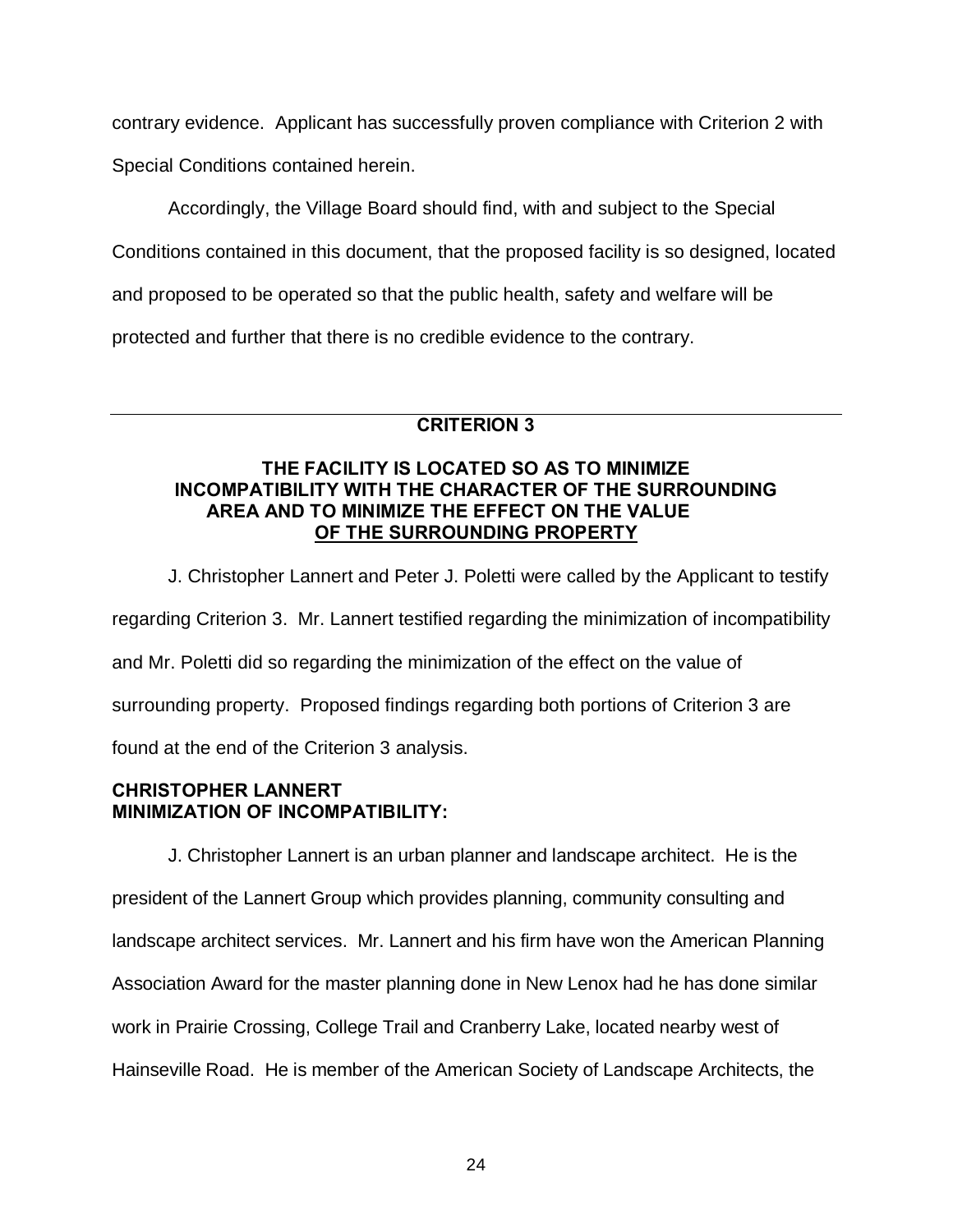contrary evidence. Applicant has successfully proven compliance with Criterion 2 with Special Conditions contained herein.

Accordingly, the Village Board should find, with and subject to the Special Conditions contained in this document, that the proposed facility is so designed, located and proposed to be operated so that the public health, safety and welfare will be protected and further that there is no credible evidence to the contrary.

---

## CRITERION 3

### THE FACILITY IS LOCATED SO AS TO MINIMIZE INCOMPATIBILITY WITH THE CHARACTER OF THE SURROUNDING AREA AND TO MINIMIZE THE EFFECT ON THE VALUE OF THE SURROUNDING PROPERTY

J. Christopher Lannert and Peter J. Poletti were called by the Applicant to testify regarding Criterion 3. Mr. Lannert testified regarding the minimization of incompatibility and Mr. Poletti did so regarding the minimization of the effect on the value of surrounding property. Proposed findings regarding both portions of Criterion 3 are found at the end of the Criterion 3 analysis.

**CHRISTOPHER LANNERT**
**MINIMIZATION OF INCOMPATIBILITY:**

J. Christopher Lannert is an urban planner and landscape architect. He is the president of the Lannert Group which provides planning, community consulting and landscape architect services. Mr. Lannert and his firm have won the American Planning Association Award for the master planning done in New Lenox had he has done similar work in Prairie Crossing, College Trail and Cranberry Lake, located nearby west of Hainseville Road. He is member of the American Society of Landscape Architects, the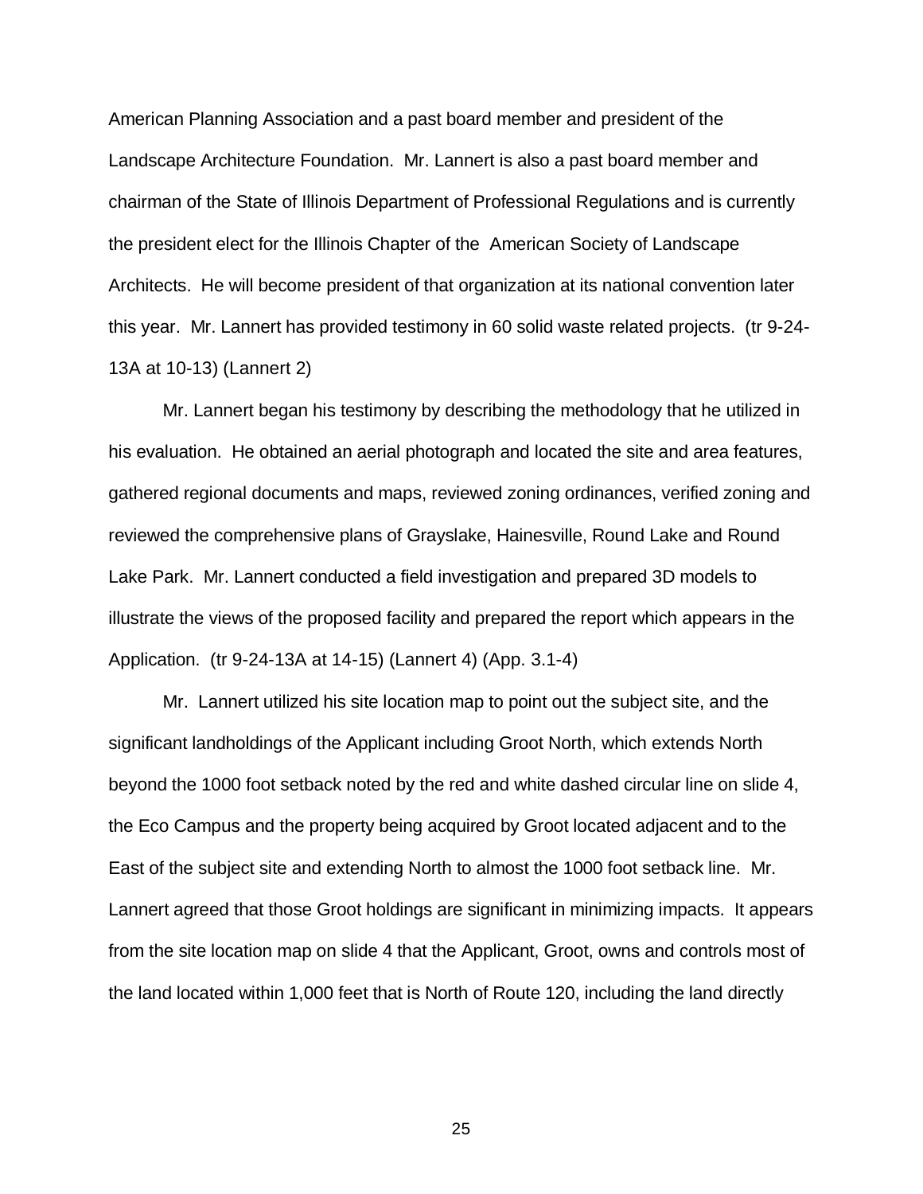American Planning Association and a past board member and president of the Landscape Architecture Foundation. Mr. Lannert is also a past board member and chairman of the State of Illinois Department of Professional Regulations and is currently the president elect for the Illinois Chapter of the American Society of Landscape Architects. He will become president of that organization at its national convention later this year. Mr. Lannert has provided testimony in 60 solid waste related projects. (tr 9-24-13A at 10-13) (Lannert 2)

Mr. Lannert began his testimony by describing the methodology that he utilized in his evaluation. He obtained an aerial photograph and located the site and area features, gathered regional documents and maps, reviewed zoning ordinances, verified zoning and reviewed the comprehensive plans of Grayslake, Hainesville, Round Lake and Round Lake Park. Mr. Lannert conducted a field investigation and prepared 3D models to illustrate the views of the proposed facility and prepared the report which appears in the Application. (tr 9-24-13A at 14-15) (Lannert 4) (App. 3.1-4)

Mr. Lannert utilized his site location map to point out the subject site, and the significant landholdings of the Applicant including Groot North, which extends North beyond the 1000 foot setback noted by the red and white dashed circular line on slide 4, the Eco Campus and the property being acquired by Groot located adjacent and to the East of the subject site and extending North to almost the 1000 foot setback line. Mr. Lannert agreed that those Groot holdings are significant in minimizing impacts. It appears from the site location map on slide 4 that the Applicant, Groot, owns and controls most of the land located within 1,000 feet that is North of Route 120, including the land directly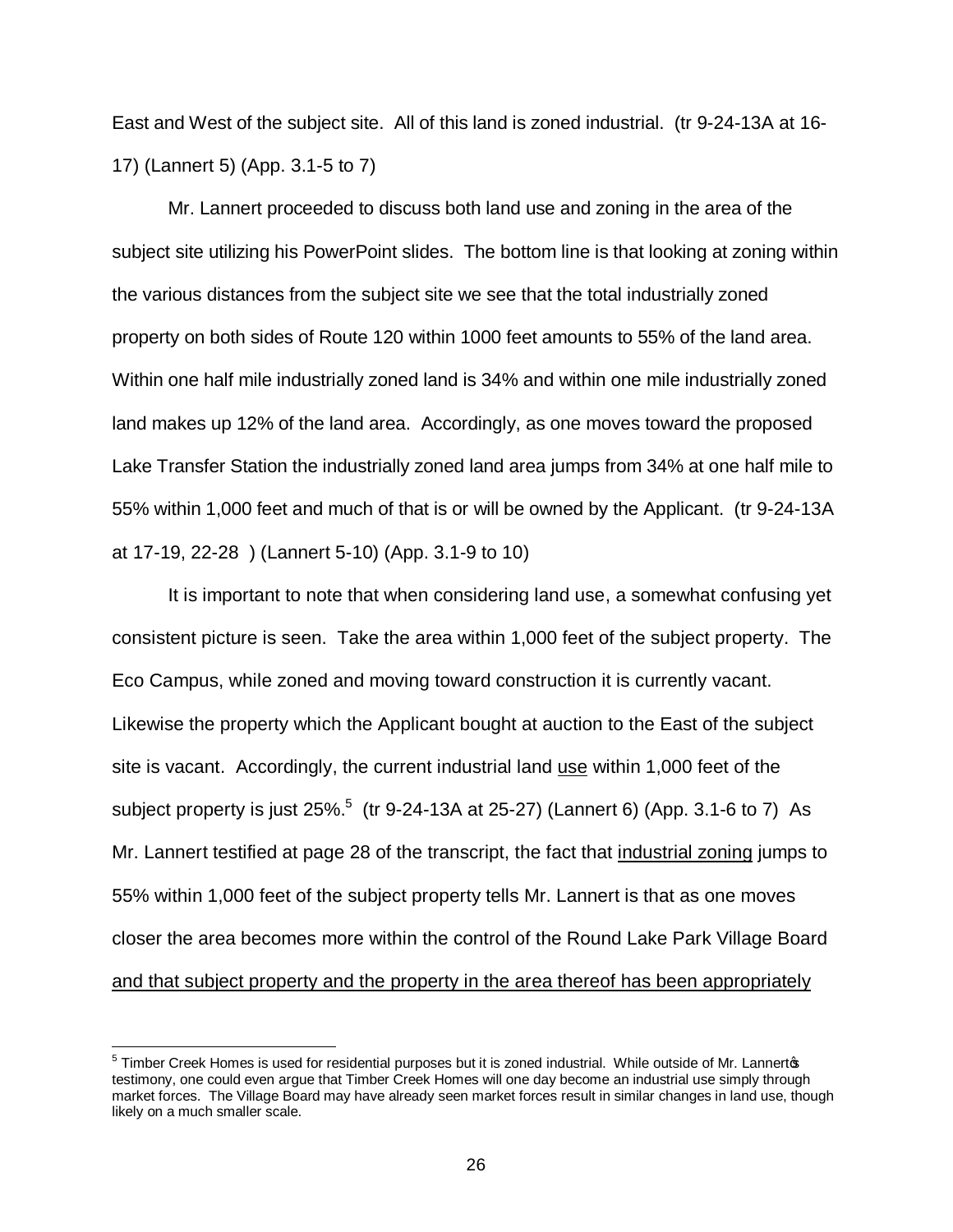East and West of the subject site. All of this land is zoned industrial. (tr 9-24-13A at 16-17) (Lannert 5) (App. 3.1-5 to 7)

Mr. Lannert proceeded to discuss both land use and zoning in the area of the subject site utilizing his PowerPoint slides. The bottom line is that looking at zoning within the various distances from the subject site we see that the total industrially zoned property on both sides of Route 120 within 1000 feet amounts to 55% of the land area. Within one half mile industrially zoned land is 34% and within one mile industrially zoned land makes up 12% of the land area. Accordingly, as one moves toward the proposed Lake Transfer Station the industrially zoned land area jumps from 34% at one half mile to 55% within 1,000 feet and much of that is or will be owned by the Applicant. (tr 9-24-13A at 17-19, 22-28 ) (Lannert 5-10) (App. 3.1-9 to 10)

It is important to note that when considering land use, a somewhat confusing yet consistent picture is seen. Take the area within 1,000 feet of the subject property. The Eco Campus, while zoned and moving toward construction it is currently vacant. Likewise the property which the Applicant bought at auction to the East of the subject site is vacant. Accordingly, the current industrial land <u>use</u> within 1,000 feet of the subject property is just 25%.[5] (tr 9-24-13A at 25-27) (Lannert 6) (App. 3.1-6 to 7) As Mr. Lannert testified at page 28 of the transcript, the fact that <u>industrial zoning</u> jumps to 55% within 1,000 feet of the subject property tells Mr. Lannert is that as one moves closer the area becomes more within the control of the Round Lake Park Village Board <u>and that subject property and the property in the area thereof has been appropriately</u>

---

[5] Timber Creek Homes is used for residential purposes but it is zoned industrial. While outside of Mr. Lannert's testimony, one could even argue that Timber Creek Homes will one day become an industrial use simply through market forces. The Village Board may have already seen market forces result in similar changes in land use, though likely on a much smaller scale.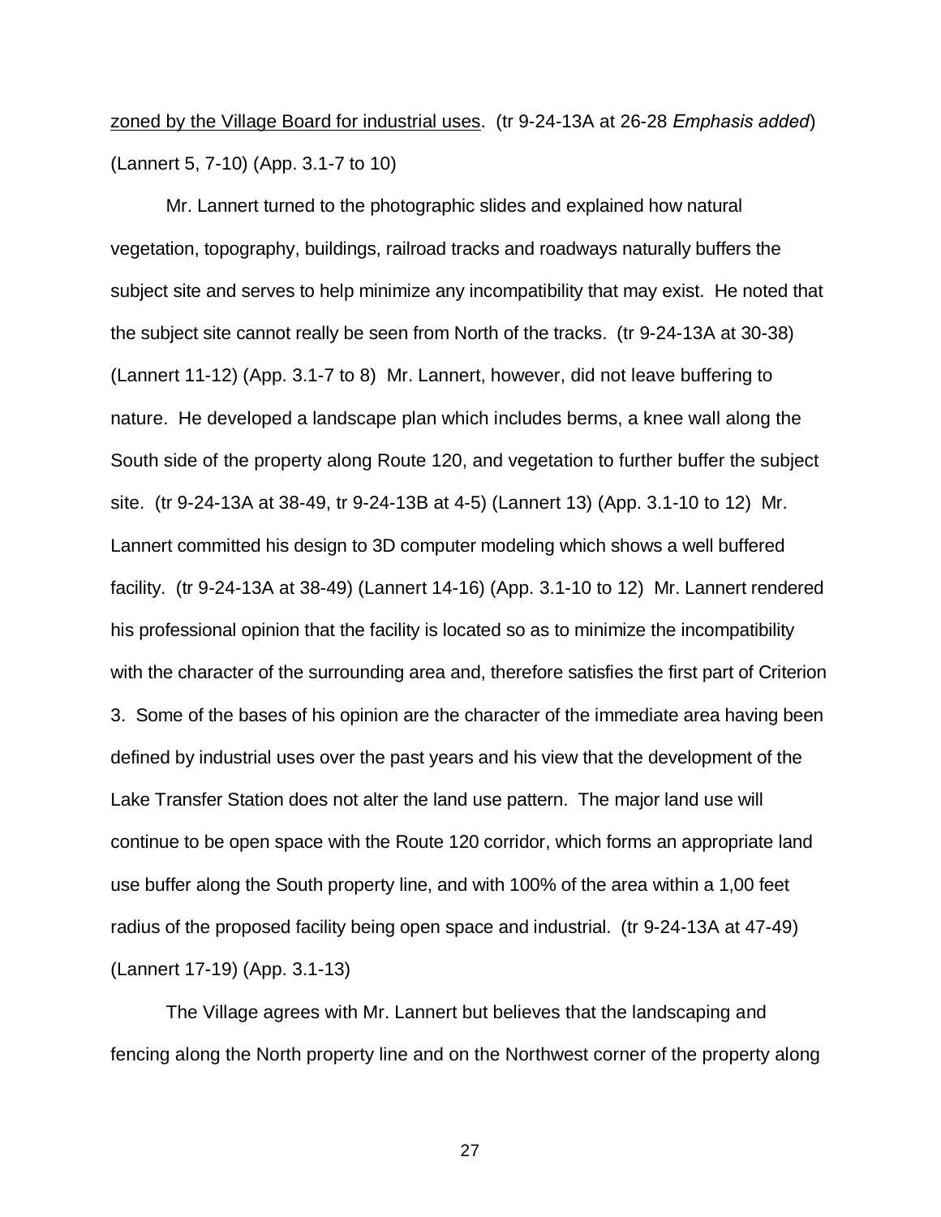<u>zoned by the Village Board for industrial uses</u>. (tr 9-24-13A at 26-28 *Emphasis added*) (Lannert 5, 7-10) (App. 3.1-7 to 10)

Mr. Lannert turned to the photographic slides and explained how natural vegetation, topography, buildings, railroad tracks and roadways naturally buffers the subject site and serves to help minimize any incompatibility that may exist. He noted that the subject site cannot really be seen from North of the tracks. (tr 9-24-13A at 30-38) (Lannert 11-12) (App. 3.1-7 to 8) Mr. Lannert, however, did not leave buffering to nature. He developed a landscape plan which includes berms, a knee wall along the South side of the property along Route 120, and vegetation to further buffer the subject site. (tr 9-24-13A at 38-49, tr 9-24-13B at 4-5) (Lannert 13) (App. 3.1-10 to 12) Mr. Lannert committed his design to 3D computer modeling which shows a well buffered facility. (tr 9-24-13A at 38-49) (Lannert 14-16) (App. 3.1-10 to 12) Mr. Lannert rendered his professional opinion that the facility is located so as to minimize the incompatibility with the character of the surrounding area and, therefore satisfies the first part of Criterion 3. Some of the bases of his opinion are the character of the immediate area having been defined by industrial uses over the past years and his view that the development of the Lake Transfer Station does not alter the land use pattern. The major land use will continue to be open space with the Route 120 corridor, which forms an appropriate land use buffer along the South property line, and with 100% of the area within a 1,00 feet radius of the proposed facility being open space and industrial. (tr 9-24-13A at 47-49) (Lannert 17-19) (App. 3.1-13)

The Village agrees with Mr. Lannert but believes that the landscaping and fencing along the North property line and on the Northwest corner of the property along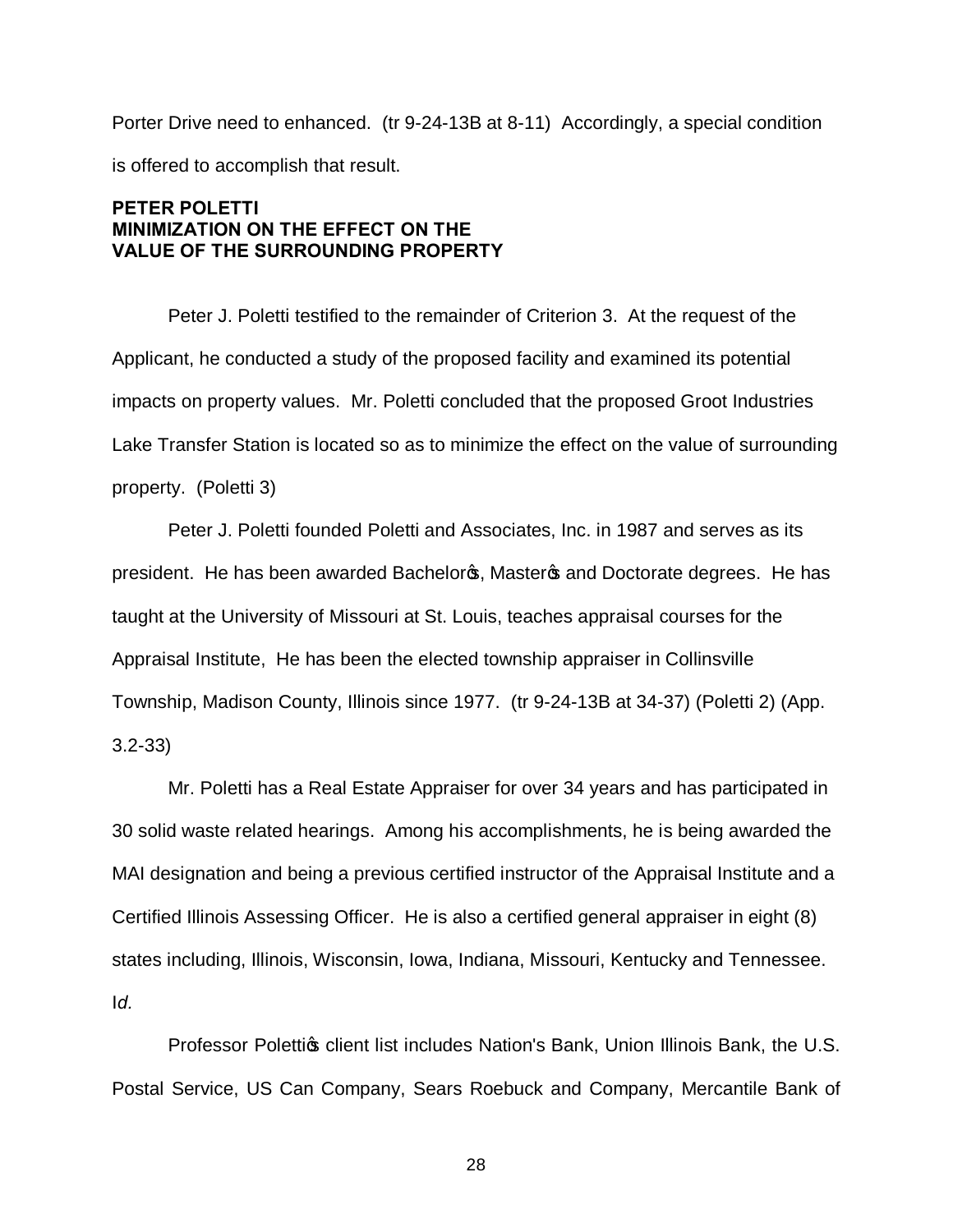Porter Drive need to enhanced. (tr 9-24-13B at 8-11) Accordingly, a special condition is offered to accomplish that result.

**PETER POLETTI**
**MINIMIZATION ON THE EFFECT ON THE VALUE OF THE SURROUNDING PROPERTY**

Peter J. Poletti testified to the remainder of Criterion 3. At the request of the Applicant, he conducted a study of the proposed facility and examined its potential impacts on property values. Mr. Poletti concluded that the proposed Groot Industries Lake Transfer Station is located so as to minimize the effect on the value of surrounding property. (Poletti 3)

Peter J. Poletti founded Poletti and Associates, Inc. in 1987 and serves as its president. He has been awarded Bachelor's, Master's and Doctorate degrees. He has taught at the University of Missouri at St. Louis, teaches appraisal courses for the Appraisal Institute, He has been the elected township appraiser in Collinsville Township, Madison County, Illinois since 1977. (tr 9-24-13B at 34-37) (Poletti 2) (App. 3.2-33)

Mr. Poletti has a Real Estate Appraiser for over 34 years and has participated in 30 solid waste related hearings. Among his accomplishments, he is being awarded the MAI designation and being a previous certified instructor of the Appraisal Institute and a Certified Illinois Assessing Officer. He is also a certified general appraiser in eight (8) states including, Illinois, Wisconsin, Iowa, Indiana, Missouri, Kentucky and Tennessee. I*d.*

Professor Poletti's client list includes Nation's Bank, Union Illinois Bank, the U.S. Postal Service, US Can Company, Sears Roebuck and Company, Mercantile Bank of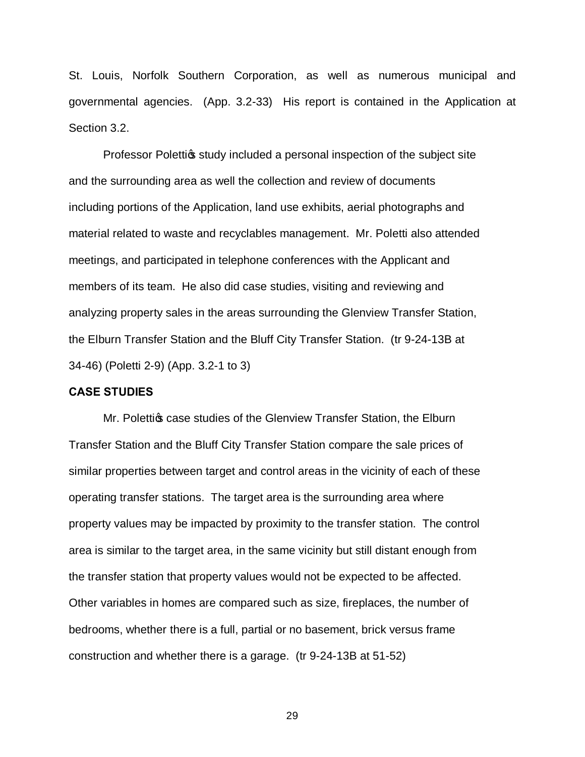St. Louis, Norfolk Southern Corporation, as well as numerous municipal and governmental agencies. (App. 3.2-33) His report is contained in the Application at Section 3.2.

Professor Poletti's study included a personal inspection of the subject site and the surrounding area as well the collection and review of documents including portions of the Application, land use exhibits, aerial photographs and material related to waste and recyclables management. Mr. Poletti also attended meetings, and participated in telephone conferences with the Applicant and members of its team. He also did case studies, visiting and reviewing and analyzing property sales in the areas surrounding the Glenview Transfer Station, the Elburn Transfer Station and the Bluff City Transfer Station. (tr 9-24-13B at 34-46) (Poletti 2-9) (App. 3.2-1 to 3)

**CASE STUDIES**

Mr. Poletti's case studies of the Glenview Transfer Station, the Elburn Transfer Station and the Bluff City Transfer Station compare the sale prices of similar properties between target and control areas in the vicinity of each of these operating transfer stations. The target area is the surrounding area where property values may be impacted by proximity to the transfer station. The control area is similar to the target area, in the same vicinity but still distant enough from the transfer station that property values would not be expected to be affected. Other variables in homes are compared such as size, fireplaces, the number of bedrooms, whether there is a full, partial or no basement, brick versus frame construction and whether there is a garage. (tr 9-24-13B at 51-52)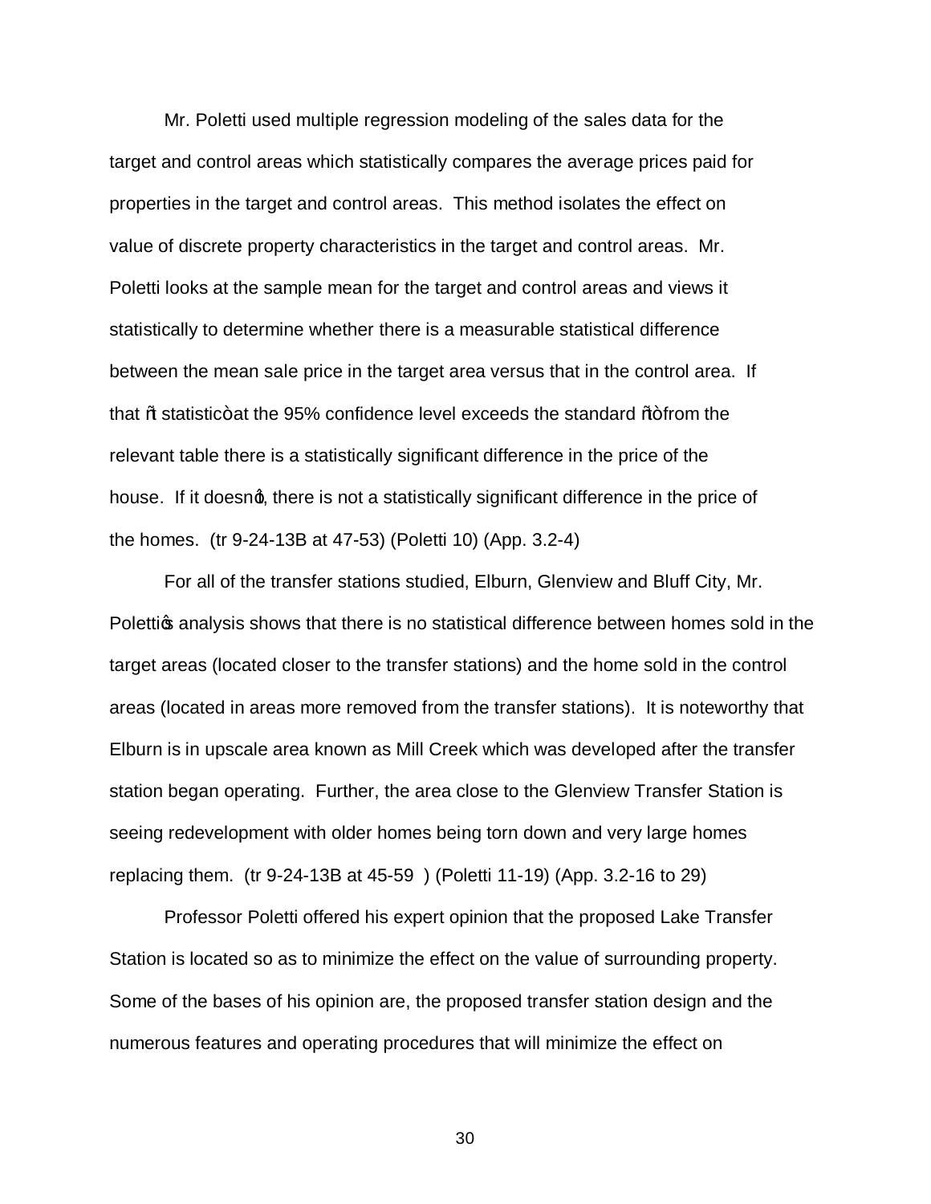Mr. Poletti used multiple regression modeling of the sales data for the target and control areas which statistically compares the average prices paid for properties in the target and control areas. This method isolates the effect on value of discrete property characteristics in the target and control areas. Mr. Poletti looks at the sample mean for the target and control areas and views it statistically to determine whether there is a measurable statistical difference between the mean sale price in the target area versus that in the control area. If that "t statistic" at the 95% confidence level exceeds the standard "t" from the relevant table there is a statistically significant difference in the price of the house. If it doesn't, there is not a statistically significant difference in the price of the homes. (tr 9-24-13B at 47-53) (Poletti 10) (App. 3.2-4)

For all of the transfer stations studied, Elburn, Glenview and Bluff City, Mr. Poletti's analysis shows that there is no statistical difference between homes sold in the target areas (located closer to the transfer stations) and the home sold in the control areas (located in areas more removed from the transfer stations). It is noteworthy that Elburn is in upscale area known as Mill Creek which was developed after the transfer station began operating. Further, the area close to the Glenview Transfer Station is seeing redevelopment with older homes being torn down and very large homes replacing them. (tr 9-24-13B at 45-59 ) (Poletti 11-19) (App. 3.2-16 to 29)

Professor Poletti offered his expert opinion that the proposed Lake Transfer Station is located so as to minimize the effect on the value of surrounding property. Some of the bases of his opinion are, the proposed transfer station design and the numerous features and operating procedures that will minimize the effect on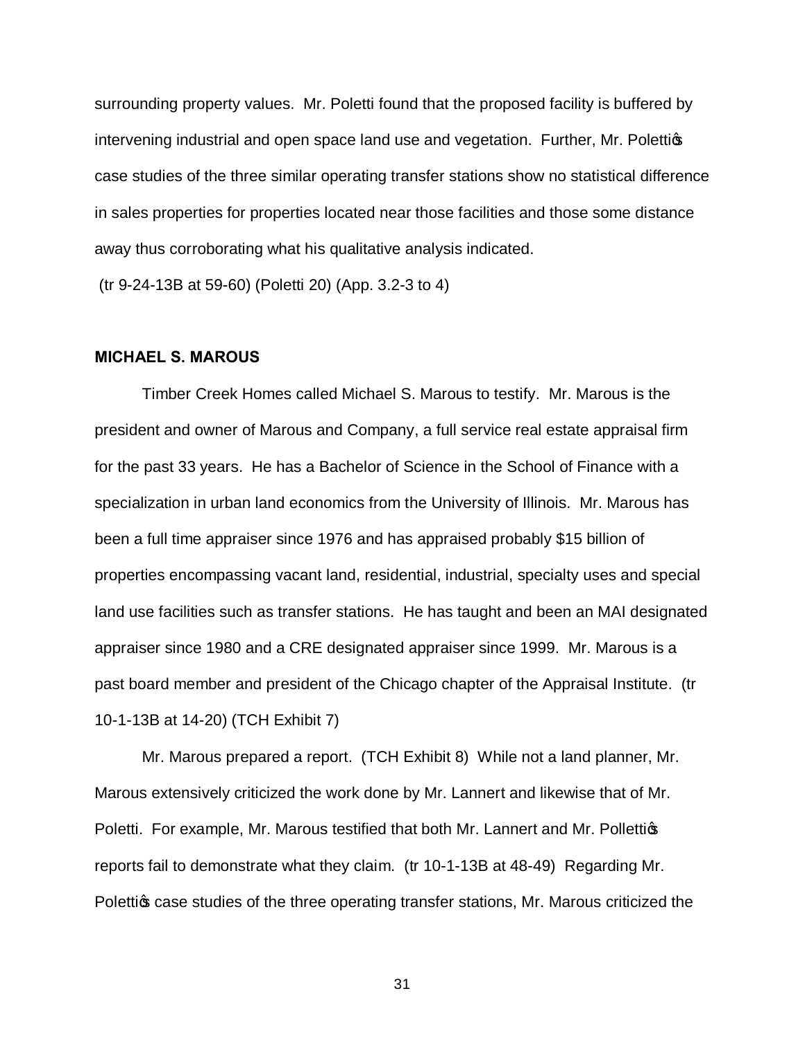surrounding property values. Mr. Poletti found that the proposed facility is buffered by intervening industrial and open space land use and vegetation. Further, Mr. Poletti's case studies of the three similar operating transfer stations show no statistical difference in sales properties for properties located near those facilities and those some distance away thus corroborating what his qualitative analysis indicated.
(tr 9-24-13B at 59-60) (Poletti 20) (App. 3.2-3 to 4)

**MICHAEL S. MAROUS**

Timber Creek Homes called Michael S. Marous to testify. Mr. Marous is the president and owner of Marous and Company, a full service real estate appraisal firm for the past 33 years. He has a Bachelor of Science in the School of Finance with a specialization in urban land economics from the University of Illinois. Mr. Marous has been a full time appraiser since 1976 and has appraised probably $15 billion of properties encompassing vacant land, residential, industrial, specialty uses and special land use facilities such as transfer stations. He has taught and been an MAI designated appraiser since 1980 and a CRE designated appraiser since 1999. Mr. Marous is a past board member and president of the Chicago chapter of the Appraisal Institute. (tr 10-1-13B at 14-20) (TCH Exhibit 7)

Mr. Marous prepared a report. (TCH Exhibit 8) While not a land planner, Mr. Marous extensively criticized the work done by Mr. Lannert and likewise that of Mr. Poletti. For example, Mr. Marous testified that both Mr. Lannert and Mr. Polletti's reports fail to demonstrate what they claim. (tr 10-1-13B at 48-49) Regarding Mr. Poletti's case studies of the three operating transfer stations, Mr. Marous criticized the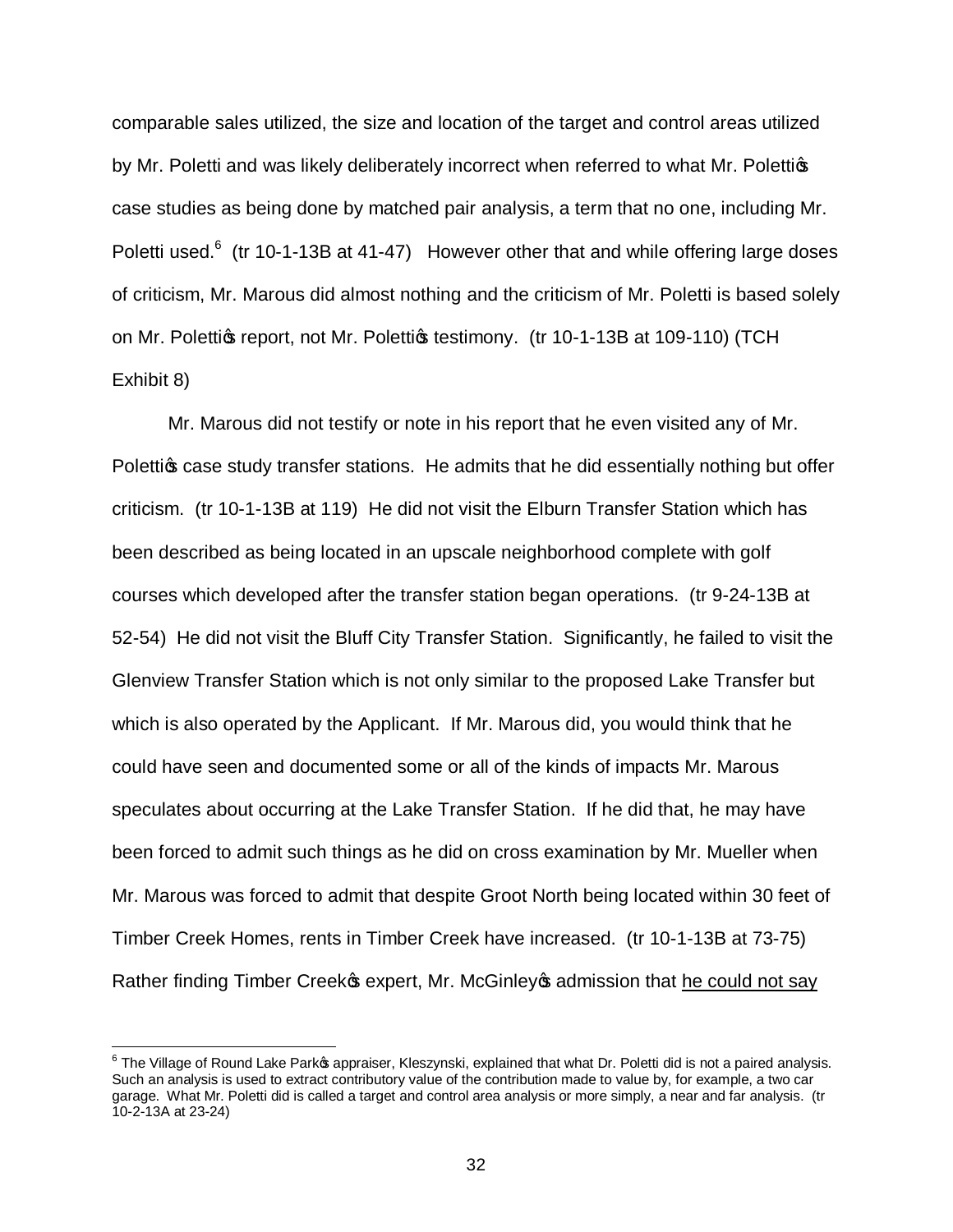comparable sales utilized, the size and location of the target and control areas utilized by Mr. Poletti and was likely deliberately incorrect when referred to what Mr. Poletti's case studies as being done by matched pair analysis, a term that no one, including Mr. Poletti used.[6] (tr 10-1-13B at 41-47) However other that and while offering large doses of criticism, Mr. Marous did almost nothing and the criticism of Mr. Poletti is based solely on Mr. Poletti's report, not Mr. Poletti's testimony. (tr 10-1-13B at 109-110) (TCH Exhibit 8)

Mr. Marous did not testify or note in his report that he even visited any of Mr. Poletti's case study transfer stations. He admits that he did essentially nothing but offer criticism. (tr 10-1-13B at 119) He did not visit the Elburn Transfer Station which has been described as being located in an upscale neighborhood complete with golf courses which developed after the transfer station began operations. (tr 9-24-13B at 52-54) He did not visit the Bluff City Transfer Station. Significantly, he failed to visit the Glenview Transfer Station which is not only similar to the proposed Lake Transfer but which is also operated by the Applicant. If Mr. Marous did, you would think that he could have seen and documented some or all of the kinds of impacts Mr. Marous speculates about occurring at the Lake Transfer Station. If he did that, he may have been forced to admit such things as he did on cross examination by Mr. Mueller when Mr. Marous was forced to admit that despite Groot North being located within 30 feet of Timber Creek Homes, rents in Timber Creek have increased. (tr 10-1-13B at 73-75) Rather finding Timber Creek's expert, Mr. McGinley's admission that <u>he could not say</u>

[6] The Village of Round Lake Park's appraiser, Kleszynski, explained that what Dr. Poletti did is not a paired analysis. Such an analysis is used to extract contributory value of the contribution made to value by, for example, a two car garage. What Mr. Poletti did is called a target and control area analysis or more simply, a near and far analysis. (tr 10-2-13A at 23-24)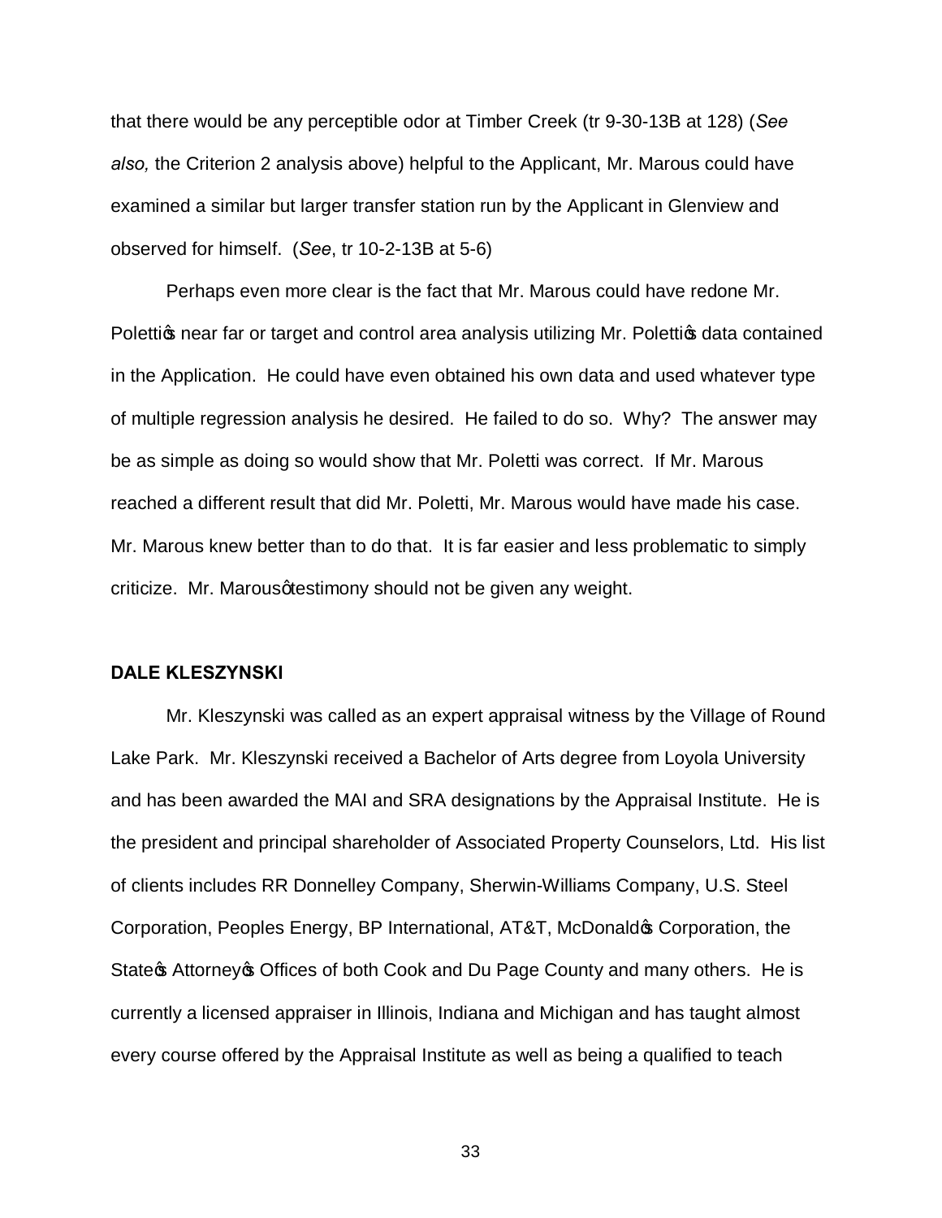that there would be any perceptible odor at Timber Creek (tr 9-30-13B at 128) (*See also,* the Criterion 2 analysis above) helpful to the Applicant, Mr. Marous could have examined a similar but larger transfer station run by the Applicant in Glenview and observed for himself. (*See*, tr 10-2-13B at 5-6)

Perhaps even more clear is the fact that Mr. Marous could have redone Mr. Poletti's near far or target and control area analysis utilizing Mr. Poletti's data contained in the Application. He could have even obtained his own data and used whatever type of multiple regression analysis he desired. He failed to do so. Why? The answer may be as simple as doing so would show that Mr. Poletti was correct. If Mr. Marous reached a different result that did Mr. Poletti, Mr. Marous would have made his case. Mr. Marous knew better than to do that. It is far easier and less problematic to simply criticize. Mr. Marous' testimony should not be given any weight.

**DALE KLESZYNSKI**

Mr. Kleszynski was called as an expert appraisal witness by the Village of Round Lake Park. Mr. Kleszynski received a Bachelor of Arts degree from Loyola University and has been awarded the MAI and SRA designations by the Appraisal Institute. He is the president and principal shareholder of Associated Property Counselors, Ltd. His list of clients includes RR Donnelley Company, Sherwin-Williams Company, U.S. Steel Corporation, Peoples Energy, BP International, AT&T, McDonald's Corporation, the State's Attorney's Offices of both Cook and Du Page County and many others. He is currently a licensed appraiser in Illinois, Indiana and Michigan and has taught almost every course offered by the Appraisal Institute as well as being a qualified to teach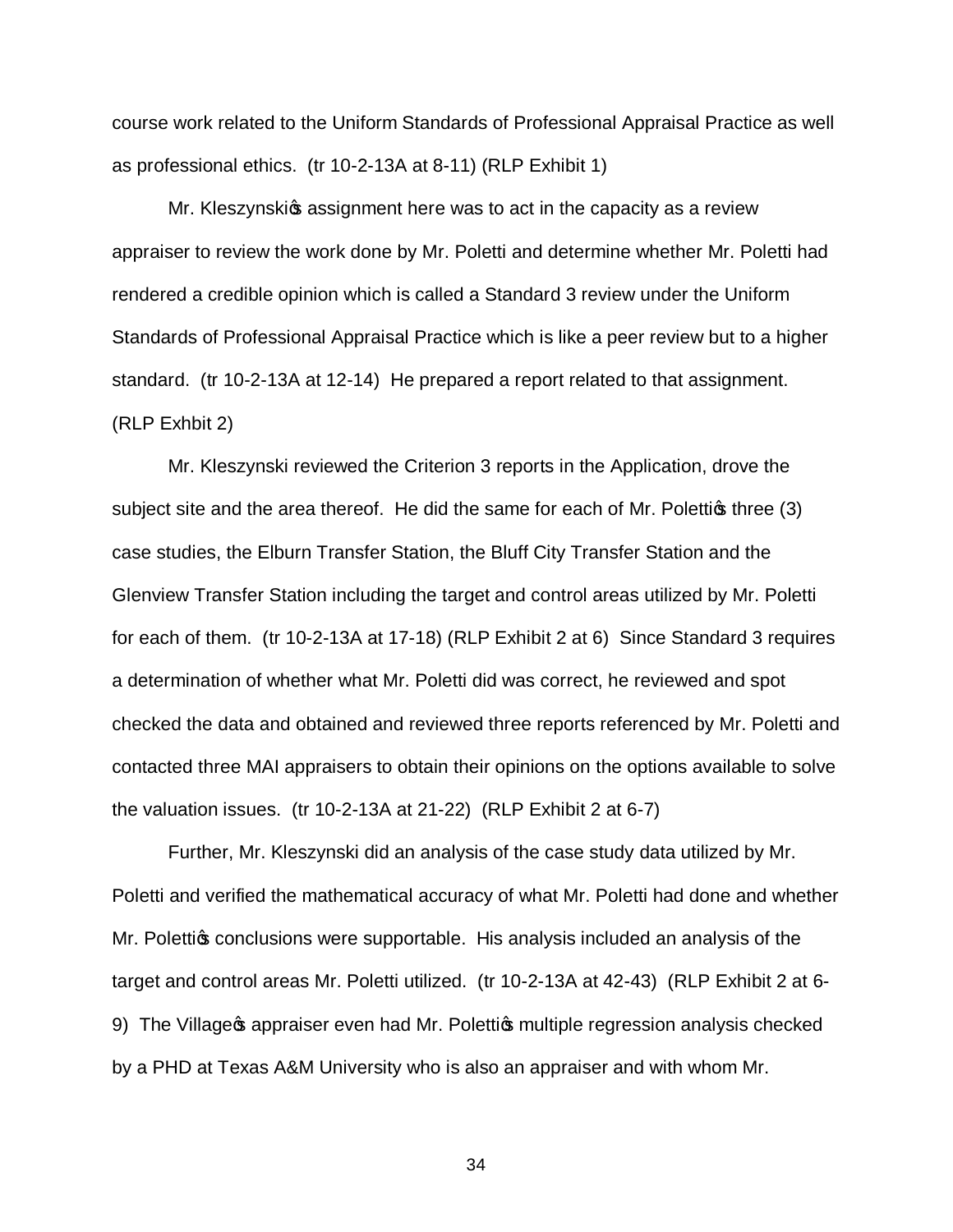course work related to the Uniform Standards of Professional Appraisal Practice as well as professional ethics. (tr 10-2-13A at 8-11) (RLP Exhibit 1)

Mr. Kleszynski's assignment here was to act in the capacity as a review appraiser to review the work done by Mr. Poletti and determine whether Mr. Poletti had rendered a credible opinion which is called a Standard 3 review under the Uniform Standards of Professional Appraisal Practice which is like a peer review but to a higher standard. (tr 10-2-13A at 12-14) He prepared a report related to that assignment. (RLP Exhbit 2)

Mr. Kleszynski reviewed the Criterion 3 reports in the Application, drove the subject site and the area thereof. He did the same for each of Mr. Poletti's three (3) case studies, the Elburn Transfer Station, the Bluff City Transfer Station and the Glenview Transfer Station including the target and control areas utilized by Mr. Poletti for each of them. (tr 10-2-13A at 17-18) (RLP Exhibit 2 at 6) Since Standard 3 requires a determination of whether what Mr. Poletti did was correct, he reviewed and spot checked the data and obtained and reviewed three reports referenced by Mr. Poletti and contacted three MAI appraisers to obtain their opinions on the options available to solve the valuation issues. (tr 10-2-13A at 21-22) (RLP Exhibit 2 at 6-7)

Further, Mr. Kleszynski did an analysis of the case study data utilized by Mr. Poletti and verified the mathematical accuracy of what Mr. Poletti had done and whether Mr. Poletti's conclusions were supportable. His analysis included an analysis of the target and control areas Mr. Poletti utilized. (tr 10-2-13A at 42-43) (RLP Exhibit 2 at 6-9) The Village's appraiser even had Mr. Poletti's multiple regression analysis checked by a PHD at Texas A&M University who is also an appraiser and with whom Mr.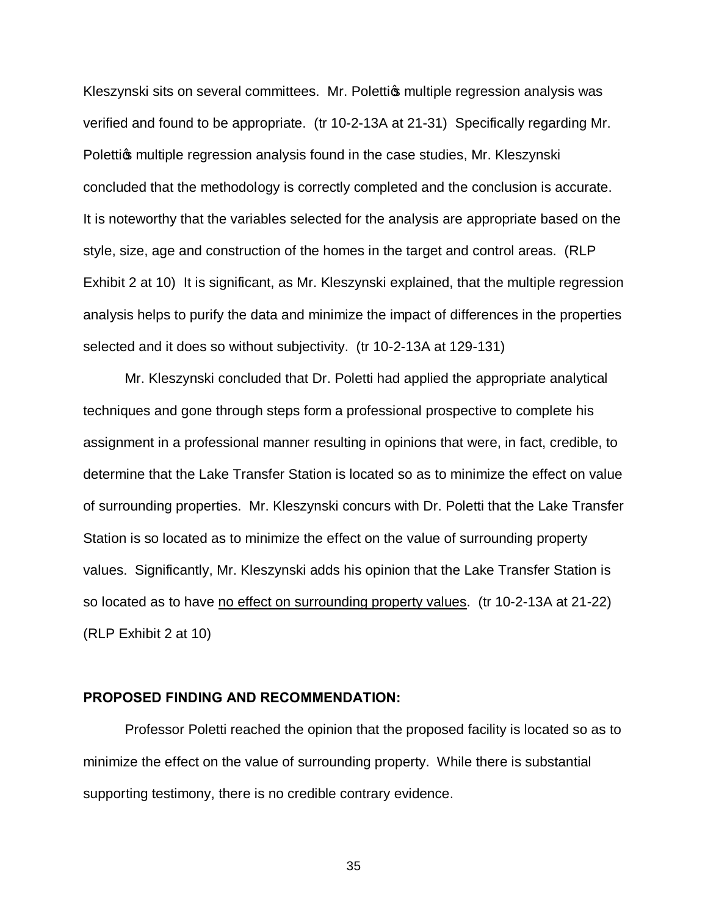Kleszynski sits on several committees. Mr. Poletti's multiple regression analysis was verified and found to be appropriate. (tr 10-2-13A at 21-31) Specifically regarding Mr. Poletti's multiple regression analysis found in the case studies, Mr. Kleszynski concluded that the methodology is correctly completed and the conclusion is accurate. It is noteworthy that the variables selected for the analysis are appropriate based on the style, size, age and construction of the homes in the target and control areas. (RLP Exhibit 2 at 10) It is significant, as Mr. Kleszynski explained, that the multiple regression analysis helps to purify the data and minimize the impact of differences in the properties selected and it does so without subjectivity. (tr 10-2-13A at 129-131)

Mr. Kleszynski concluded that Dr. Poletti had applied the appropriate analytical techniques and gone through steps form a professional prospective to complete his assignment in a professional manner resulting in opinions that were, in fact, credible, to determine that the Lake Transfer Station is located so as to minimize the effect on value of surrounding properties. Mr. Kleszynski concurs with Dr. Poletti that the Lake Transfer Station is so located as to minimize the effect on the value of surrounding property values. Significantly, Mr. Kleszynski adds his opinion that the Lake Transfer Station is so located as to have <u>no effect on surrounding property values</u>. (tr 10-2-13A at 21-22) (RLP Exhibit 2 at 10)

**PROPOSED FINDING AND RECOMMENDATION:**

Professor Poletti reached the opinion that the proposed facility is located so as to minimize the effect on the value of surrounding property. While there is substantial supporting testimony, there is no credible contrary evidence.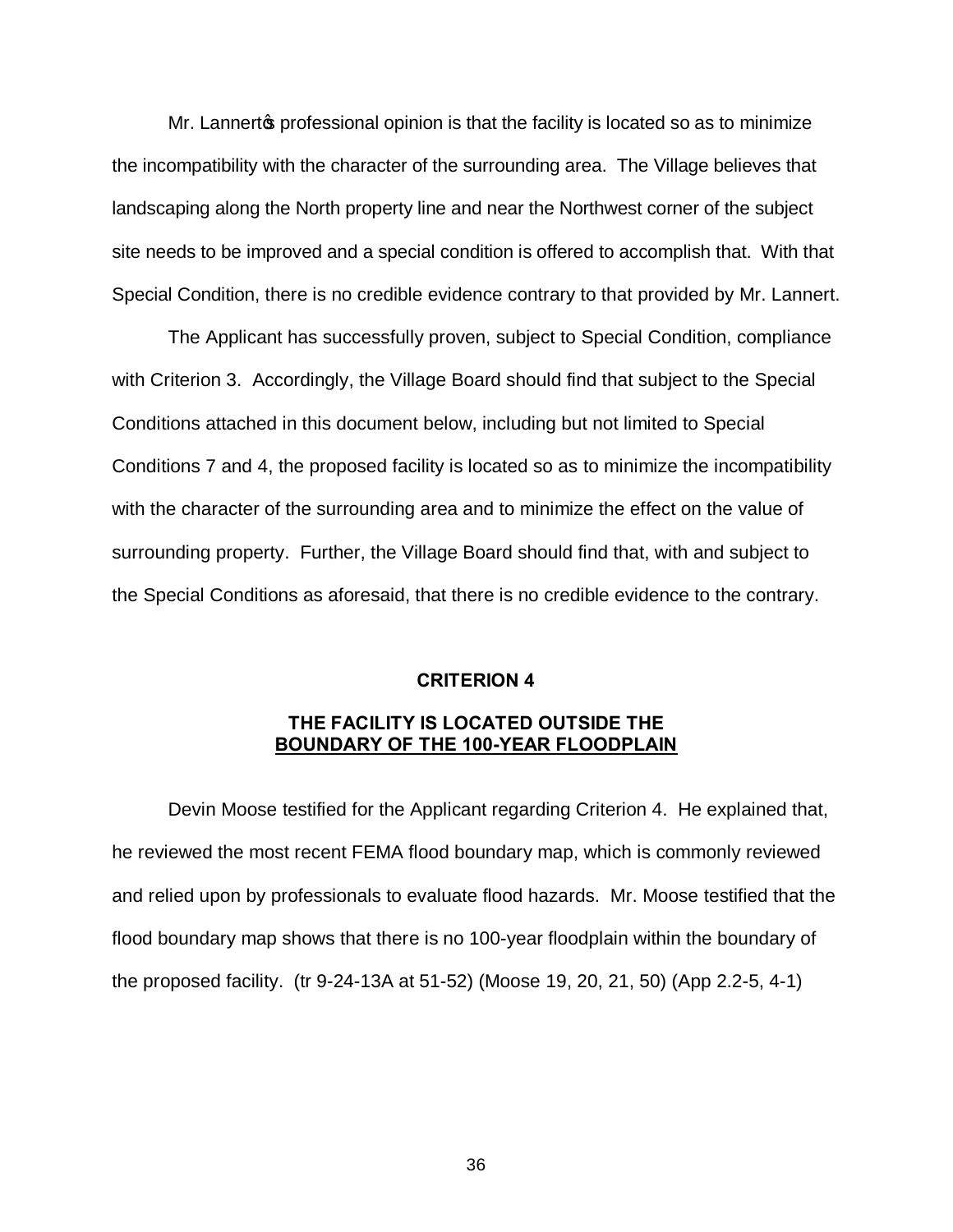Mr. Lannert's professional opinion is that the facility is located so as to minimize the incompatibility with the character of the surrounding area. The Village believes that landscaping along the North property line and near the Northwest corner of the subject site needs to be improved and a special condition is offered to accomplish that. With that Special Condition, there is no credible evidence contrary to that provided by Mr. Lannert.

The Applicant has successfully proven, subject to Special Condition, compliance with Criterion 3. Accordingly, the Village Board should find that subject to the Special Conditions attached in this document below, including but not limited to Special Conditions 7 and 4, the proposed facility is located so as to minimize the incompatibility with the character of the surrounding area and to minimize the effect on the value of surrounding property. Further, the Village Board should find that, with and subject to the Special Conditions as aforesaid, that there is no credible evidence to the contrary.

## CRITERION 4

## THE FACILITY IS LOCATED OUTSIDE THE BOUNDARY OF THE 100-YEAR FLOODPLAIN

Devin Moose testified for the Applicant regarding Criterion 4. He explained that, he reviewed the most recent FEMA flood boundary map, which is commonly reviewed and relied upon by professionals to evaluate flood hazards. Mr. Moose testified that the flood boundary map shows that there is no 100-year floodplain within the boundary of the proposed facility. (tr 9-24-13A at 51-52) (Moose 19, 20, 21, 50) (App 2.2-5, 4-1)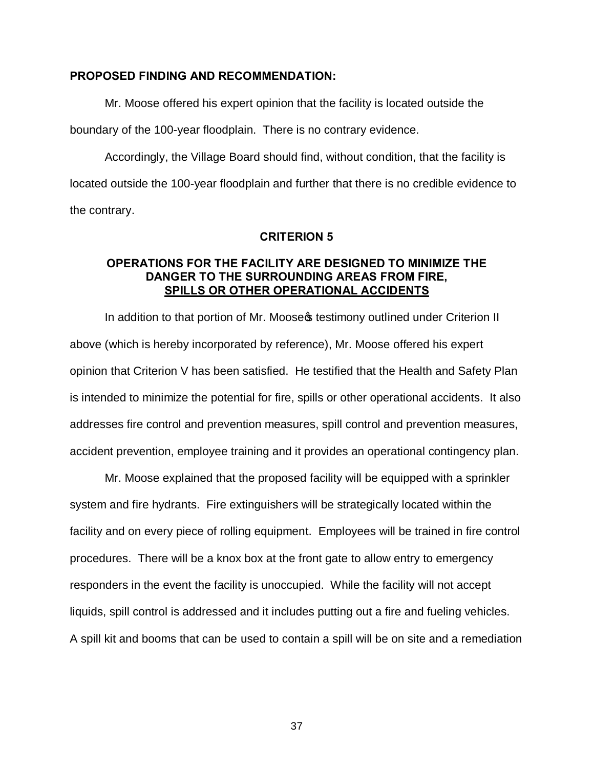**PROPOSED FINDING AND RECOMMENDATION:**

Mr. Moose offered his expert opinion that the facility is located outside the boundary of the 100-year floodplain. There is no contrary evidence.

Accordingly, the Village Board should find, without condition, that the facility is located outside the 100-year floodplain and further that there is no credible evidence to the contrary.

**CRITERION 5**

**OPERATIONS FOR THE FACILITY ARE DESIGNED TO MINIMIZE THE DANGER TO THE SURROUNDING AREAS FROM FIRE, SPILLS OR OTHER OPERATIONAL ACCIDENTS**

In addition to that portion of Mr. Moose's testimony outlined under Criterion II above (which is hereby incorporated by reference), Mr. Moose offered his expert opinion that Criterion V has been satisfied. He testified that the Health and Safety Plan is intended to minimize the potential for fire, spills or other operational accidents. It also addresses fire control and prevention measures, spill control and prevention measures, accident prevention, employee training and it provides an operational contingency plan.

Mr. Moose explained that the proposed facility will be equipped with a sprinkler system and fire hydrants. Fire extinguishers will be strategically located within the facility and on every piece of rolling equipment. Employees will be trained in fire control procedures. There will be a knox box at the front gate to allow entry to emergency responders in the event the facility is unoccupied. While the facility will not accept liquids, spill control is addressed and it includes putting out a fire and fueling vehicles. A spill kit and booms that can be used to contain a spill will be on site and a remediation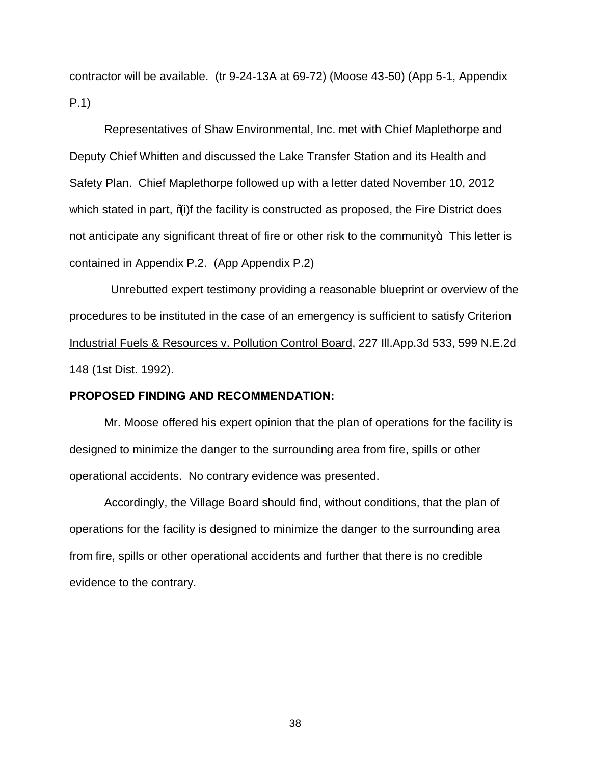contractor will be available. (tr 9-24-13A at 69-72) (Moose 43-50) (App 5-1, Appendix P.1)

Representatives of Shaw Environmental, Inc. met with Chief Maplethorpe and Deputy Chief Whitten and discussed the Lake Transfer Station and its Health and Safety Plan. Chief Maplethorpe followed up with a letter dated November 10, 2012 which stated in part, "(i)f the facility is constructed as proposed, the Fire District does not anticipate any significant threat of fire or other risk to the community". This letter is contained in Appendix P.2. (App Appendix P.2)

Unrebutted expert testimony providing a reasonable blueprint or overview of the procedures to be instituted in the case of an emergency is sufficient to satisfy Criterion Industrial Fuels & Resources v. Pollution Control Board, 227 Ill.App.3d 533, 599 N.E.2d 148 (1st Dist. 1992).

**PROPOSED FINDING AND RECOMMENDATION:**

Mr. Moose offered his expert opinion that the plan of operations for the facility is designed to minimize the danger to the surrounding area from fire, spills or other operational accidents. No contrary evidence was presented.

Accordingly, the Village Board should find, without conditions, that the plan of operations for the facility is designed to minimize the danger to the surrounding area from fire, spills or other operational accidents and further that there is no credible evidence to the contrary.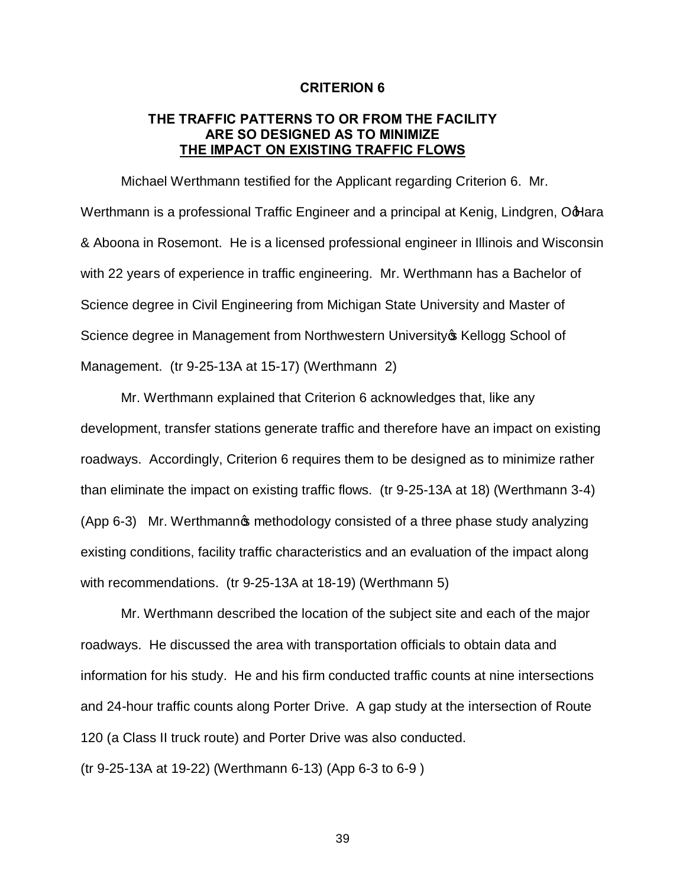**CRITERION 6**

**THE TRAFFIC PATTERNS TO OR FROM THE FACILITY ARE SO DESIGNED AS TO MINIMIZE THE IMPACT ON EXISTING TRAFFIC FLOWS**

Michael Werthmann testified for the Applicant regarding Criterion 6. Mr. Werthmann is a professional Traffic Engineer and a principal at Kenig, Lindgren, O'Hara & Aboona in Rosemont. He is a licensed professional engineer in Illinois and Wisconsin with 22 years of experience in traffic engineering. Mr. Werthmann has a Bachelor of Science degree in Civil Engineering from Michigan State University and Master of Science degree in Management from Northwestern University's Kellogg School of Management. (tr 9-25-13A at 15-17) (Werthmann 2)

Mr. Werthmann explained that Criterion 6 acknowledges that, like any development, transfer stations generate traffic and therefore have an impact on existing roadways. Accordingly, Criterion 6 requires them to be designed as to minimize rather than eliminate the impact on existing traffic flows. (tr 9-25-13A at 18) (Werthmann 3-4) (App 6-3) Mr. Werthmann's methodology consisted of a three phase study analyzing existing conditions, facility traffic characteristics and an evaluation of the impact along with recommendations. (tr 9-25-13A at 18-19) (Werthmann 5)

Mr. Werthmann described the location of the subject site and each of the major roadways. He discussed the area with transportation officials to obtain data and information for his study. He and his firm conducted traffic counts at nine intersections and 24-hour traffic counts along Porter Drive. A gap study at the intersection of Route 120 (a Class II truck route) and Porter Drive was also conducted.
(tr 9-25-13A at 19-22) (Werthmann 6-13) (App 6-3 to 6-9 )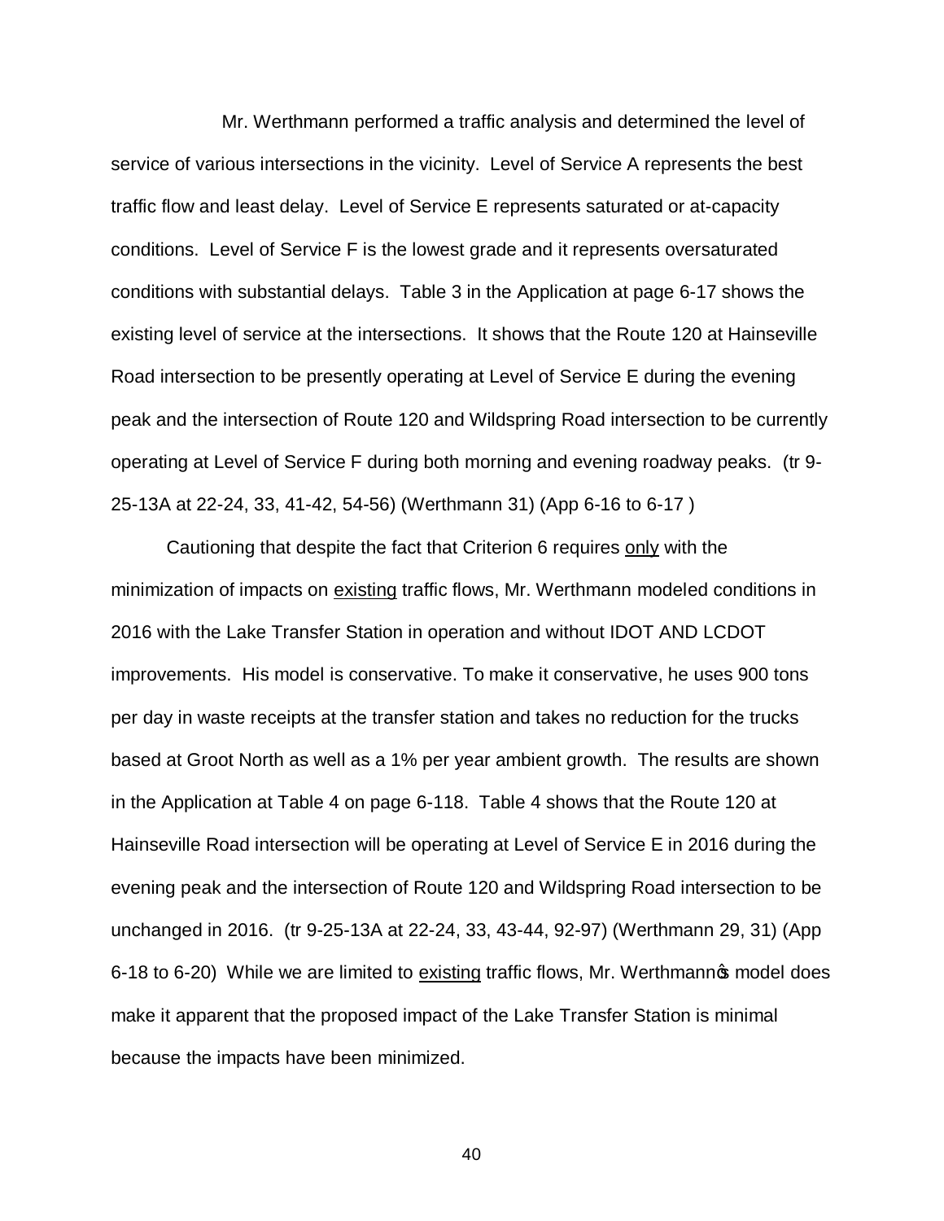Mr. Werthmann performed a traffic analysis and determined the level of service of various intersections in the vicinity. Level of Service A represents the best traffic flow and least delay. Level of Service E represents saturated or at-capacity conditions. Level of Service F is the lowest grade and it represents oversaturated conditions with substantial delays. Table 3 in the Application at page 6-17 shows the existing level of service at the intersections. It shows that the Route 120 at Hainseville Road intersection to be presently operating at Level of Service E during the evening peak and the intersection of Route 120 and Wildspring Road intersection to be currently operating at Level of Service F during both morning and evening roadway peaks. (tr 9-25-13A at 22-24, 33, 41-42, 54-56) (Werthmann 31) (App 6-16 to 6-17 )

Cautioning that despite the fact that Criterion 6 requires <u>only</u> with the minimization of impacts on <u>existing</u> traffic flows, Mr. Werthmann modeled conditions in 2016 with the Lake Transfer Station in operation and without IDOT AND LCDOT improvements. His model is conservative. To make it conservative, he uses 900 tons per day in waste receipts at the transfer station and takes no reduction for the trucks based at Groot North as well as a 1% per year ambient growth. The results are shown in the Application at Table 4 on page 6-118. Table 4 shows that the Route 120 at Hainseville Road intersection will be operating at Level of Service E in 2016 during the evening peak and the intersection of Route 120 and Wildspring Road intersection to be unchanged in 2016. (tr 9-25-13A at 22-24, 33, 43-44, 92-97) (Werthmann 29, 31) (App 6-18 to 6-20) While we are limited to <u>existing</u> traffic flows, Mr. Werthmann's model does make it apparent that the proposed impact of the Lake Transfer Station is minimal because the impacts have been minimized.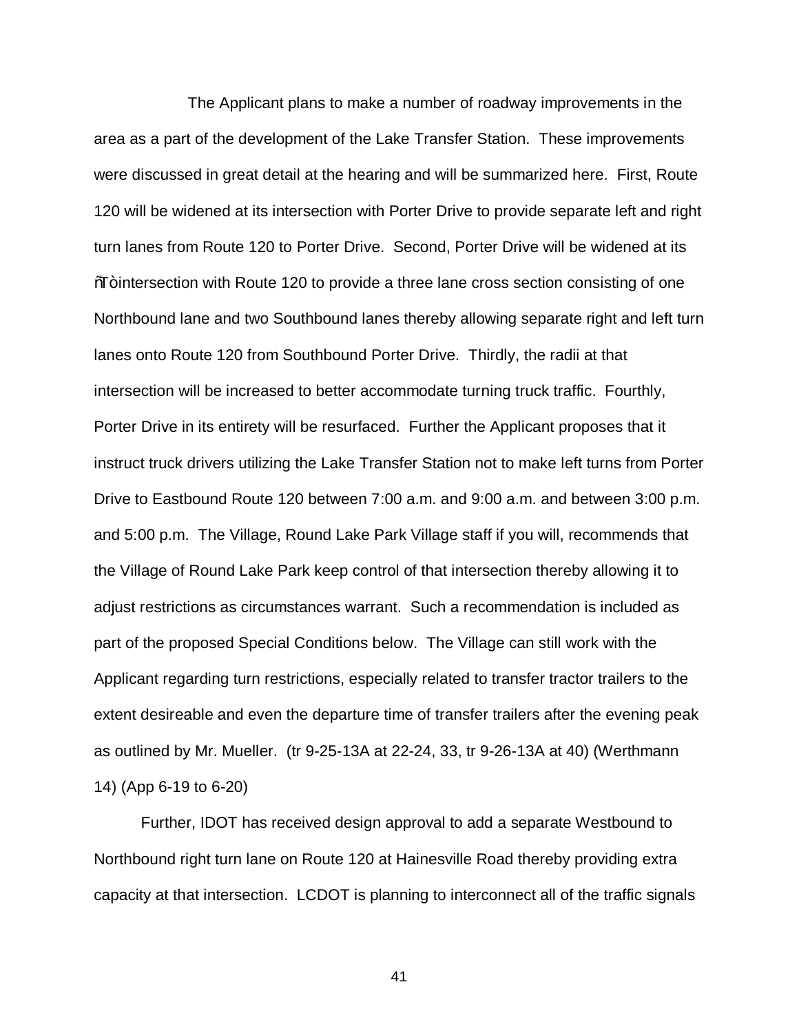The Applicant plans to make a number of roadway improvements in the area as a part of the development of the Lake Transfer Station. These improvements were discussed in great detail at the hearing and will be summarized here. First, Route 120 will be widened at its intersection with Porter Drive to provide separate left and right turn lanes from Route 120 to Porter Drive. Second, Porter Drive will be widened at its ñTòintersection with Route 120 to provide a three lane cross section consisting of one Northbound lane and two Southbound lanes thereby allowing separate right and left turn lanes onto Route 120 from Southbound Porter Drive. Thirdly, the radii at that intersection will be increased to better accommodate turning truck traffic. Fourthly, Porter Drive in its entirety will be resurfaced. Further the Applicant proposes that it instruct truck drivers utilizing the Lake Transfer Station not to make left turns from Porter Drive to Eastbound Route 120 between 7:00 a.m. and 9:00 a.m. and between 3:00 p.m. and 5:00 p.m. The Village, Round Lake Park Village staff if you will, recommends that the Village of Round Lake Park keep control of that intersection thereby allowing it to adjust restrictions as circumstances warrant. Such a recommendation is included as part of the proposed Special Conditions below. The Village can still work with the Applicant regarding turn restrictions, especially related to transfer tractor trailers to the extent desireable and even the departure time of transfer trailers after the evening peak as outlined by Mr. Mueller. (tr 9-25-13A at 22-24, 33, tr 9-26-13A at 40) (Werthmann 14) (App 6-19 to 6-20)

Further, IDOT has received design approval to add a separate Westbound to Northbound right turn lane on Route 120 at Hainesville Road thereby providing extra capacity at that intersection. LCDOT is planning to interconnect all of the traffic signals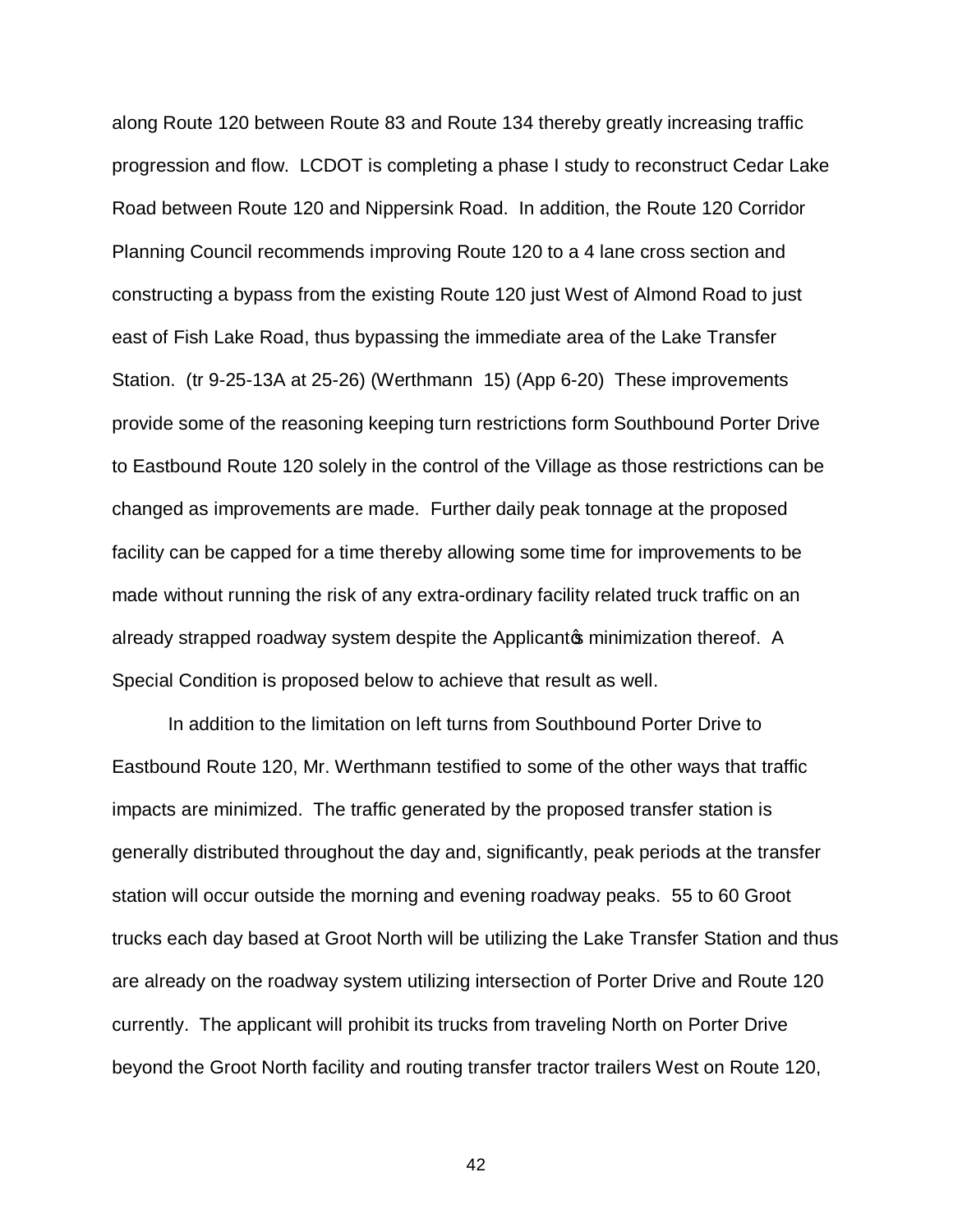along Route 120 between Route 83 and Route 134 thereby greatly increasing traffic progression and flow. LCDOT is completing a phase I study to reconstruct Cedar Lake Road between Route 120 and Nippersink Road. In addition, the Route 120 Corridor Planning Council recommends improving Route 120 to a 4 lane cross section and constructing a bypass from the existing Route 120 just West of Almond Road to just east of Fish Lake Road, thus bypassing the immediate area of the Lake Transfer Station. (tr 9-25-13A at 25-26) (Werthmann 15) (App 6-20) These improvements provide some of the reasoning keeping turn restrictions form Southbound Porter Drive to Eastbound Route 120 solely in the control of the Village as those restrictions can be changed as improvements are made. Further daily peak tonnage at the proposed facility can be capped for a time thereby allowing some time for improvements to be made without running the risk of any extra-ordinary facility related truck traffic on an already strapped roadway system despite the Applicant's minimization thereof. A Special Condition is proposed below to achieve that result as well.

In addition to the limitation on left turns from Southbound Porter Drive to Eastbound Route 120, Mr. Werthmann testified to some of the other ways that traffic impacts are minimized. The traffic generated by the proposed transfer station is generally distributed throughout the day and, significantly, peak periods at the transfer station will occur outside the morning and evening roadway peaks. 55 to 60 Groot trucks each day based at Groot North will be utilizing the Lake Transfer Station and thus are already on the roadway system utilizing intersection of Porter Drive and Route 120 currently. The applicant will prohibit its trucks from traveling North on Porter Drive beyond the Groot North facility and routing transfer tractor trailers West on Route 120,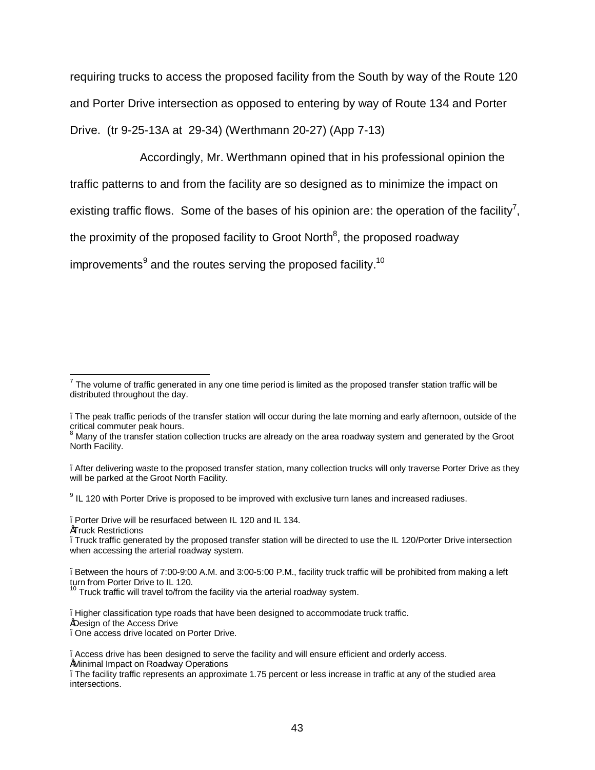requiring trucks to access the proposed facility from the South by way of the Route 120 and Porter Drive intersection as opposed to entering by way of Route 134 and Porter Drive. (tr 9-25-13A at 29-34) (Werthmann 20-27) (App 7-13)

Accordingly, Mr. Werthmann opined that in his professional opinion the traffic patterns to and from the facility are so designed as to minimize the impact on existing traffic flows. Some of the bases of his opinion are: the operation of the facility[7], the proximity of the proposed facility to Groot North[8], the proposed roadway improvements[9] and the routes serving the proposed facility.[10]

---

[7] The volume of traffic generated in any one time period is limited as the proposed transfer station traffic will be distributed throughout the day.

- The peak traffic periods of the transfer station will occur during the late morning and early afternoon, outside of the critical commuter peak hours.

[8] Many of the transfer station collection trucks are already on the area roadway system and generated by the Groot North Facility.

- After delivering waste to the proposed transfer station, many collection trucks will only traverse Porter Drive as they will be parked at the Groot North Facility.

[9] IL 120 with Porter Drive is proposed to be improved with exclusive turn lanes and increased radiuses.

- Porter Drive will be resurfaced between IL 120 and IL 134.

Truck Restrictions

- Truck traffic generated by the proposed transfer station will be directed to use the IL 120/Porter Drive intersection when accessing the arterial roadway system.

- Between the hours of 7:00-9:00 A.M. and 3:00-5:00 P.M., facility truck traffic will be prohibited from making a left turn from Porter Drive to IL 120.

[10] Truck traffic will travel to/from the facility via the arterial roadway system.

- Higher classification type roads that have been designed to accommodate truck traffic.

Design of the Access Drive

- One access drive located on Porter Drive.

- Access drive has been designed to serve the facility and will ensure efficient and orderly access.

Minimal Impact on Roadway Operations

- The facility traffic represents an approximate 1.75 percent or less increase in traffic at any of the studied area intersections.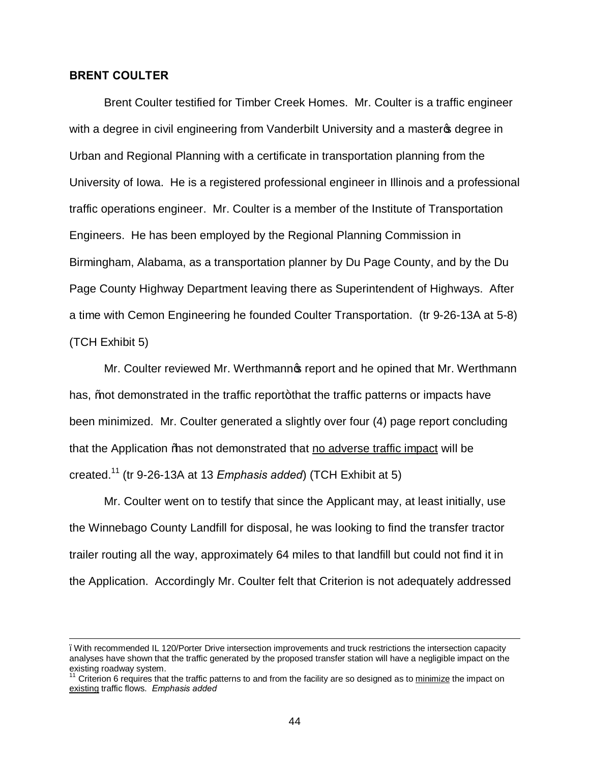**BRENT COULTER**

Brent Coulter testified for Timber Creek Homes. Mr. Coulter is a traffic engineer with a degree in civil engineering from Vanderbilt University and a master's degree in Urban and Regional Planning with a certificate in transportation planning from the University of Iowa. He is a registered professional engineer in Illinois and a professional traffic operations engineer. Mr. Coulter is a member of the Institute of Transportation Engineers. He has been employed by the Regional Planning Commission in Birmingham, Alabama, as a transportation planner by Du Page County, and by the Du Page County Highway Department leaving there as Superintendent of Highways. After a time with Cemon Engineering he founded Coulter Transportation. (tr 9-26-13A at 5-8) (TCH Exhibit 5)

Mr. Coulter reviewed Mr. Werthmann's report and he opined that Mr. Werthmann has, "not demonstrated in the traffic report" that the traffic patterns or impacts have been minimized. Mr. Coulter generated a slightly over four (4) page report concluding that the Application "has not demonstrated that <u>no adverse traffic impact</u> will be created.[11] (tr 9-26-13A at 13 *Emphasis added*) (TCH Exhibit at 5)

Mr. Coulter went on to testify that since the Applicant may, at least initially, use the Winnebago County Landfill for disposal, he was looking to find the transfer tractor trailer routing all the way, approximately 64 miles to that landfill but could not find it in the Application. Accordingly Mr. Coulter felt that Criterion is not adequately addressed

---

" With recommended IL 120/Porter Drive intersection improvements and truck restrictions the intersection capacity analyses have shown that the traffic generated by the proposed transfer station will have a negligible impact on the existing roadway system.

[11] Criterion 6 requires that the traffic patterns to and from the facility are so designed as to <u>minimize</u> the impact on <u>existing</u> traffic flows. *Emphasis added*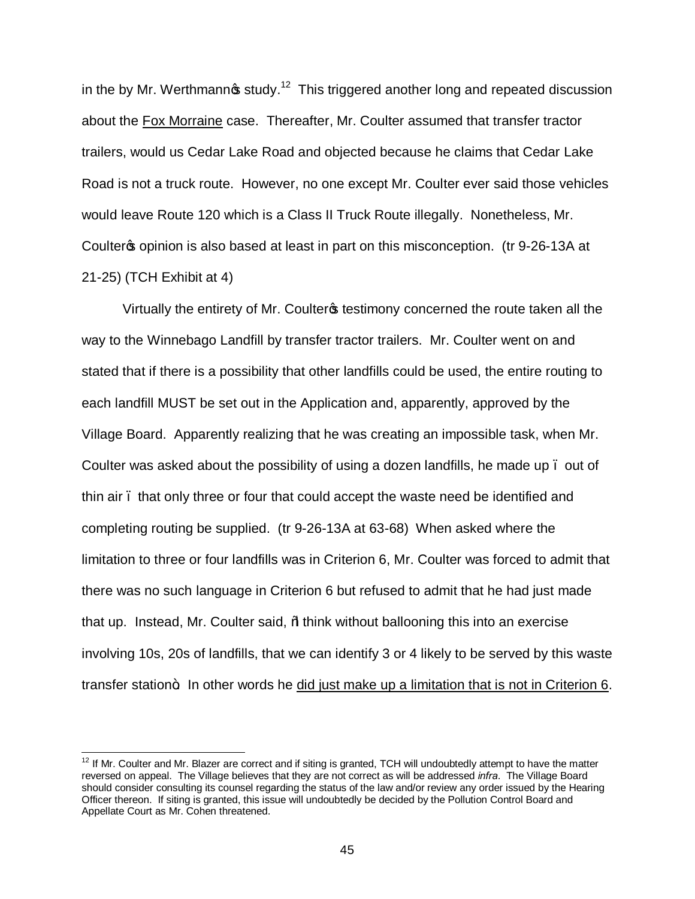in the by Mr. Werthmann's study.[12] This triggered another long and repeated discussion about the Fox Morraine case. Thereafter, Mr. Coulter assumed that transfer tractor trailers, would us Cedar Lake Road and objected because he claims that Cedar Lake Road is not a truck route. However, no one except Mr. Coulter ever said those vehicles would leave Route 120 which is a Class II Truck Route illegally. Nonetheless, Mr. Coulter's opinion is also based at least in part on this misconception. (tr 9-26-13A at 21-25) (TCH Exhibit at 4)

Virtually the entirety of Mr. Coulter's testimony concerned the route taken all the way to the Winnebago Landfill by transfer tractor trailers. Mr. Coulter went on and stated that if there is a possibility that other landfills could be used, the entire routing to each landfill MUST be set out in the Application and, apparently, approved by the Village Board. Apparently realizing that he was creating an impossible task, when Mr. Coulter was asked about the possibility of using a dozen landfills, he made up – out of thin air – that only three or four that could accept the waste need be identified and completing routing be supplied. (tr 9-26-13A at 63-68) When asked where the limitation to three or four landfills was in Criterion 6, Mr. Coulter was forced to admit that there was no such language in Criterion 6 but refused to admit that he had just made that up. Instead, Mr. Coulter said, "I think without ballooning this into an exercise involving 10s, 20s of landfills, that we can identify 3 or 4 likely to be served by this waste transfer station". In other words he did just make up a limitation that is not in Criterion 6.

[12] If Mr. Coulter and Mr. Blazer are correct and if siting is granted, TCH will undoubtedly attempt to have the matter reversed on appeal. The Village believes that they are not correct as will be addressed *infra*. The Village Board should consider consulting its counsel regarding the status of the law and/or review any order issued by the Hearing Officer thereon. If siting is granted, this issue will undoubtedly be decided by the Pollution Control Board and Appellate Court as Mr. Cohen threatened.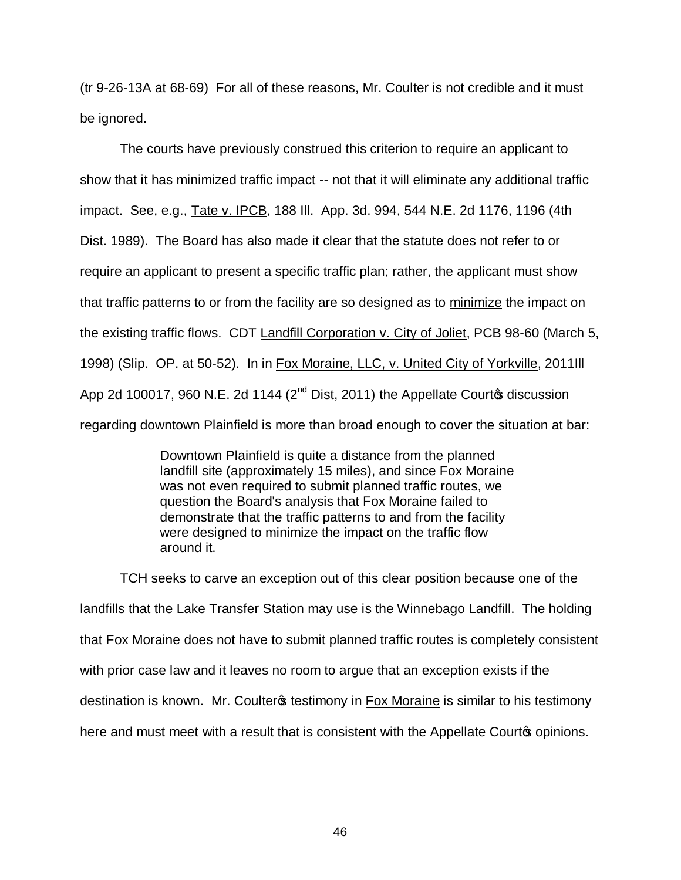(tr 9-26-13A at 68-69) For all of these reasons, Mr. Coulter is not credible and it must be ignored.

The courts have previously construed this criterion to require an applicant to show that it has minimized traffic impact -- not that it will eliminate any additional traffic impact. See, e.g., Tate v. IPCB, 188 Ill. App. 3d. 994, 544 N.E. 2d 1176, 1196 (4th Dist. 1989). The Board has also made it clear that the statute does not refer to or require an applicant to present a specific traffic plan; rather, the applicant must show that traffic patterns to or from the facility are so designed as to minimize the impact on the existing traffic flows. CDT Landfill Corporation v. City of Joliet, PCB 98-60 (March 5, 1998) (Slip. OP. at 50-52). In in Fox Moraine, LLC, v. United City of Yorkville, 2011Ill App 2d 100017, 960 N.E. 2d 1144 (2nd Dist, 2011) the Appellate Court's discussion regarding downtown Plainfield is more than broad enough to cover the situation at bar:

> Downtown Plainfield is quite a distance from the planned landfill site (approximately 15 miles), and since Fox Moraine was not even required to submit planned traffic routes, we question the Board's analysis that Fox Moraine failed to demonstrate that the traffic patterns to and from the facility were designed to minimize the impact on the traffic flow around it.

TCH seeks to carve an exception out of this clear position because one of the landfills that the Lake Transfer Station may use is the Winnebago Landfill. The holding that Fox Moraine does not have to submit planned traffic routes is completely consistent with prior case law and it leaves no room to argue that an exception exists if the destination is known. Mr. Coulter's testimony in Fox Moraine is similar to his testimony here and must meet with a result that is consistent with the Appellate Court's opinions.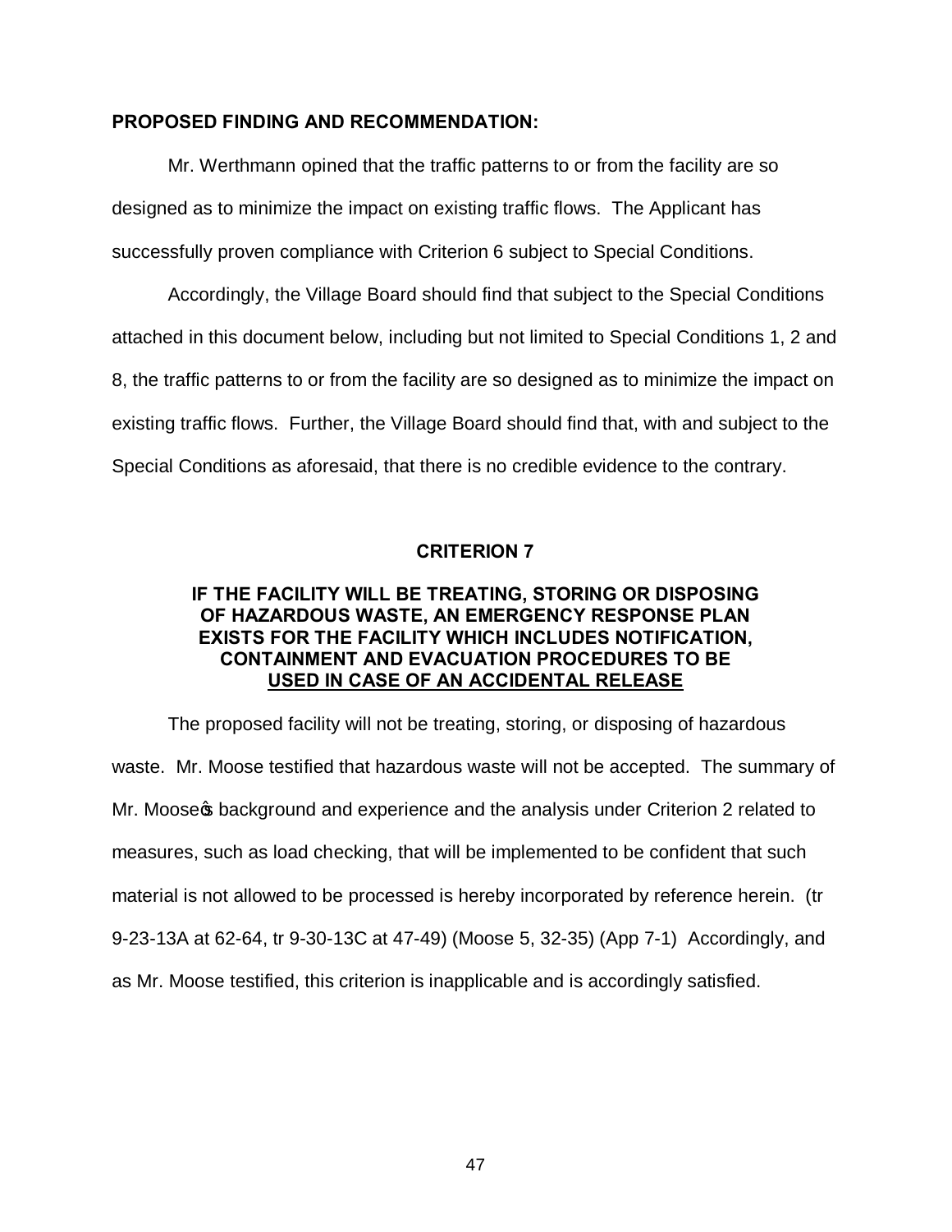**PROPOSED FINDING AND RECOMMENDATION:**

Mr. Werthmann opined that the traffic patterns to or from the facility are so designed as to minimize the impact on existing traffic flows. The Applicant has successfully proven compliance with Criterion 6 subject to Special Conditions.

Accordingly, the Village Board should find that subject to the Special Conditions attached in this document below, including but not limited to Special Conditions 1, 2 and 8, the traffic patterns to or from the facility are so designed as to minimize the impact on existing traffic flows. Further, the Village Board should find that, with and subject to the Special Conditions as aforesaid, that there is no credible evidence to the contrary.

## CRITERION 7

### IF THE FACILITY WILL BE TREATING, STORING OR DISPOSING OF HAZARDOUS WASTE, AN EMERGENCY RESPONSE PLAN EXISTS FOR THE FACILITY WHICH INCLUDES NOTIFICATION, CONTAINMENT AND EVACUATION PROCEDURES TO BE USED IN CASE OF AN ACCIDENTAL RELEASE

The proposed facility will not be treating, storing, or disposing of hazardous waste. Mr. Moose testified that hazardous waste will not be accepted. The summary of Mr. Moose's background and experience and the analysis under Criterion 2 related to measures, such as load checking, that will be implemented to be confident that such material is not allowed to be processed is hereby incorporated by reference herein. (tr 9-23-13A at 62-64, tr 9-30-13C at 47-49) (Moose 5, 32-35) (App 7-1) Accordingly, and as Mr. Moose testified, this criterion is inapplicable and is accordingly satisfied.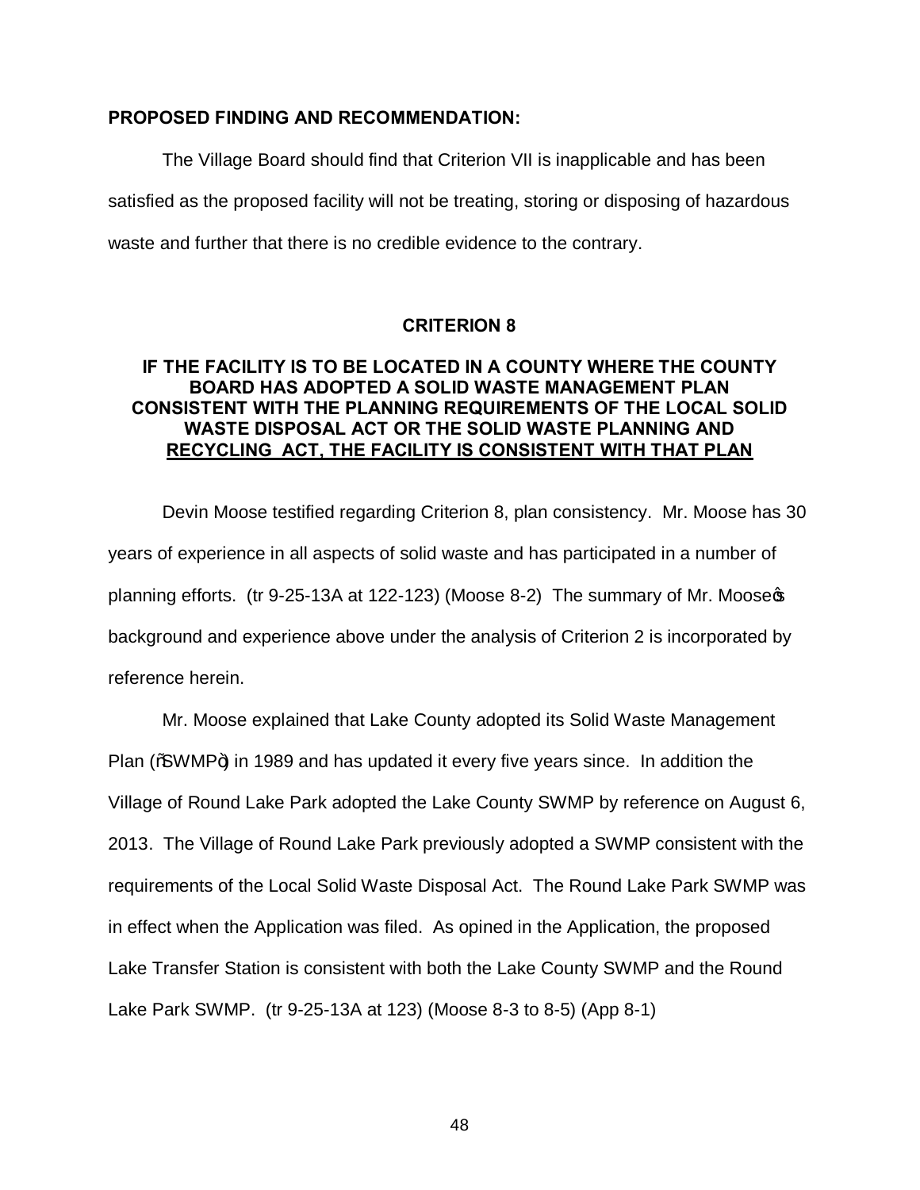**PROPOSED FINDING AND RECOMMENDATION:**

The Village Board should find that Criterion VII is inapplicable and has been satisfied as the proposed facility will not be treating, storing or disposing of hazardous waste and further that there is no credible evidence to the contrary.

## CRITERION 8

### IF THE FACILITY IS TO BE LOCATED IN A COUNTY WHERE THE COUNTY BOARD HAS ADOPTED A SOLID WASTE MANAGEMENT PLAN CONSISTENT WITH THE PLANNING REQUIREMENTS OF THE LOCAL SOLID WASTE DISPOSAL ACT OR THE SOLID WASTE PLANNING AND RECYCLING ACT, THE FACILITY IS CONSISTENT WITH THAT PLAN

Devin Moose testified regarding Criterion 8, plan consistency. Mr. Moose has 30 years of experience in all aspects of solid waste and has participated in a number of planning efforts. (tr 9-25-13A at 122-123) (Moose 8-2) The summary of Mr. Moose's background and experience above under the analysis of Criterion 2 is incorporated by reference herein.

Mr. Moose explained that Lake County adopted its Solid Waste Management Plan ("SWMP") in 1989 and has updated it every five years since. In addition the Village of Round Lake Park adopted the Lake County SWMP by reference on August 6, 2013. The Village of Round Lake Park previously adopted a SWMP consistent with the requirements of the Local Solid Waste Disposal Act. The Round Lake Park SWMP was in effect when the Application was filed. As opined in the Application, the proposed Lake Transfer Station is consistent with both the Lake County SWMP and the Round Lake Park SWMP. (tr 9-25-13A at 123) (Moose 8-3 to 8-5) (App 8-1)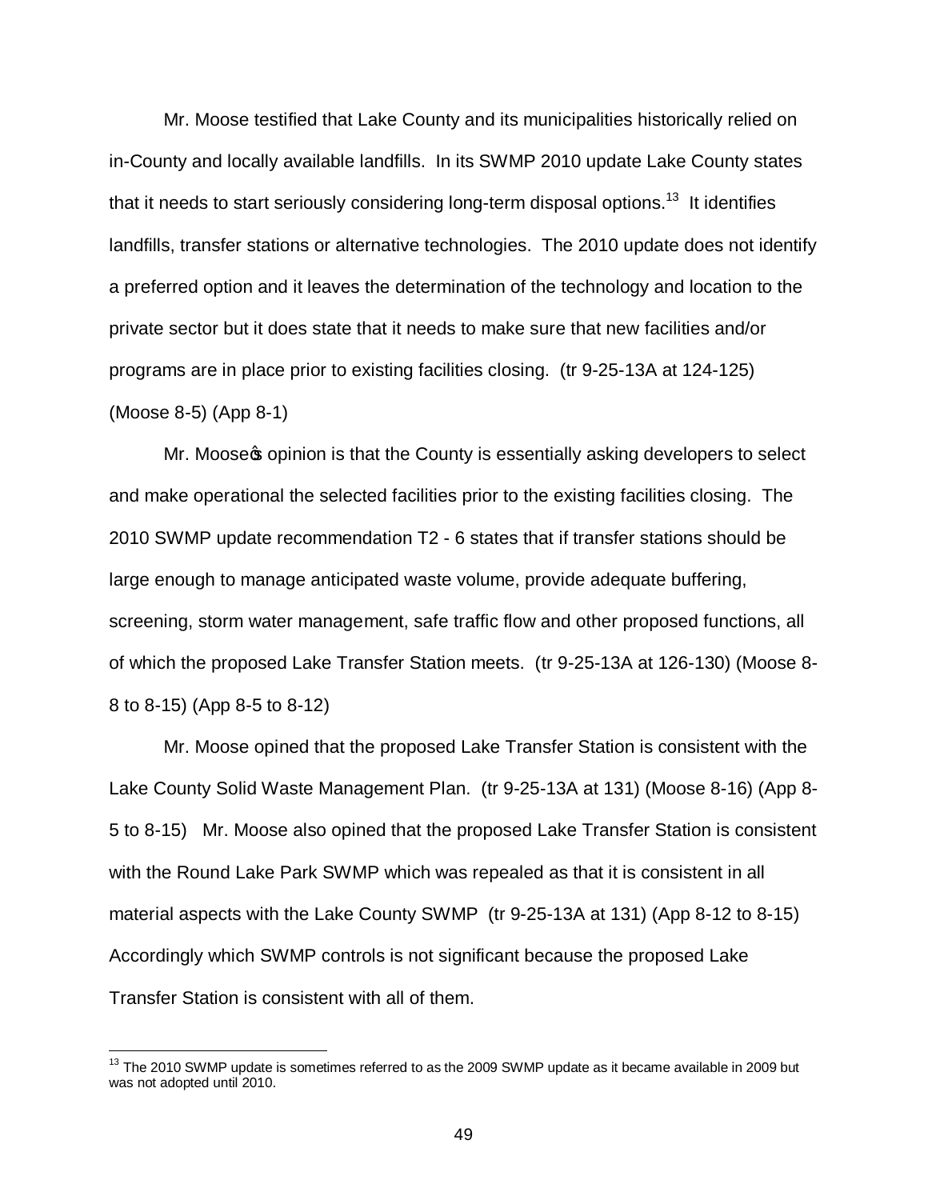Mr. Moose testified that Lake County and its municipalities historically relied on in-County and locally available landfills. In its SWMP 2010 update Lake County states that it needs to start seriously considering long-term disposal options.[13] It identifies landfills, transfer stations or alternative technologies. The 2010 update does not identify a preferred option and it leaves the determination of the technology and location to the private sector but it does state that it needs to make sure that new facilities and/or programs are in place prior to existing facilities closing. (tr 9-25-13A at 124-125) (Moose 8-5) (App 8-1)

Mr. Moose's opinion is that the County is essentially asking developers to select and make operational the selected facilities prior to the existing facilities closing. The 2010 SWMP update recommendation T2 - 6 states that if transfer stations should be large enough to manage anticipated waste volume, provide adequate buffering, screening, storm water management, safe traffic flow and other proposed functions, all of which the proposed Lake Transfer Station meets. (tr 9-25-13A at 126-130) (Moose 8-8 to 8-15) (App 8-5 to 8-12)

Mr. Moose opined that the proposed Lake Transfer Station is consistent with the Lake County Solid Waste Management Plan. (tr 9-25-13A at 131) (Moose 8-16) (App 8-5 to 8-15) Mr. Moose also opined that the proposed Lake Transfer Station is consistent with the Round Lake Park SWMP which was repealed as that it is consistent in all material aspects with the Lake County SWMP (tr 9-25-13A at 131) (App 8-12 to 8-15) Accordingly which SWMP controls is not significant because the proposed Lake Transfer Station is consistent with all of them.

---

[13] The 2010 SWMP update is sometimes referred to as the 2009 SWMP update as it became available in 2009 but was not adopted until 2010.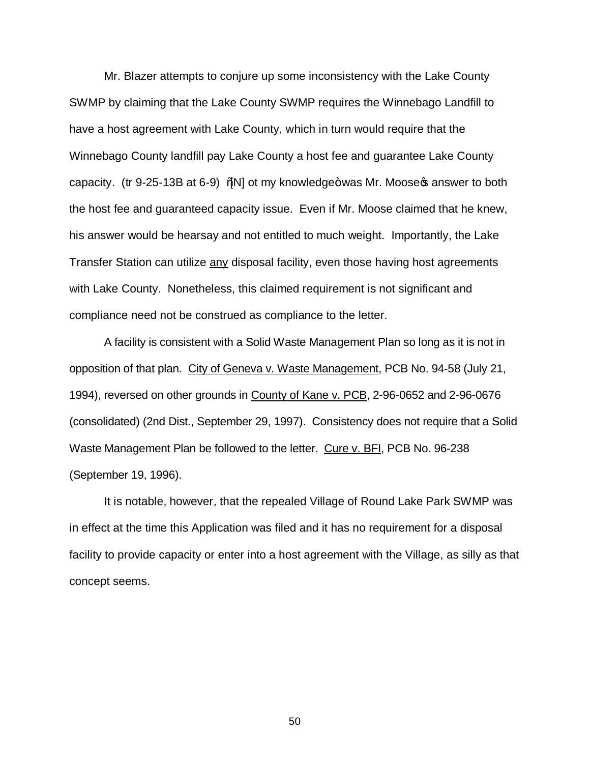Mr. Blazer attempts to conjure up some inconsistency with the Lake County SWMP by claiming that the Lake County SWMP requires the Winnebago Landfill to have a host agreement with Lake County, which in turn would require that the Winnebago County landfill pay Lake County a host fee and guarantee Lake County capacity. (tr 9-25-13B at 6-9) "[N] ot my knowledge" was Mr. Moose's answer to both the host fee and guaranteed capacity issue. Even if Mr. Moose claimed that he knew, his answer would be hearsay and not entitled to much weight. Importantly, the Lake Transfer Station can utilize <u>any</u> disposal facility, even those having host agreements with Lake County. Nonetheless, this claimed requirement is not significant and compliance need not be construed as compliance to the letter.

A facility is consistent with a Solid Waste Management Plan so long as it is not in opposition of that plan. <u>City of Geneva v. Waste Management</u>, PCB No. 94-58 (July 21, 1994), reversed on other grounds in <u>County of Kane v. PCB</u>, 2-96-0652 and 2-96-0676 (consolidated) (2nd Dist., September 29, 1997). Consistency does not require that a Solid Waste Management Plan be followed to the letter. <u>Cure v. BFI</u>, PCB No. 96-238 (September 19, 1996).

It is notable, however, that the repealed Village of Round Lake Park SWMP was in effect at the time this Application was filed and it has no requirement for a disposal facility to provide capacity or enter into a host agreement with the Village, as silly as that concept seems.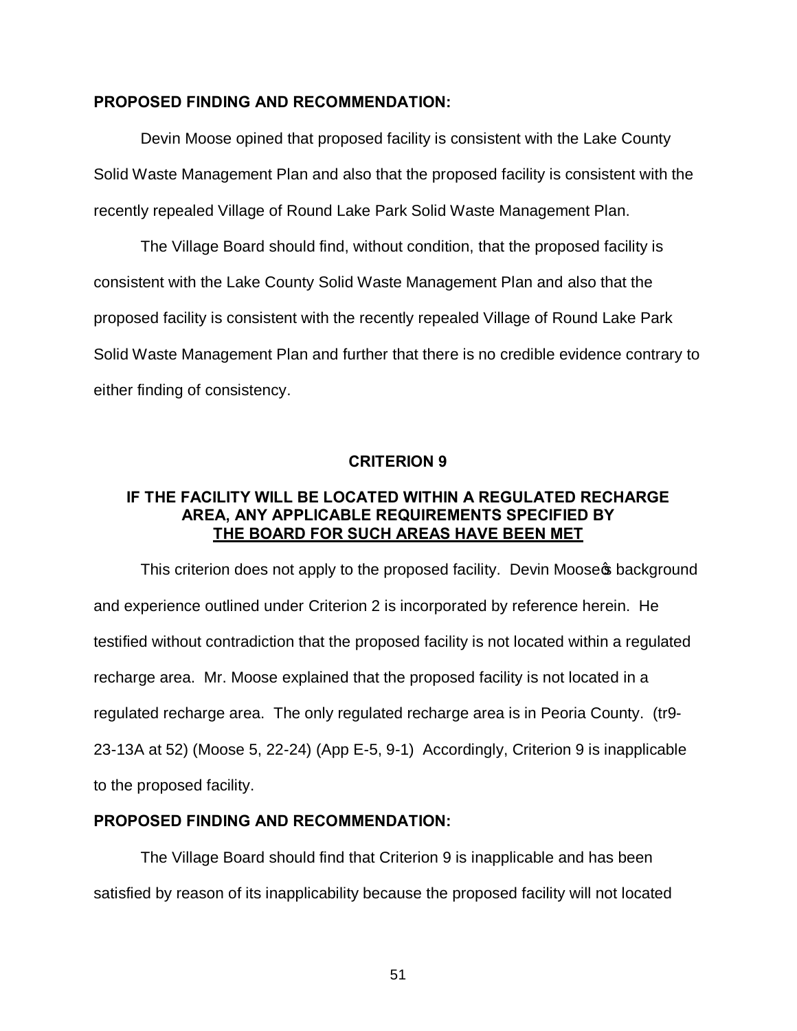**PROPOSED FINDING AND RECOMMENDATION:**

Devin Moose opined that proposed facility is consistent with the Lake County Solid Waste Management Plan and also that the proposed facility is consistent with the recently repealed Village of Round Lake Park Solid Waste Management Plan.

The Village Board should find, without condition, that the proposed facility is consistent with the Lake County Solid Waste Management Plan and also that the proposed facility is consistent with the recently repealed Village of Round Lake Park Solid Waste Management Plan and further that there is no credible evidence contrary to either finding of consistency.

## CRITERION 9

### IF THE FACILITY WILL BE LOCATED WITHIN A REGULATED RECHARGE AREA, ANY APPLICABLE REQUIREMENTS SPECIFIED BY THE BOARD FOR SUCH AREAS HAVE BEEN MET

This criterion does not apply to the proposed facility. Devin Moose's background and experience outlined under Criterion 2 is incorporated by reference herein. He testified without contradiction that the proposed facility is not located within a regulated recharge area. Mr. Moose explained that the proposed facility is not located in a regulated recharge area. The only regulated recharge area is in Peoria County. (tr9-23-13A at 52) (Moose 5, 22-24) (App E-5, 9-1) Accordingly, Criterion 9 is inapplicable to the proposed facility.

**PROPOSED FINDING AND RECOMMENDATION:**

The Village Board should find that Criterion 9 is inapplicable and has been satisfied by reason of its inapplicability because the proposed facility will not located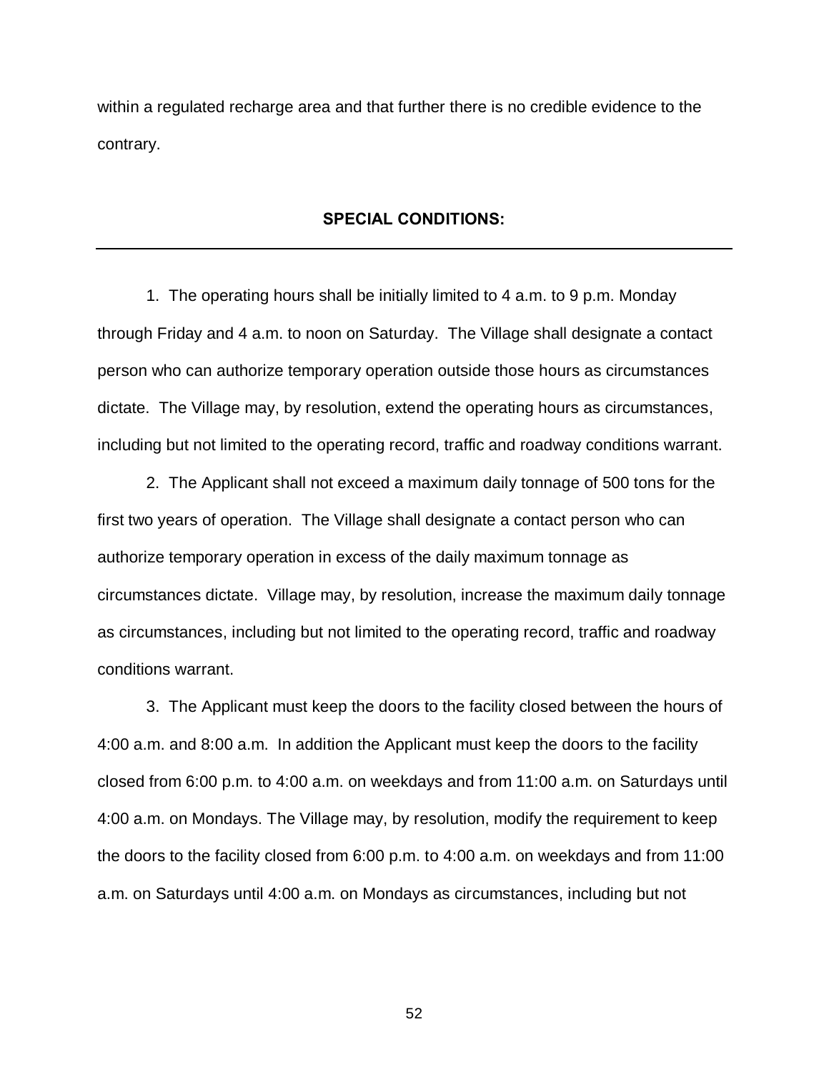within a regulated recharge area and that further there is no credible evidence to the contrary.

## SPECIAL CONDITIONS:

---

1. The operating hours shall be initially limited to 4 a.m. to 9 p.m. Monday through Friday and 4 a.m. to noon on Saturday. The Village shall designate a contact person who can authorize temporary operation outside those hours as circumstances dictate. The Village may, by resolution, extend the operating hours as circumstances, including but not limited to the operating record, traffic and roadway conditions warrant.

2. The Applicant shall not exceed a maximum daily tonnage of 500 tons for the first two years of operation. The Village shall designate a contact person who can authorize temporary operation in excess of the daily maximum tonnage as circumstances dictate. Village may, by resolution, increase the maximum daily tonnage as circumstances, including but not limited to the operating record, traffic and roadway conditions warrant.

3. The Applicant must keep the doors to the facility closed between the hours of 4:00 a.m. and 8:00 a.m. In addition the Applicant must keep the doors to the facility closed from 6:00 p.m. to 4:00 a.m. on weekdays and from 11:00 a.m. on Saturdays until 4:00 a.m. on Mondays. The Village may, by resolution, modify the requirement to keep the doors to the facility closed from 6:00 p.m. to 4:00 a.m. on weekdays and from 11:00 a.m. on Saturdays until 4:00 a.m. on Mondays as circumstances, including but not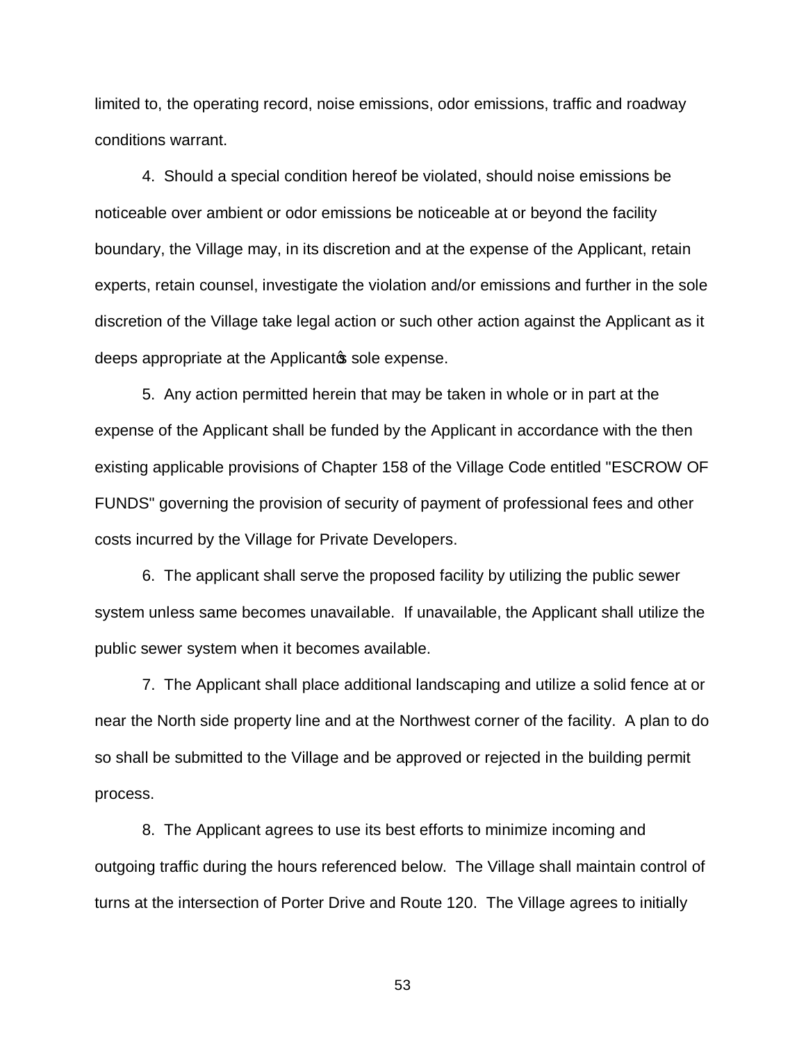limited to, the operating record, noise emissions, odor emissions, traffic and roadway conditions warrant.

4. Should a special condition hereof be violated, should noise emissions be noticeable over ambient or odor emissions be noticeable at or beyond the facility boundary, the Village may, in its discretion and at the expense of the Applicant, retain experts, retain counsel, investigate the violation and/or emissions and further in the sole discretion of the Village take legal action or such other action against the Applicant as it deeps appropriate at the Applicant's sole expense.

5. Any action permitted herein that may be taken in whole or in part at the expense of the Applicant shall be funded by the Applicant in accordance with the then existing applicable provisions of Chapter 158 of the Village Code entitled "ESCROW OF FUNDS" governing the provision of security of payment of professional fees and other costs incurred by the Village for Private Developers.

6. The applicant shall serve the proposed facility by utilizing the public sewer system unless same becomes unavailable. If unavailable, the Applicant shall utilize the public sewer system when it becomes available.

7. The Applicant shall place additional landscaping and utilize a solid fence at or near the North side property line and at the Northwest corner of the facility. A plan to do so shall be submitted to the Village and be approved or rejected in the building permit process.

8. The Applicant agrees to use its best efforts to minimize incoming and outgoing traffic during the hours referenced below. The Village shall maintain control of turns at the intersection of Porter Drive and Route 120. The Village agrees to initially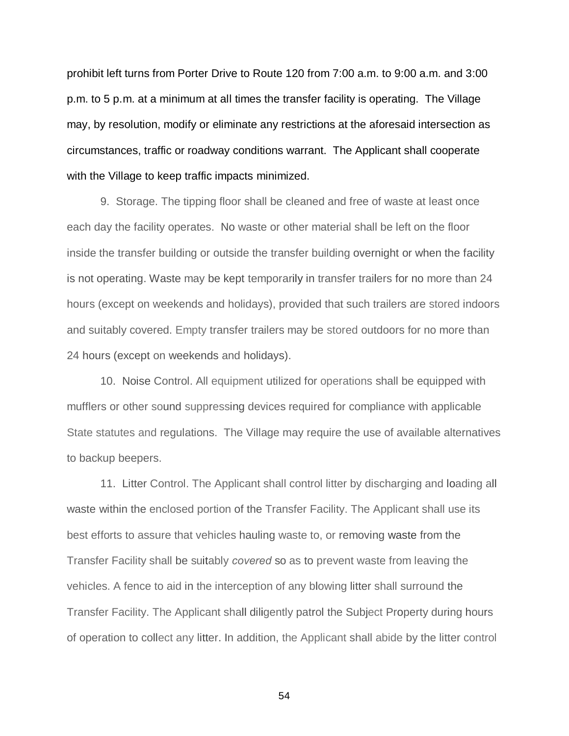prohibit left turns from Porter Drive to Route 120 from 7:00 a.m. to 9:00 a.m. and 3:00 p.m. to 5 p.m. at a minimum at all times the transfer facility is operating. The Village may, by resolution, modify or eliminate any restrictions at the aforesaid intersection as circumstances, traffic or roadway conditions warrant. The Applicant shall cooperate with the Village to keep traffic impacts minimized.

9. Storage. The tipping floor shall be cleaned and free of waste at least once each day the facility operates. No waste or other material shall be left on the floor inside the transfer building or outside the transfer building overnight or when the facility is not operating. Waste may be kept temporarily in transfer trailers for no more than 24 hours (except on weekends and holidays), provided that such trailers are stored indoors and suitably covered. Empty transfer trailers may be stored outdoors for no more than 24 hours (except on weekends and holidays).

10. Noise Control. All equipment utilized for operations shall be equipped with mufflers or other sound suppressing devices required for compliance with applicable State statutes and regulations. The Village may require the use of available alternatives to backup beepers.

11. Litter Control. The Applicant shall control litter by discharging and loading all waste within the enclosed portion of the Transfer Facility. The Applicant shall use its best efforts to assure that vehicles hauling waste to, or removing waste from the Transfer Facility shall be suitably *covered* so as to prevent waste from leaving the vehicles. A fence to aid in the interception of any blowing litter shall surround the Transfer Facility. The Applicant shall diligently patrol the Subject Property during hours of operation to collect any litter. In addition, the Applicant shall abide by the litter control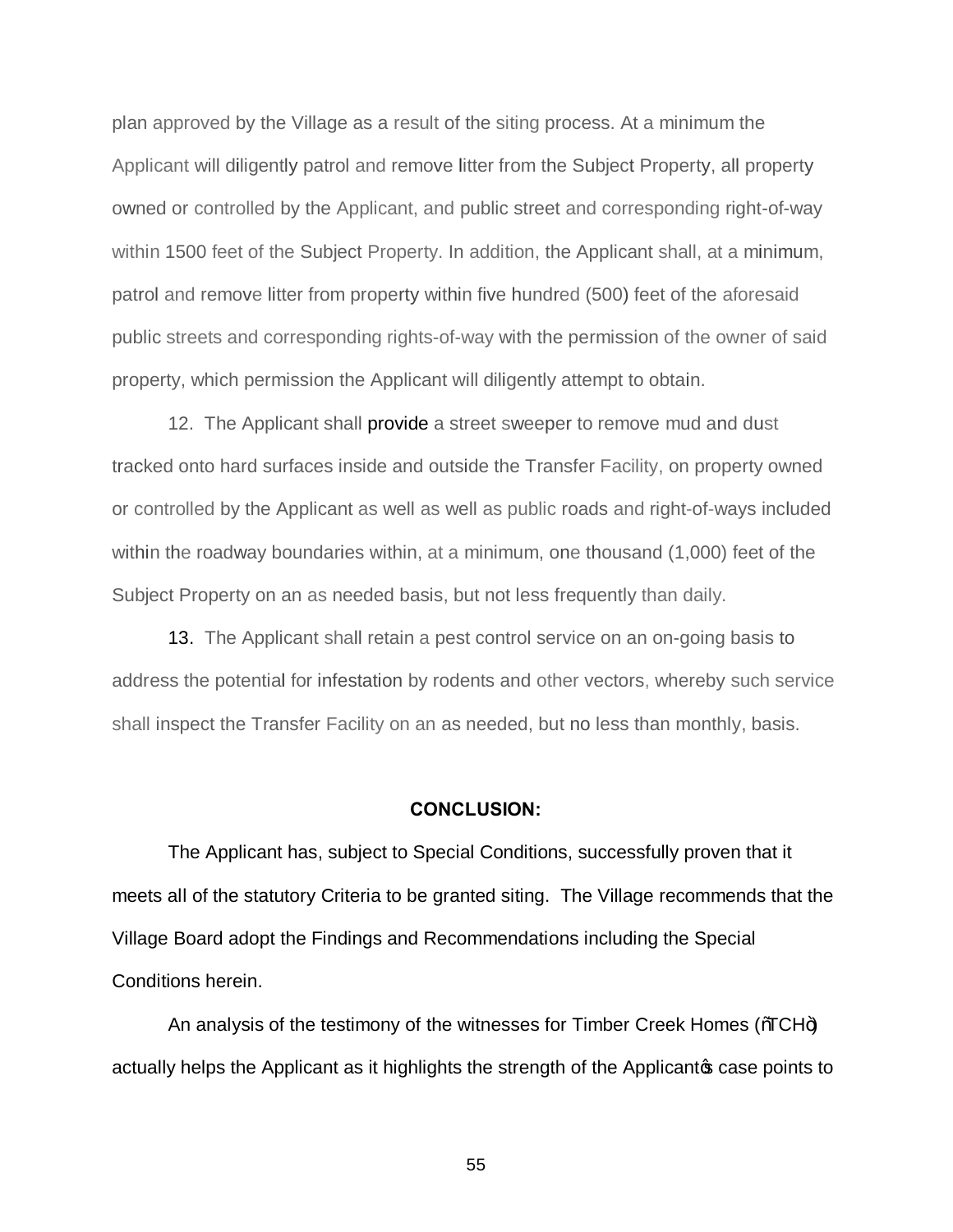plan approved by the Village as a result of the siting process. At a minimum the Applicant will diligently patrol and remove litter from the Subject Property, all property owned or controlled by the Applicant, and public street and corresponding right-of-way within 1500 feet of the Subject Property. In addition, the Applicant shall, at a minimum, patrol and remove litter from property within five hundred (500) feet of the aforesaid public streets and corresponding rights-of-way with the permission of the owner of said property, which permission the Applicant will diligently attempt to obtain.

12. The Applicant shall provide a street sweeper to remove mud and dust tracked onto hard surfaces inside and outside the Transfer Facility, on property owned or controlled by the Applicant as well as well as public roads and right-of-ways included within the roadway boundaries within, at a minimum, one thousand (1,000) feet of the Subject Property on an as needed basis, but not less frequently than daily.

13. The Applicant shall retain a pest control service on an on-going basis to address the potential for infestation by rodents and other vectors, whereby such service shall inspect the Transfer Facility on an as needed, but no less than monthly, basis.

**CONCLUSION:**

The Applicant has, subject to Special Conditions, successfully proven that it meets all of the statutory Criteria to be granted siting. The Village recommends that the Village Board adopt the Findings and Recommendations including the Special Conditions herein.

An analysis of the testimony of the witnesses for Timber Creek Homes ("TCH") actually helps the Applicant as it highlights the strength of the Applicant's case points to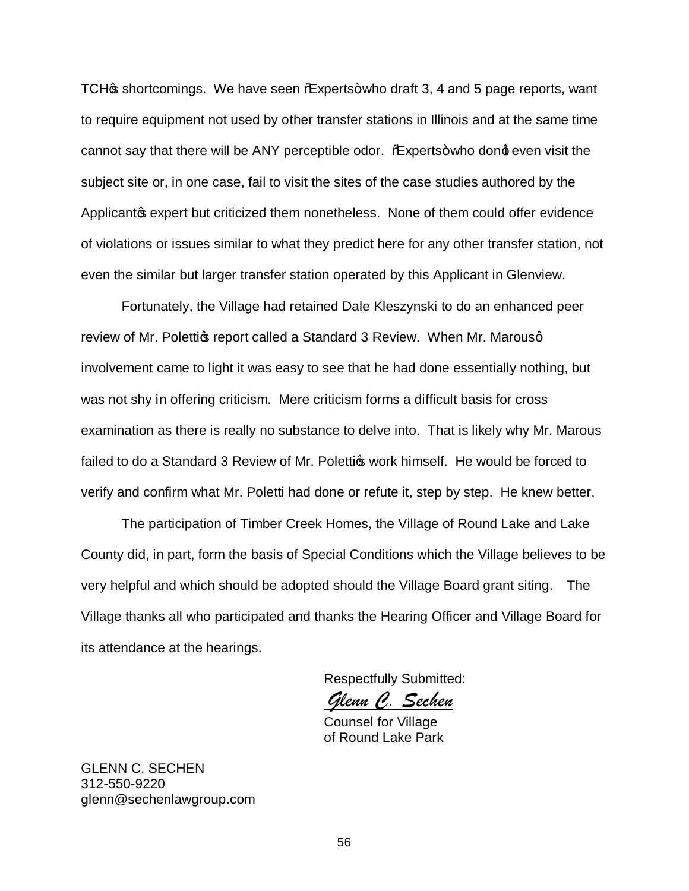TCH's shortcomings. We have seen "Experts" who draft 3, 4 and 5 page reports, want to require equipment not used by other transfer stations in Illinois and at the same time cannot say that there will be ANY perceptible odor. "Experts" who don't even visit the subject site or, in one case, fail to visit the sites of the case studies authored by the Applicant's expert but criticized them nonetheless. None of them could offer evidence of violations or issues similar to what they predict here for any other transfer station, not even the similar but larger transfer station operated by this Applicant in Glenview.

Fortunately, the Village had retained Dale Kleszynski to do an enhanced peer review of Mr. Poletti's report called a Standard 3 Review. When Mr. Marous' involvement came to light it was easy to see that he had done essentially nothing, but was not shy in offering criticism. Mere criticism forms a difficult basis for cross examination as there is really no substance to delve into. That is likely why Mr. Marous failed to do a Standard 3 Review of Mr. Poletti's work himself. He would be forced to verify and confirm what Mr. Poletti had done or refute it, step by step. He knew better.

The participation of Timber Creek Homes, the Village of Round Lake and Lake County did, in part, form the basis of Special Conditions which the Village believes to be very helpful and which should be adopted should the Village Board grant siting. The Village thanks all who participated and thanks the Hearing Officer and Village Board for its attendance at the hearings.

Respectfully Submitted:

*Glenn C. Sechen*

Counsel for Village
of Round Lake Park

GLENN C. SECHEN
312-550-9220
glenn@sechenlawgroup.com